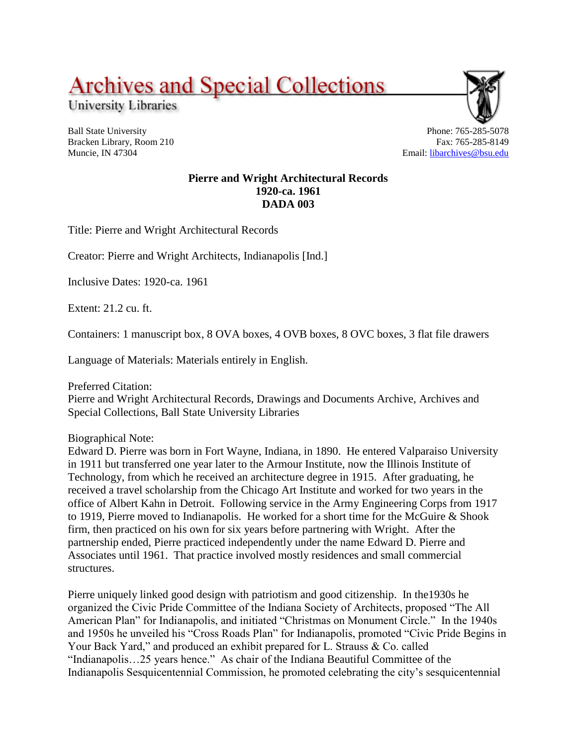# Archives and Special Collections

University Libraries

Ball State University
Bracken Library, Room 210
Muncie, IN 47304

Phone: 765-285-5078
Fax: 765-285-8149
Email: libarchives@bsu.edu

**Pierre and Wright Architectural Records**
**1920-ca. 1961**
**DADA 003**

Title: Pierre and Wright Architectural Records

Creator: Pierre and Wright Architects, Indianapolis [Ind.]

Inclusive Dates: 1920-ca. 1961

Extent: 21.2 cu. ft.

Containers: 1 manuscript box, 8 OVA boxes, 4 OVB boxes, 8 OVC boxes, 3 flat file drawers

Language of Materials: Materials entirely in English.

Preferred Citation:
Pierre and Wright Architectural Records, Drawings and Documents Archive, Archives and Special Collections, Ball State University Libraries

Biographical Note:
Edward D. Pierre was born in Fort Wayne, Indiana, in 1890. He entered Valparaiso University in 1911 but transferred one year later to the Armour Institute, now the Illinois Institute of Technology, from which he received an architecture degree in 1915. After graduating, he received a travel scholarship from the Chicago Art Institute and worked for two years in the office of Albert Kahn in Detroit. Following service in the Army Engineering Corps from 1917 to 1919, Pierre moved to Indianapolis. He worked for a short time for the McGuire & Shook firm, then practiced on his own for six years before partnering with Wright. After the partnership ended, Pierre practiced independently under the name Edward D. Pierre and Associates until 1961. That practice involved mostly residences and small commercial structures.

Pierre uniquely linked good design with patriotism and good citizenship. In the1930s he organized the Civic Pride Committee of the Indiana Society of Architects, proposed "The All American Plan" for Indianapolis, and initiated "Christmas on Monument Circle." In the 1940s and 1950s he unveiled his "Cross Roads Plan" for Indianapolis, promoted "Civic Pride Begins in Your Back Yard," and produced an exhibit prepared for L. Strauss & Co. called "Indianapolis…25 years hence." As chair of the Indiana Beautiful Committee of the Indianapolis Sesquicentennial Commission, he promoted celebrating the city's sesquicentennial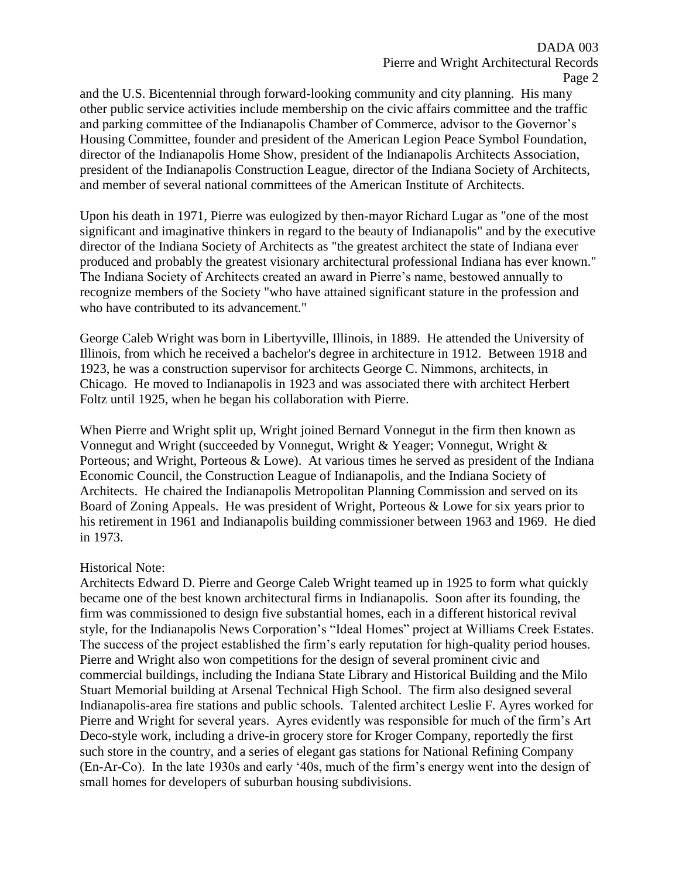and the U.S. Bicentennial through forward-looking community and city planning. His many other public service activities include membership on the civic affairs committee and the traffic and parking committee of the Indianapolis Chamber of Commerce, advisor to the Governor's Housing Committee, founder and president of the American Legion Peace Symbol Foundation, director of the Indianapolis Home Show, president of the Indianapolis Architects Association, president of the Indianapolis Construction League, director of the Indiana Society of Architects, and member of several national committees of the American Institute of Architects.

Upon his death in 1971, Pierre was eulogized by then-mayor Richard Lugar as "one of the most significant and imaginative thinkers in regard to the beauty of Indianapolis" and by the executive director of the Indiana Society of Architects as "the greatest architect the state of Indiana ever produced and probably the greatest visionary architectural professional Indiana has ever known." The Indiana Society of Architects created an award in Pierre's name, bestowed annually to recognize members of the Society "who have attained significant stature in the profession and who have contributed to its advancement."

George Caleb Wright was born in Libertyville, Illinois, in 1889. He attended the University of Illinois, from which he received a bachelor's degree in architecture in 1912. Between 1918 and 1923, he was a construction supervisor for architects George C. Nimmons, architects, in Chicago. He moved to Indianapolis in 1923 and was associated there with architect Herbert Foltz until 1925, when he began his collaboration with Pierre.

When Pierre and Wright split up, Wright joined Bernard Vonnegut in the firm then known as Vonnegut and Wright (succeeded by Vonnegut, Wright & Yeager; Vonnegut, Wright & Porteous; and Wright, Porteous & Lowe). At various times he served as president of the Indiana Economic Council, the Construction League of Indianapolis, and the Indiana Society of Architects. He chaired the Indianapolis Metropolitan Planning Commission and served on its Board of Zoning Appeals. He was president of Wright, Porteous & Lowe for six years prior to his retirement in 1961 and Indianapolis building commissioner between 1963 and 1969. He died in 1973.

Historical Note:

Architects Edward D. Pierre and George Caleb Wright teamed up in 1925 to form what quickly became one of the best known architectural firms in Indianapolis. Soon after its founding, the firm was commissioned to design five substantial homes, each in a different historical revival style, for the Indianapolis News Corporation's "Ideal Homes" project at Williams Creek Estates. The success of the project established the firm's early reputation for high-quality period houses. Pierre and Wright also won competitions for the design of several prominent civic and commercial buildings, including the Indiana State Library and Historical Building and the Milo Stuart Memorial building at Arsenal Technical High School. The firm also designed several Indianapolis-area fire stations and public schools. Talented architect Leslie F. Ayres worked for Pierre and Wright for several years. Ayres evidently was responsible for much of the firm's Art Deco-style work, including a drive-in grocery store for Kroger Company, reportedly the first such store in the country, and a series of elegant gas stations for National Refining Company (En-Ar-Co). In the late 1930s and early '40s, much of the firm's energy went into the design of small homes for developers of suburban housing subdivisions.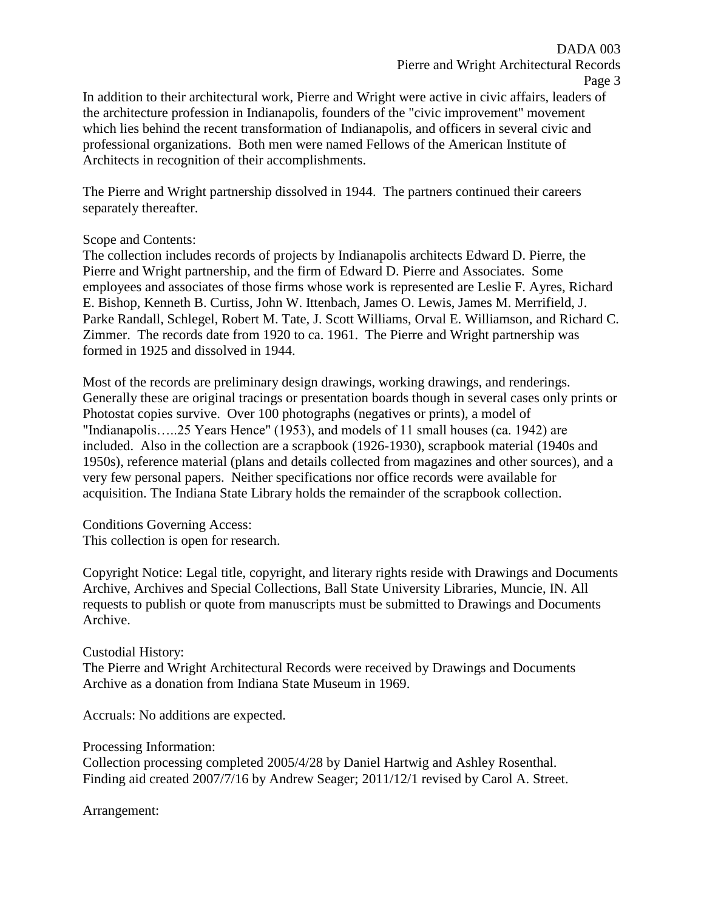In addition to their architectural work, Pierre and Wright were active in civic affairs, leaders of the architecture profession in Indianapolis, founders of the "civic improvement" movement which lies behind the recent transformation of Indianapolis, and officers in several civic and professional organizations. Both men were named Fellows of the American Institute of Architects in recognition of their accomplishments.

The Pierre and Wright partnership dissolved in 1944. The partners continued their careers separately thereafter.

Scope and Contents:
The collection includes records of projects by Indianapolis architects Edward D. Pierre, the Pierre and Wright partnership, and the firm of Edward D. Pierre and Associates. Some employees and associates of those firms whose work is represented are Leslie F. Ayres, Richard E. Bishop, Kenneth B. Curtiss, John W. Ittenbach, James O. Lewis, James M. Merrifield, J. Parke Randall, Schlegel, Robert M. Tate, J. Scott Williams, Orval E. Williamson, and Richard C. Zimmer. The records date from 1920 to ca. 1961. The Pierre and Wright partnership was formed in 1925 and dissolved in 1944.

Most of the records are preliminary design drawings, working drawings, and renderings. Generally these are original tracings or presentation boards though in several cases only prints or Photostat copies survive. Over 100 photographs (negatives or prints), a model of "Indianapolis…..25 Years Hence" (1953), and models of 11 small houses (ca. 1942) are included. Also in the collection are a scrapbook (1926-1930), scrapbook material (1940s and 1950s), reference material (plans and details collected from magazines and other sources), and a very few personal papers. Neither specifications nor office records were available for acquisition. The Indiana State Library holds the remainder of the scrapbook collection.

Conditions Governing Access:
This collection is open for research.

Copyright Notice: Legal title, copyright, and literary rights reside with Drawings and Documents Archive, Archives and Special Collections, Ball State University Libraries, Muncie, IN. All requests to publish or quote from manuscripts must be submitted to Drawings and Documents Archive.

Custodial History:
The Pierre and Wright Architectural Records were received by Drawings and Documents Archive as a donation from Indiana State Museum in 1969.

Accruals: No additions are expected.

Processing Information:
Collection processing completed 2005/4/28 by Daniel Hartwig and Ashley Rosenthal.
Finding aid created 2007/7/16 by Andrew Seager; 2011/12/1 revised by Carol A. Street.

Arrangement: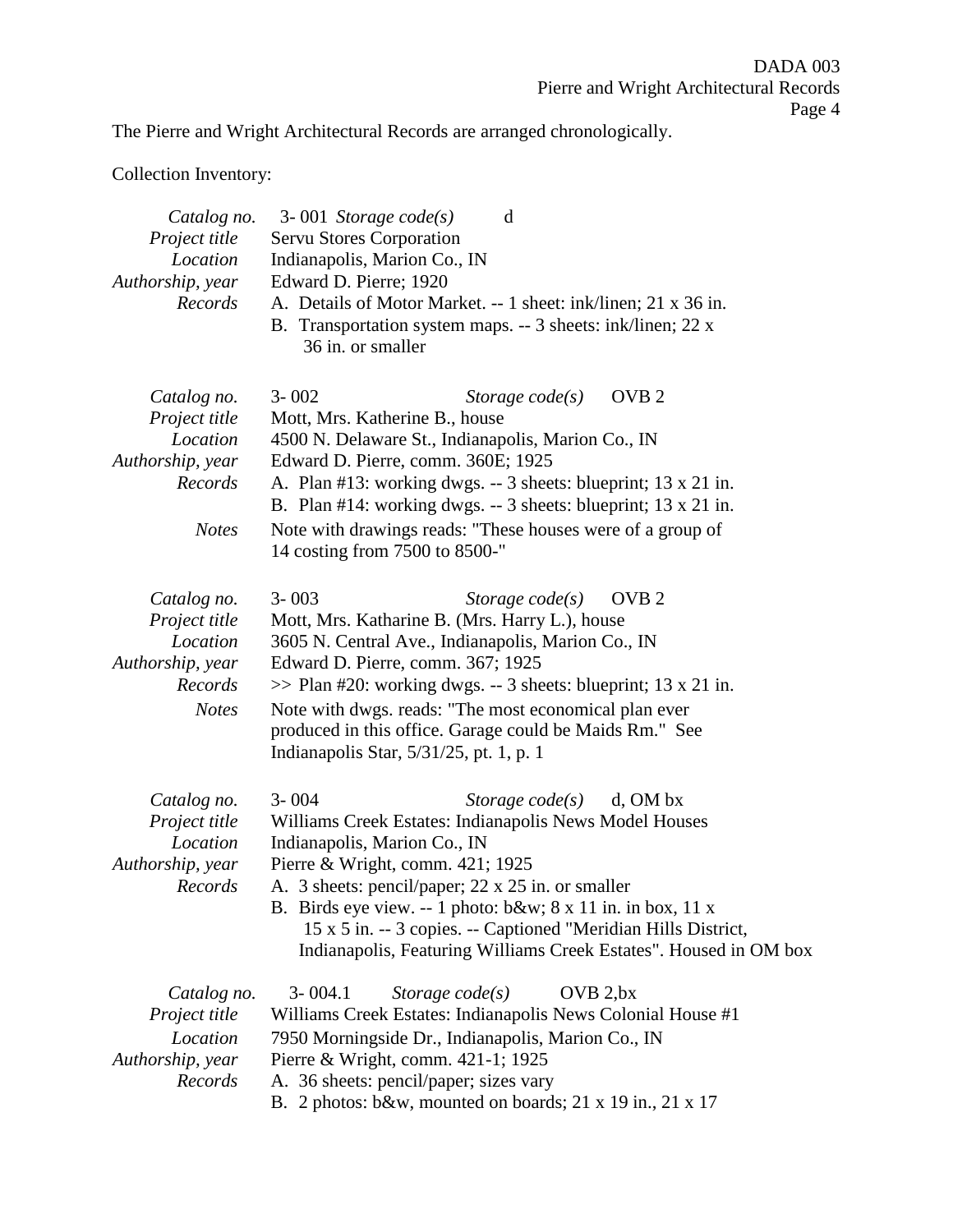The Pierre and Wright Architectural Records are arranged chronologically.

Collection Inventory:

*Catalog no.* 3- 001 *Storage code(s)* d
*Project title* Servu Stores Corporation
*Location* Indianapolis, Marion Co., IN
*Authorship, year* Edward D. Pierre; 1920
*Records* A. Details of Motor Market. -- 1 sheet: ink/linen; 21 x 36 in.
B. Transportation system maps. -- 3 sheets: ink/linen; 22 x 36 in. or smaller

*Catalog no.* 3- 002 *Storage code(s)* OVB 2
*Project title* Mott, Mrs. Katherine B., house
*Location* 4500 N. Delaware St., Indianapolis, Marion Co., IN
*Authorship, year* Edward D. Pierre, comm. 360E; 1925
*Records* A. Plan #13: working dwgs. -- 3 sheets: blueprint; 13 x 21 in.
B. Plan #14: working dwgs. -- 3 sheets: blueprint; 13 x 21 in.
*Notes* Note with drawings reads: "These houses were of a group of 14 costing from 7500 to 8500-"

*Catalog no.* 3- 003 *Storage code(s)* OVB 2
*Project title* Mott, Mrs. Katharine B. (Mrs. Harry L.), house
*Location* 3605 N. Central Ave., Indianapolis, Marion Co., IN
*Authorship, year* Edward D. Pierre, comm. 367; 1925
*Records* >> Plan #20: working dwgs. -- 3 sheets: blueprint; 13 x 21 in.
*Notes* Note with dwgs. reads: "The most economical plan ever produced in this office. Garage could be Maids Rm." See Indianapolis Star, 5/31/25, pt. 1, p. 1

*Catalog no.* 3- 004 *Storage code(s)* d, OM bx
*Project title* Williams Creek Estates: Indianapolis News Model Houses
*Location* Indianapolis, Marion Co., IN
*Authorship, year* Pierre & Wright, comm. 421; 1925
*Records* A. 3 sheets: pencil/paper; 22 x 25 in. or smaller
B. Birds eye view. -- 1 photo: b&w; 8 x 11 in. in box, 11 x 15 x 5 in. -- 3 copies. -- Captioned "Meridian Hills District, Indianapolis, Featuring Williams Creek Estates". Housed in OM box

*Catalog no.* 3- 004.1 *Storage code(s)* OVB 2,bx
*Project title* Williams Creek Estates: Indianapolis News Colonial House #1
*Location* 7950 Morningside Dr., Indianapolis, Marion Co., IN
*Authorship, year* Pierre & Wright, comm. 421-1; 1925
*Records* A. 36 sheets: pencil/paper; sizes vary
B. 2 photos: b&w, mounted on boards; 21 x 19 in., 21 x 17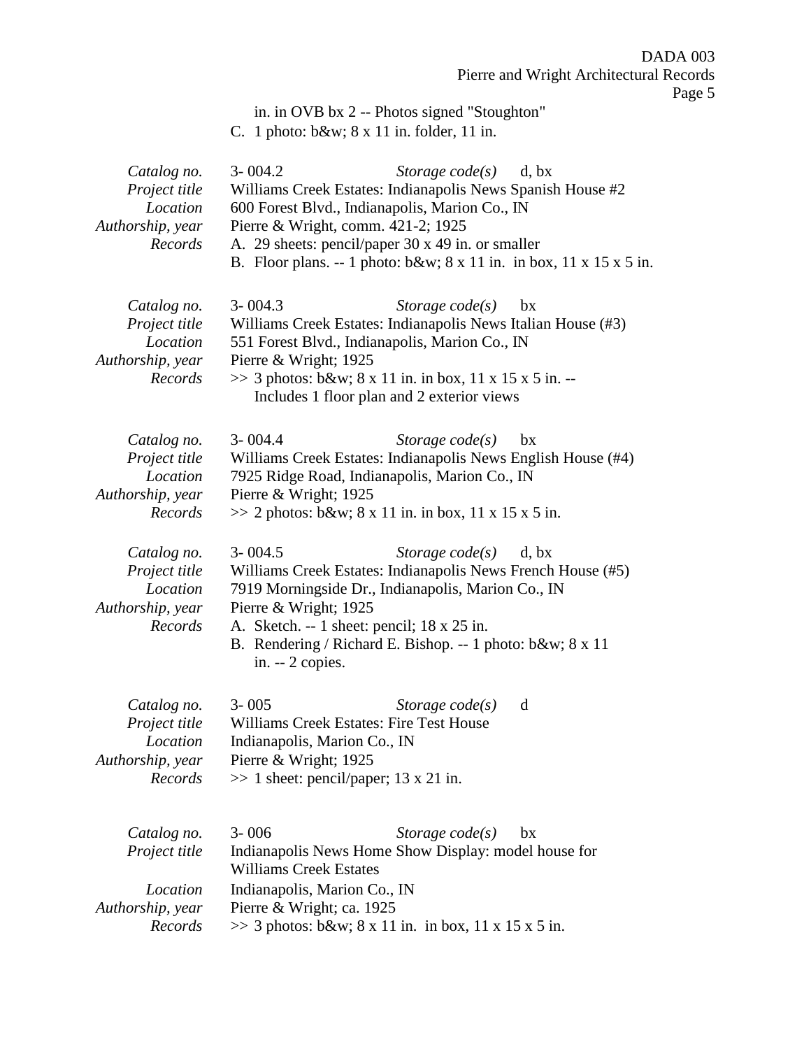in. in OVB bx 2 -- Photos signed "Stoughton"
C. 1 photo: b&w; 8 x 11 in. folder, 11 in.

*Catalog no.* 3- 004.2 *Storage code(s)* d, bx
*Project title* Williams Creek Estates: Indianapolis News Spanish House #2
*Location* 600 Forest Blvd., Indianapolis, Marion Co., IN
*Authorship, year* Pierre & Wright, comm. 421-2; 1925
*Records* A. 29 sheets: pencil/paper 30 x 49 in. or smaller
B. Floor plans. -- 1 photo: b&w; 8 x 11 in. in box, 11 x 15 x 5 in.

*Catalog no.* 3- 004.3 *Storage code(s)* bx
*Project title* Williams Creek Estates: Indianapolis News Italian House (#3)
*Location* 551 Forest Blvd., Indianapolis, Marion Co., IN
*Authorship, year* Pierre & Wright; 1925
*Records* >> 3 photos: b&w; 8 x 11 in. in box, 11 x 15 x 5 in. --
Includes 1 floor plan and 2 exterior views

*Catalog no.* 3- 004.4 *Storage code(s)* bx
*Project title* Williams Creek Estates: Indianapolis News English House (#4)
*Location* 7925 Ridge Road, Indianapolis, Marion Co., IN
*Authorship, year* Pierre & Wright; 1925
*Records* >> 2 photos: b&w; 8 x 11 in. in box, 11 x 15 x 5 in.

*Catalog no.* 3- 004.5 *Storage code(s)* d, bx
*Project title* Williams Creek Estates: Indianapolis News French House (#5)
*Location* 7919 Morningside Dr., Indianapolis, Marion Co., IN
*Authorship, year* Pierre & Wright; 1925
*Records* A. Sketch. -- 1 sheet: pencil; 18 x 25 in.
B. Rendering / Richard E. Bishop. -- 1 photo: b&w; 8 x 11
in. -- 2 copies.

*Catalog no.* 3- 005 *Storage code(s)* d
*Project title* Williams Creek Estates: Fire Test House
*Location* Indianapolis, Marion Co., IN
*Authorship, year* Pierre & Wright; 1925
*Records* >> 1 sheet: pencil/paper; 13 x 21 in.

*Catalog no.* 3- 006 *Storage code(s)* bx
*Project title* Indianapolis News Home Show Display: model house for
Williams Creek Estates
*Location* Indianapolis, Marion Co., IN
*Authorship, year* Pierre & Wright; ca. 1925
*Records* >> 3 photos: b&w; 8 x 11 in. in box, 11 x 15 x 5 in.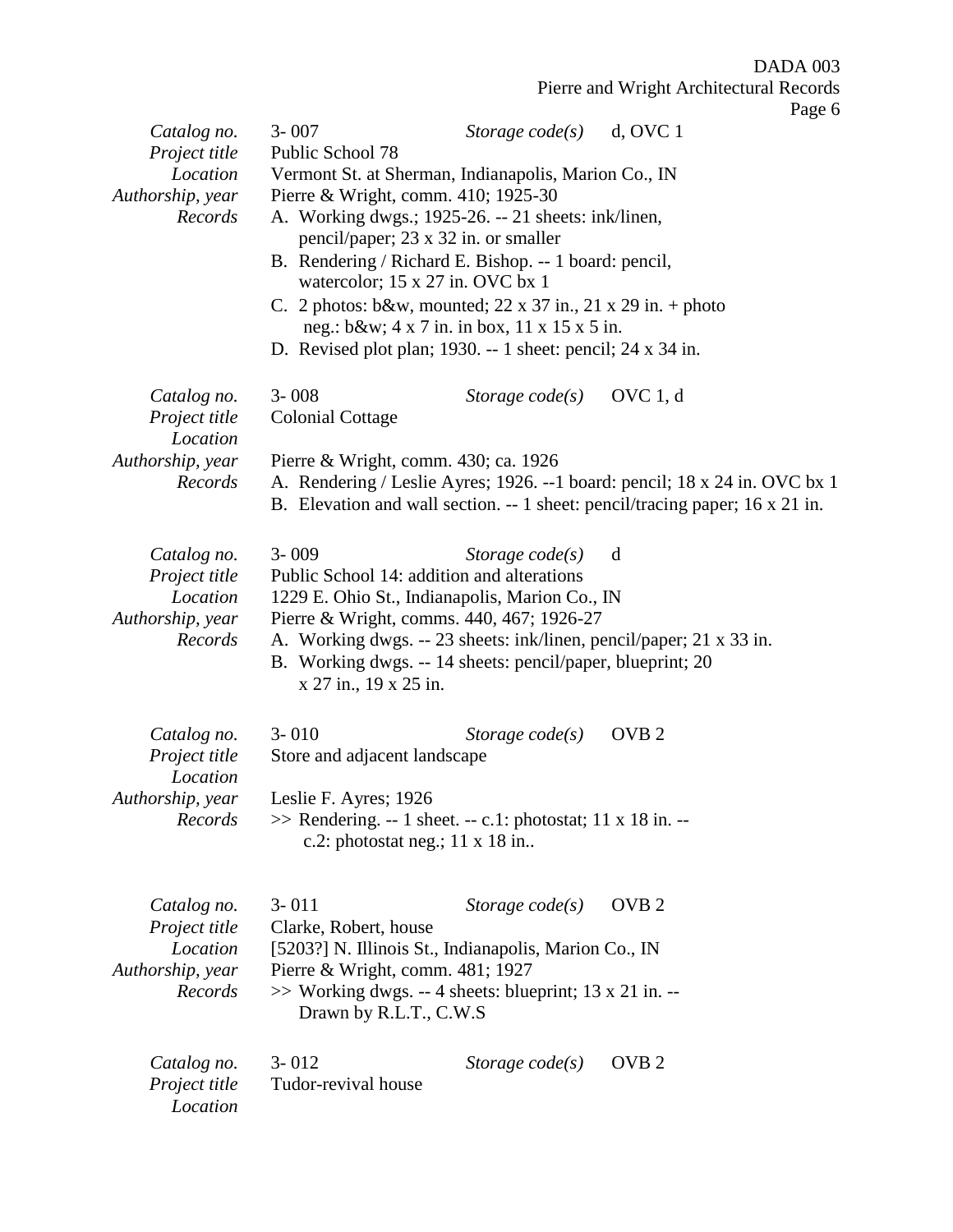| | | | |
|---|---|---|---|
| *Catalog no.* | 3- 007 | *Storage code(s)* | d, OVC 1 |
| *Project title* | Public School 78 | | |
| *Location* | Vermont St. at Sherman, Indianapolis, Marion Co., IN | | |
| *Authorship, year* | Pierre & Wright, comm. 410; 1925-30 | | |
| *Records* | A. Working dwgs.; 1925-26. -- 21 sheets: ink/linen, pencil/paper; 23 x 32 in. or smaller<br>B. Rendering / Richard E. Bishop. -- 1 board: pencil, watercolor; 15 x 27 in. OVC bx 1<br>C. 2 photos: b&w, mounted; 22 x 37 in., 21 x 29 in. + photo neg.: b&w; 4 x 7 in. in box, 11 x 15 x 5 in.<br>D. Revised plot plan; 1930. -- 1 sheet: pencil; 24 x 34 in. | | |

| | | | |
|---|---|---|---|
| *Catalog no.* | 3- 008 | *Storage code(s)* | OVC 1, d |
| *Project title* | Colonial Cottage | | |
| *Location* | | | |
| *Authorship, year* | Pierre & Wright, comm. 430; ca. 1926 | | |
| *Records* | A. Rendering / Leslie Ayres; 1926. --1 board: pencil; 18 x 24 in. OVC bx 1<br>B. Elevation and wall section. -- 1 sheet: pencil/tracing paper; 16 x 21 in. | | |

| | | | |
|---|---|---|---|
| *Catalog no.* | 3- 009 | *Storage code(s)* | d |
| *Project title* | Public School 14: addition and alterations | | |
| *Location* | 1229 E. Ohio St., Indianapolis, Marion Co., IN | | |
| *Authorship, year* | Pierre & Wright, comms. 440, 467; 1926-27 | | |
| *Records* | A. Working dwgs. -- 23 sheets: ink/linen, pencil/paper; 21 x 33 in.<br>B. Working dwgs. -- 14 sheets: pencil/paper, blueprint; 20 x 27 in., 19 x 25 in. | | |

| | | | |
|---|---|---|---|
| *Catalog no.* | 3- 010 | *Storage code(s)* | OVB 2 |
| *Project title* | Store and adjacent landscape | | |
| *Location* | | | |
| *Authorship, year* | Leslie F. Ayres; 1926 | | |
| *Records* | >> Rendering. -- 1 sheet. -- c.1: photostat; 11 x 18 in. -- c.2: photostat neg.; 11 x 18 in.. | | |

| | | | |
|---|---|---|---|
| *Catalog no.* | 3- 011 | *Storage code(s)* | OVB 2 |
| *Project title* | Clarke, Robert, house | | |
| *Location* | [5203?] N. Illinois St., Indianapolis, Marion Co., IN | | |
| *Authorship, year* | Pierre & Wright, comm. 481; 1927 | | |
| *Records* | >> Working dwgs. -- 4 sheets: blueprint; 13 x 21 in. -- Drawn by R.L.T., C.W.S | | |

| | | | |
|---|---|---|---|
| *Catalog no.* | 3- 012 | *Storage code(s)* | OVB 2 |
| *Project title* | Tudor-revival house | | |
| *Location* | | | |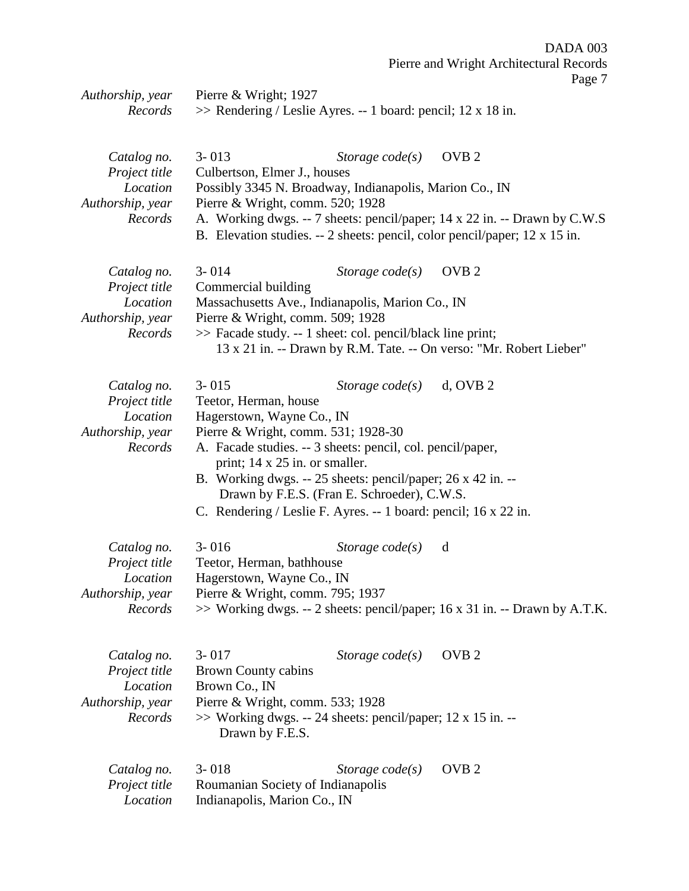*Authorship, year* Pierre & Wright; 1927
*Records* >> Rendering / Leslie Ayres. -- 1 board: pencil; 12 x 18 in.

*Catalog no.* 3- 013 *Storage code(s)* OVB 2
*Project title* Culbertson, Elmer J., houses
*Location* Possibly 3345 N. Broadway, Indianapolis, Marion Co., IN
*Authorship, year* Pierre & Wright, comm. 520; 1928
*Records* A. Working dwgs. -- 7 sheets: pencil/paper; 14 x 22 in. -- Drawn by C.W.S
B. Elevation studies. -- 2 sheets: pencil, color pencil/paper; 12 x 15 in.

*Catalog no.* 3- 014 *Storage code(s)* OVB 2
*Project title* Commercial building
*Location* Massachusetts Ave., Indianapolis, Marion Co., IN
*Authorship, year* Pierre & Wright, comm. 509; 1928
*Records* >> Facade study. -- 1 sheet: col. pencil/black line print;
13 x 21 in. -- Drawn by R.M. Tate. -- On verso: "Mr. Robert Lieber"

*Catalog no.* 3- 015 *Storage code(s)* d, OVB 2
*Project title* Teetor, Herman, house
*Location* Hagerstown, Wayne Co., IN
*Authorship, year* Pierre & Wright, comm. 531; 1928-30
*Records* A. Facade studies. -- 3 sheets: pencil, col. pencil/paper,
print; 14 x 25 in. or smaller.
B. Working dwgs. -- 25 sheets: pencil/paper; 26 x 42 in. --
Drawn by F.E.S. (Fran E. Schroeder), C.W.S.
C. Rendering / Leslie F. Ayres. -- 1 board: pencil; 16 x 22 in.

*Catalog no.* 3- 016 *Storage code(s)* d
*Project title* Teetor, Herman, bathhouse
*Location* Hagerstown, Wayne Co., IN
*Authorship, year* Pierre & Wright, comm. 795; 1937
*Records* >> Working dwgs. -- 2 sheets: pencil/paper; 16 x 31 in. -- Drawn by A.T.K.

*Catalog no.* 3- 017 *Storage code(s)* OVB 2
*Project title* Brown County cabins
*Location* Brown Co., IN
*Authorship, year* Pierre & Wright, comm. 533; 1928
*Records* >> Working dwgs. -- 24 sheets: pencil/paper; 12 x 15 in. --
Drawn by F.E.S.

*Catalog no.* 3- 018 *Storage code(s)* OVB 2
*Project title* Roumanian Society of Indianapolis
*Location* Indianapolis, Marion Co., IN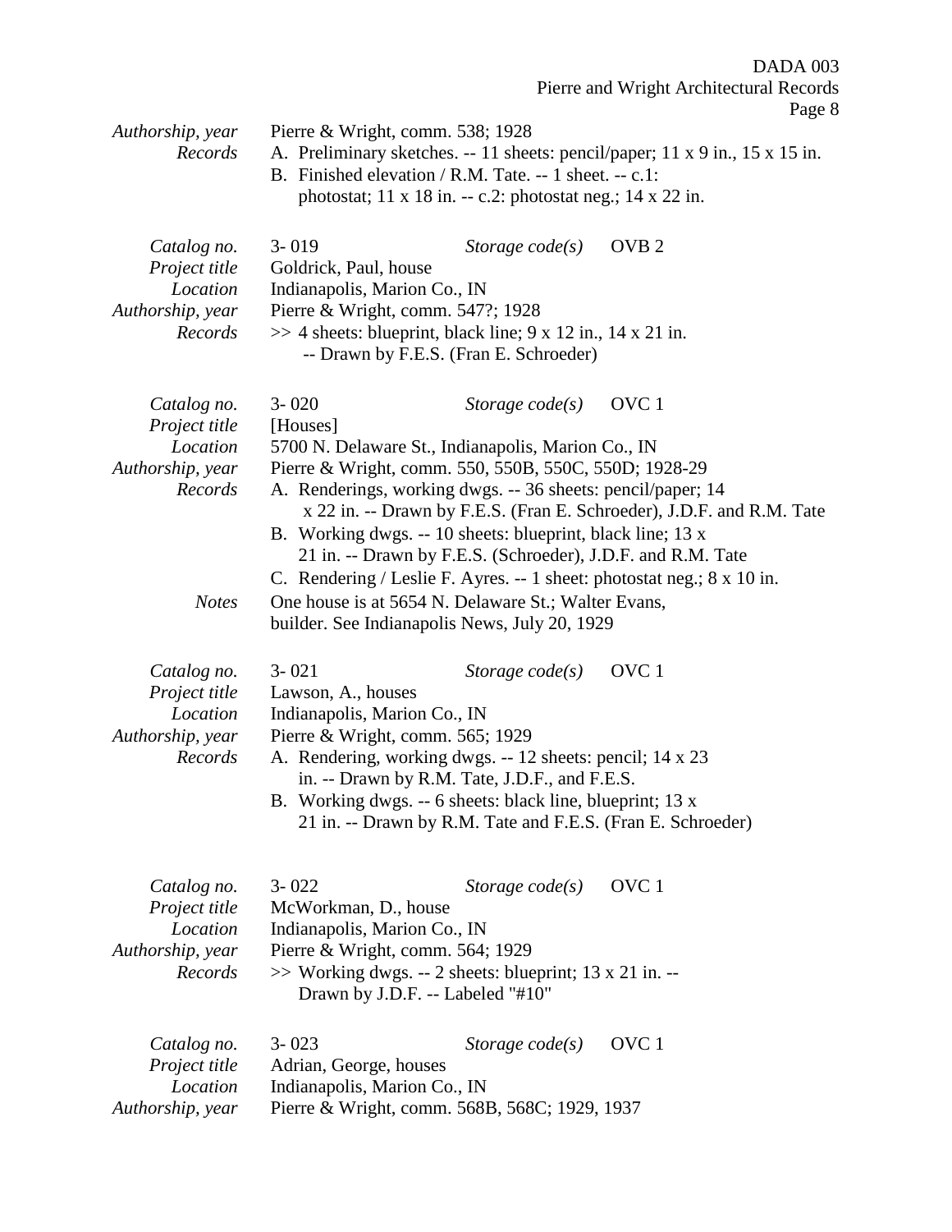*Authorship, year* Pierre & Wright, comm. 538; 1928
*Records* A. Preliminary sketches. -- 11 sheets: pencil/paper; 11 x 9 in., 15 x 15 in.
B. Finished elevation / R.M. Tate. -- 1 sheet. -- c.1: photostat; 11 x 18 in. -- c.2: photostat neg.; 14 x 22 in.

*Catalog no.* 3- 019 *Storage code(s)* OVB 2
*Project title* Goldrick, Paul, house
*Location* Indianapolis, Marion Co., IN
*Authorship, year* Pierre & Wright, comm. 547?; 1928
*Records* >> 4 sheets: blueprint, black line; 9 x 12 in., 14 x 21 in. -- Drawn by F.E.S. (Fran E. Schroeder)

*Catalog no.* 3- 020 *Storage code(s)* OVC 1
*Project title* [Houses]
*Location* 5700 N. Delaware St., Indianapolis, Marion Co., IN
*Authorship, year* Pierre & Wright, comm. 550, 550B, 550C, 550D; 1928-29
*Records* A. Renderings, working dwgs. -- 36 sheets: pencil/paper; 14 x 22 in. -- Drawn by F.E.S. (Fran E. Schroeder), J.D.F. and R.M. Tate
B. Working dwgs. -- 10 sheets: blueprint, black line; 13 x 21 in. -- Drawn by F.E.S. (Schroeder), J.D.F. and R.M. Tate
C. Rendering / Leslie F. Ayres. -- 1 sheet: photostat neg.; 8 x 10 in.
*Notes* One house is at 5654 N. Delaware St.; Walter Evans, builder. See Indianapolis News, July 20, 1929

*Catalog no.* 3- 021 *Storage code(s)* OVC 1
*Project title* Lawson, A., houses
*Location* Indianapolis, Marion Co., IN
*Authorship, year* Pierre & Wright, comm. 565; 1929
*Records* A. Rendering, working dwgs. -- 12 sheets: pencil; 14 x 23 in. -- Drawn by R.M. Tate, J.D.F., and F.E.S.
B. Working dwgs. -- 6 sheets: black line, blueprint; 13 x 21 in. -- Drawn by R.M. Tate and F.E.S. (Fran E. Schroeder)

*Catalog no.* 3- 022 *Storage code(s)* OVC 1
*Project title* McWorkman, D., house
*Location* Indianapolis, Marion Co., IN
*Authorship, year* Pierre & Wright, comm. 564; 1929
*Records* >> Working dwgs. -- 2 sheets: blueprint; 13 x 21 in. -- Drawn by J.D.F. -- Labeled "#10"

*Catalog no.* 3- 023 *Storage code(s)* OVC 1
*Project title* Adrian, George, houses
*Location* Indianapolis, Marion Co., IN
*Authorship, year* Pierre & Wright, comm. 568B, 568C; 1929, 1937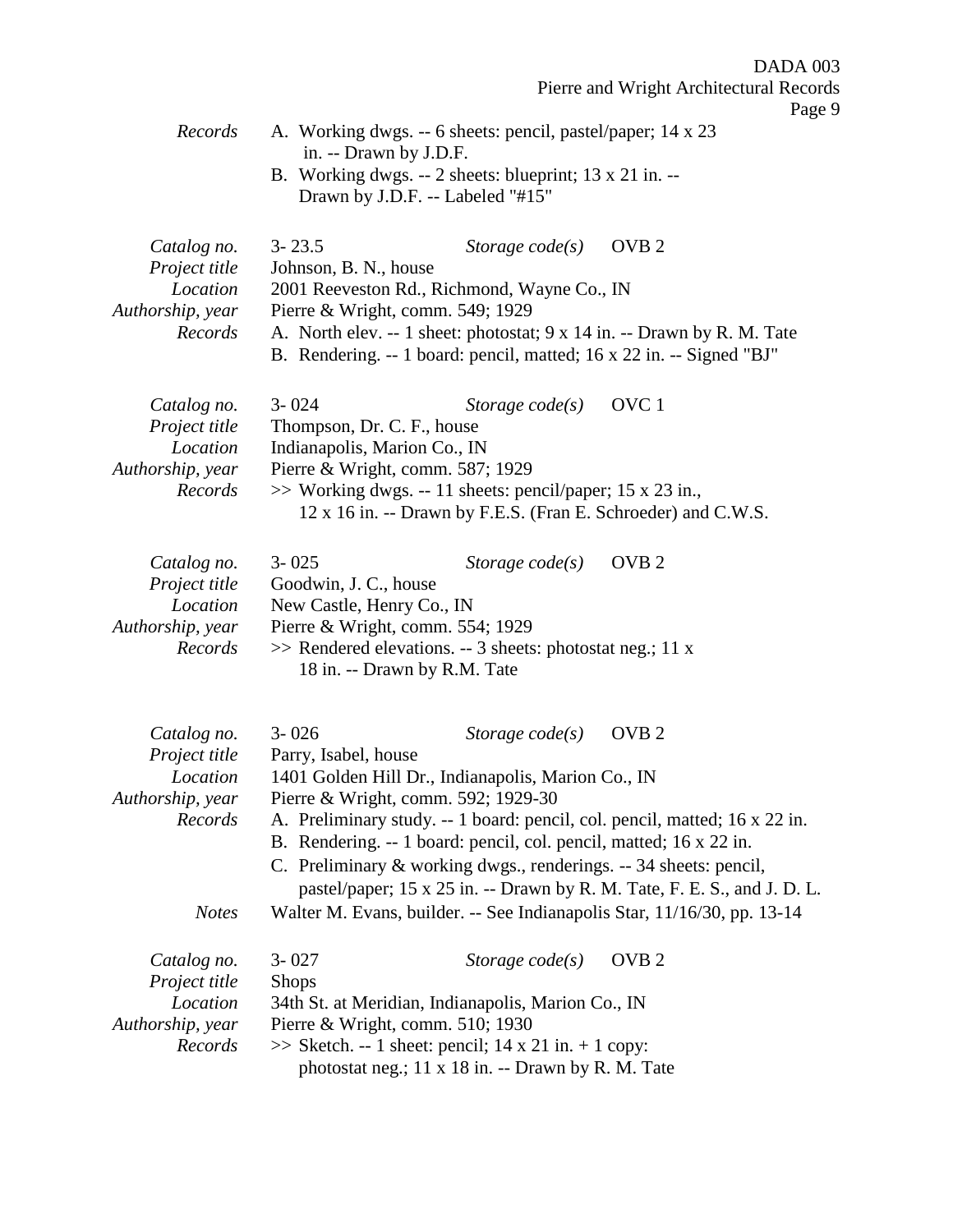| | |
|---|---|
| *Records* | A. Working dwgs. -- 6 sheets: pencil, pastel/paper; 14 x 23 in. -- Drawn by J.D.F.<br>B. Working dwgs. -- 2 sheets: blueprint; 13 x 21 in. -- Drawn by J.D.F. -- Labeled "#15" |

| | |
|---|---|
| *Catalog no.* | 3- 23.5 &nbsp;&nbsp;&nbsp; *Storage code(s)* &nbsp; OVB 2 |
| *Project title* | Johnson, B. N., house |
| *Location* | 2001 Reeveston Rd., Richmond, Wayne Co., IN |
| *Authorship, year* | Pierre & Wright, comm. 549; 1929 |
| *Records* | A. North elev. -- 1 sheet: photostat; 9 x 14 in. -- Drawn by R. M. Tate<br>B. Rendering. -- 1 board: pencil, matted; 16 x 22 in. -- Signed "BJ" |

| | |
|---|---|
| *Catalog no.* | 3- 024 &nbsp;&nbsp;&nbsp; *Storage code(s)* &nbsp; OVC 1 |
| *Project title* | Thompson, Dr. C. F., house |
| *Location* | Indianapolis, Marion Co., IN |
| *Authorship, year* | Pierre & Wright, comm. 587; 1929 |
| *Records* | >> Working dwgs. -- 11 sheets: pencil/paper; 15 x 23 in., 12 x 16 in. -- Drawn by F.E.S. (Fran E. Schroeder) and C.W.S. |

| | |
|---|---|
| *Catalog no.* | 3- 025 &nbsp;&nbsp;&nbsp; *Storage code(s)* &nbsp; OVB 2 |
| *Project title* | Goodwin, J. C., house |
| *Location* | New Castle, Henry Co., IN |
| *Authorship, year* | Pierre & Wright, comm. 554; 1929 |
| *Records* | >> Rendered elevations. -- 3 sheets: photostat neg.; 11 x 18 in. -- Drawn by R.M. Tate |

| | |
|---|---|
| *Catalog no.* | 3- 026 &nbsp;&nbsp;&nbsp; *Storage code(s)* &nbsp; OVB 2 |
| *Project title* | Parry, Isabel, house |
| *Location* | 1401 Golden Hill Dr., Indianapolis, Marion Co., IN |
| *Authorship, year* | Pierre & Wright, comm. 592; 1929-30 |
| *Records* | A. Preliminary study. -- 1 board: pencil, col. pencil, matted; 16 x 22 in.<br>B. Rendering. -- 1 board: pencil, col. pencil, matted; 16 x 22 in.<br>C. Preliminary & working dwgs., renderings. -- 34 sheets: pencil, pastel/paper; 15 x 25 in. -- Drawn by R. M. Tate, F. E. S., and J. D. L. |
| *Notes* | Walter M. Evans, builder. -- See Indianapolis Star, 11/16/30, pp. 13-14 |

| | |
|---|---|
| *Catalog no.* | 3- 027 &nbsp;&nbsp;&nbsp; *Storage code(s)* &nbsp; OVB 2 |
| *Project title* | Shops |
| *Location* | 34th St. at Meridian, Indianapolis, Marion Co., IN |
| *Authorship, year* | Pierre & Wright, comm. 510; 1930 |
| *Records* | >> Sketch. -- 1 sheet: pencil; 14 x 21 in. + 1 copy: photostat neg.; 11 x 18 in. -- Drawn by R. M. Tate |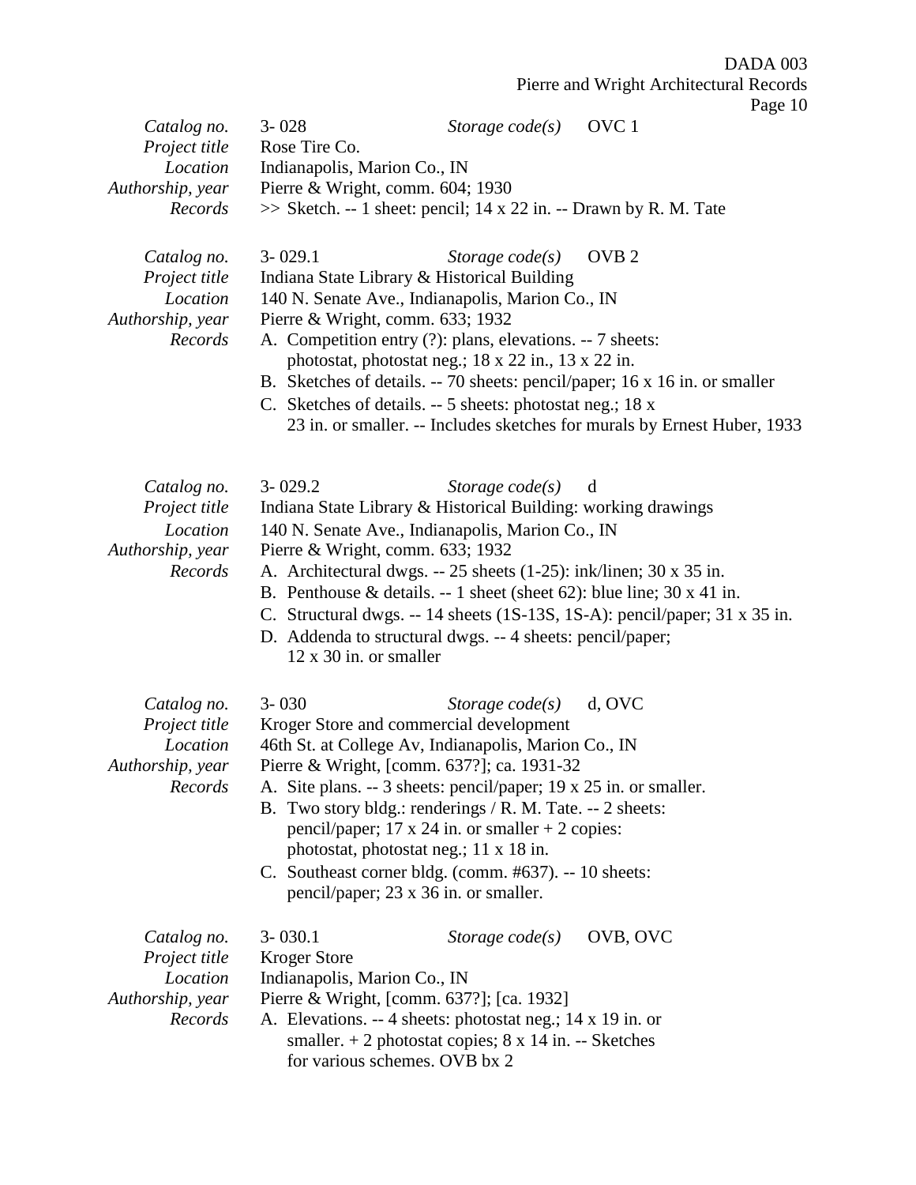| | | | |
|---|---|---|---|
| *Catalog no.* | 3- 028 | *Storage code(s)* | OVC 1 |
| *Project title* | Rose Tire Co. | | |
| *Location* | Indianapolis, Marion Co., IN | | |
| *Authorship, year* | Pierre & Wright, comm. 604; 1930 | | |
| *Records* | >> Sketch. -- 1 sheet: pencil; 14 x 22 in. -- Drawn by R. M. Tate | | |

| | | | |
|---|---|---|---|
| *Catalog no.* | 3- 029.1 | *Storage code(s)* | OVB 2 |
| *Project title* | Indiana State Library & Historical Building | | |
| *Location* | 140 N. Senate Ave., Indianapolis, Marion Co., IN | | |
| *Authorship, year* | Pierre & Wright, comm. 633; 1932 | | |
| *Records* | A. Competition entry (?): plans, elevations. -- 7 sheets: photostat, photostat neg.; 18 x 22 in., 13 x 22 in.<br>B. Sketches of details. -- 70 sheets: pencil/paper; 16 x 16 in. or smaller<br>C. Sketches of details. -- 5 sheets: photostat neg.; 18 x 23 in. or smaller. -- Includes sketches for murals by Ernest Huber, 1933 | | |

| | | | |
|---|---|---|---|
| *Catalog no.* | 3- 029.2 | *Storage code(s)* | d |
| *Project title* | Indiana State Library & Historical Building: working drawings | | |
| *Location* | 140 N. Senate Ave., Indianapolis, Marion Co., IN | | |
| *Authorship, year* | Pierre & Wright, comm. 633; 1932 | | |
| *Records* | A. Architectural dwgs. -- 25 sheets (1-25): ink/linen; 30 x 35 in.<br>B. Penthouse & details. -- 1 sheet (sheet 62): blue line; 30 x 41 in.<br>C. Structural dwgs. -- 14 sheets (1S-13S, 1S-A): pencil/paper; 31 x 35 in.<br>D. Addenda to structural dwgs. -- 4 sheets: pencil/paper; 12 x 30 in. or smaller | | |

| | | | |
|---|---|---|---|
| *Catalog no.* | 3- 030 | *Storage code(s)* | d, OVC |
| *Project title* | Kroger Store and commercial development | | |
| *Location* | 46th St. at College Av, Indianapolis, Marion Co., IN | | |
| *Authorship, year* | Pierre & Wright, [comm. 637?]; ca. 1931-32 | | |
| *Records* | A. Site plans. -- 3 sheets: pencil/paper; 19 x 25 in. or smaller.<br>B. Two story bldg.: renderings / R. M. Tate. -- 2 sheets: pencil/paper; 17 x 24 in. or smaller + 2 copies: photostat, photostat neg.; 11 x 18 in.<br>C. Southeast corner bldg. (comm. #637). -- 10 sheets: pencil/paper; 23 x 36 in. or smaller. | | |

| | | | |
|---|---|---|---|
| *Catalog no.* | 3- 030.1 | *Storage code(s)* | OVB, OVC |
| *Project title* | Kroger Store | | |
| *Location* | Indianapolis, Marion Co., IN | | |
| *Authorship, year* | Pierre & Wright, [comm. 637?]; [ca. 1932] | | |
| *Records* | A. Elevations. -- 4 sheets: photostat neg.; 14 x 19 in. or smaller. + 2 photostat copies; 8 x 14 in. -- Sketches for various schemes. OVB bx 2 | | |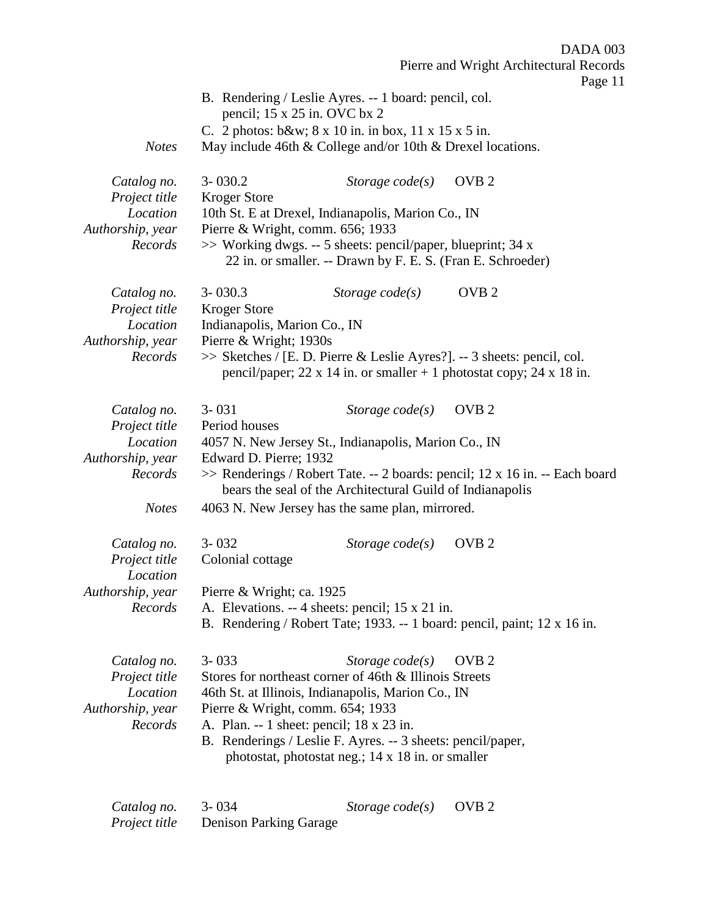B. Rendering / Leslie Ayres. -- 1 board: pencil, col. pencil; 15 x 25 in. OVC bx 2

C. 2 photos: b&w; 8 x 10 in. in box, 11 x 15 x 5 in.

*Notes* May include 46th & College and/or 10th & Drexel locations.

| | | | |
|---|---|---|---|
| *Catalog no.* | 3- 030.2 | *Storage code(s)* | OVB 2 |
| *Project title* | Kroger Store | | |
| *Location* | 10th St. E at Drexel, Indianapolis, Marion Co., IN | | |
| *Authorship, year* | Pierre & Wright, comm. 656; 1933 | | |
| *Records* | >> Working dwgs. -- 5 sheets: pencil/paper, blueprint; 34 x 22 in. or smaller. -- Drawn by F. E. S. (Fran E. Schroeder) | | |

| | | | |
|---|---|---|---|
| *Catalog no.* | 3- 030.3 | *Storage code(s)* | OVB 2 |
| *Project title* | Kroger Store | | |
| *Location* | Indianapolis, Marion Co., IN | | |
| *Authorship, year* | Pierre & Wright; 1930s | | |
| *Records* | >> Sketches / [E. D. Pierre & Leslie Ayres?]. -- 3 sheets: pencil, col. pencil/paper; 22 x 14 in. or smaller + 1 photostat copy; 24 x 18 in. | | |

| | | | |
|---|---|---|---|
| *Catalog no.* | 3- 031 | *Storage code(s)* | OVB 2 |
| *Project title* | Period houses | | |
| *Location* | 4057 N. New Jersey St., Indianapolis, Marion Co., IN | | |
| *Authorship, year* | Edward D. Pierre; 1932 | | |
| *Records* | >> Renderings / Robert Tate. -- 2 boards: pencil; 12 x 16 in. -- Each board bears the seal of the Architectural Guild of Indianapolis | | |
| *Notes* | 4063 N. New Jersey has the same plan, mirrored. | | |

| | | | |
|---|---|---|---|
| *Catalog no.* | 3- 032 | *Storage code(s)* | OVB 2 |
| *Project title* | Colonial cottage | | |
| *Location* | | | |
| *Authorship, year* | Pierre & Wright; ca. 1925 | | |
| *Records* | A. Elevations. -- 4 sheets: pencil; 15 x 21 in.<br>B. Rendering / Robert Tate; 1933. -- 1 board: pencil, paint; 12 x 16 in. | | |

| | | | |
|---|---|---|---|
| *Catalog no.* | 3- 033 | *Storage code(s)* | OVB 2 |
| *Project title* | Stores for northeast corner of 46th & Illinois Streets | | |
| *Location* | 46th St. at Illinois, Indianapolis, Marion Co., IN | | |
| *Authorship, year* | Pierre & Wright, comm. 654; 1933 | | |
| *Records* | A. Plan. -- 1 sheet: pencil; 18 x 23 in.<br>B. Renderings / Leslie F. Ayres. -- 3 sheets: pencil/paper, photostat, photostat neg.; 14 x 18 in. or smaller | | |

| | | | |
|---|---|---|---|
| *Catalog no.* | 3- 034 | *Storage code(s)* | OVB 2 |
| *Project title* | Denison Parking Garage | | |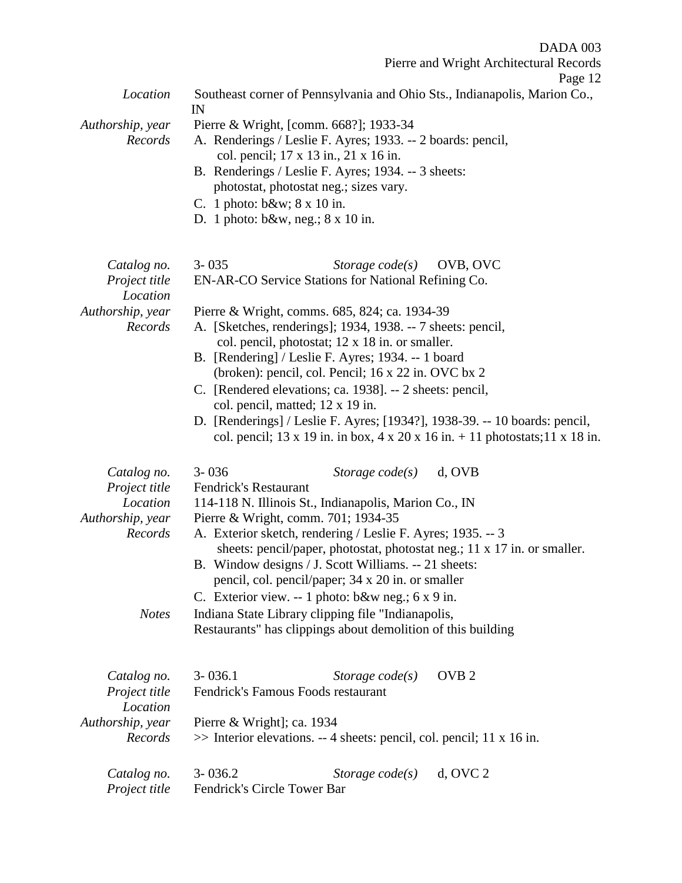*Location* Southeast corner of Pennsylvania and Ohio Sts., Indianapolis, Marion Co., IN

*Authorship, year* Pierre & Wright, [comm. 668?]; 1933-34

*Records*
A. Renderings / Leslie F. Ayres; 1933. -- 2 boards: pencil, col. pencil; 17 x 13 in., 21 x 16 in.
B. Renderings / Leslie F. Ayres; 1934. -- 3 sheets: photostat, photostat neg.; sizes vary.
C. 1 photo: b&w; 8 x 10 in.
D. 1 photo: b&w, neg.; 8 x 10 in.

*Catalog no.* 3- 035 *Storage code(s)* OVB, OVC

*Project title* EN-AR-CO Service Stations for National Refining Co.

*Location*

*Authorship, year* Pierre & Wright, comms. 685, 824; ca. 1934-39

*Records*
A. [Sketches, renderings]; 1934, 1938. -- 7 sheets: pencil, col. pencil, photostat; 12 x 18 in. or smaller.
B. [Rendering] / Leslie F. Ayres; 1934. -- 1 board (broken): pencil, col. Pencil; 16 x 22 in. OVC bx 2
C. [Rendered elevations; ca. 1938]. -- 2 sheets: pencil, col. pencil, matted; 12 x 19 in.
D. [Renderings] / Leslie F. Ayres; [1934?], 1938-39. -- 10 boards: pencil, col. pencil; 13 x 19 in. in box, 4 x 20 x 16 in. + 11 photostats;11 x 18 in.

*Catalog no.* 3- 036 *Storage code(s)* d, OVB

*Project title* Fendrick's Restaurant

*Location* 114-118 N. Illinois St., Indianapolis, Marion Co., IN

*Authorship, year* Pierre & Wright, comm. 701; 1934-35

*Records*
A. Exterior sketch, rendering / Leslie F. Ayres; 1935. -- 3 sheets: pencil/paper, photostat, photostat neg.; 11 x 17 in. or smaller.
B. Window designs / J. Scott Williams. -- 21 sheets: pencil, col. pencil/paper; 34 x 20 in. or smaller
C. Exterior view. -- 1 photo: b&w neg.; 6 x 9 in.

*Notes* Indiana State Library clipping file "Indianapolis, Restaurants" has clippings about demolition of this building

*Catalog no.* 3- 036.1 *Storage code(s)* OVB 2

*Project title* Fendrick's Famous Foods restaurant

*Location*

*Authorship, year* Pierre & Wright]; ca. 1934

*Records* >> Interior elevations. -- 4 sheets: pencil, col. pencil; 11 x 16 in.

*Catalog no.* 3- 036.2 *Storage code(s)* d, OVC 2

*Project title* Fendrick's Circle Tower Bar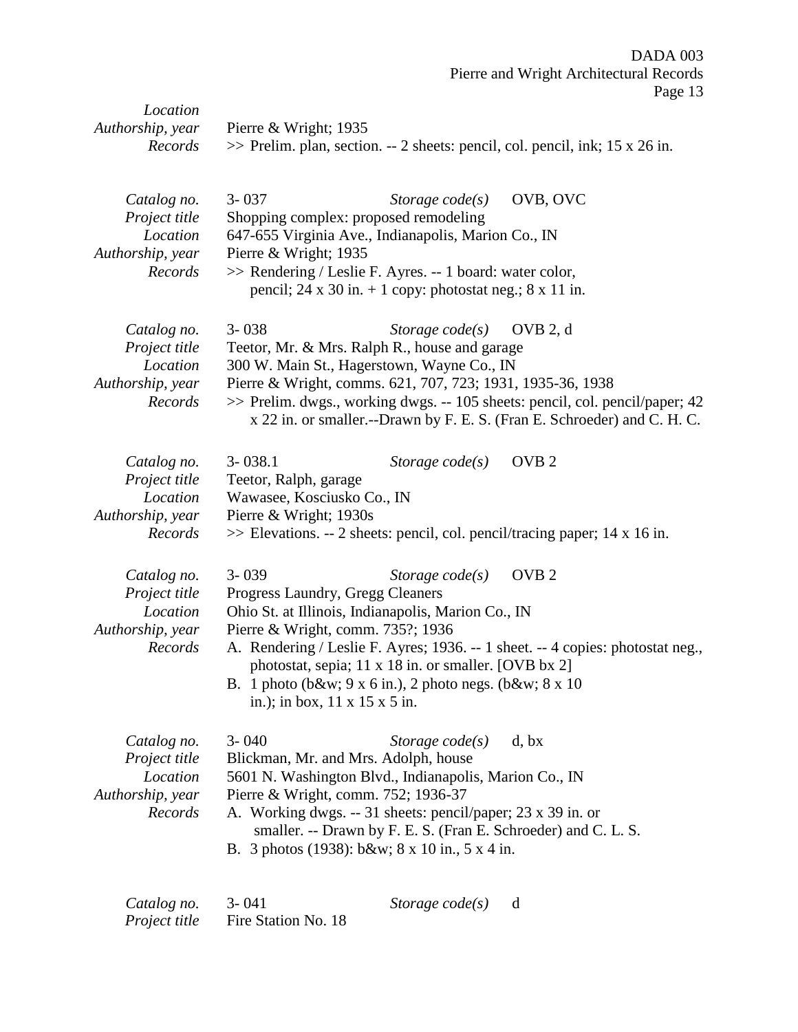*Location*
*Authorship, year* Pierre & Wright; 1935
*Records* >> Prelim. plan, section. -- 2 sheets: pencil, col. pencil, ink; 15 x 26 in.

*Catalog no.* 3- 037 *Storage code(s)* OVB, OVC
*Project title* Shopping complex: proposed remodeling
*Location* 647-655 Virginia Ave., Indianapolis, Marion Co., IN
*Authorship, year* Pierre & Wright; 1935
*Records* >> Rendering / Leslie F. Ayres. -- 1 board: water color, pencil; 24 x 30 in. + 1 copy: photostat neg.; 8 x 11 in.

*Catalog no.* 3- 038 *Storage code(s)* OVB 2, d
*Project title* Teetor, Mr. & Mrs. Ralph R., house and garage
*Location* 300 W. Main St., Hagerstown, Wayne Co., IN
*Authorship, year* Pierre & Wright, comms. 621, 707, 723; 1931, 1935-36, 1938
*Records* >> Prelim. dwgs., working dwgs. -- 105 sheets: pencil, col. pencil/paper; 42 x 22 in. or smaller.--Drawn by F. E. S. (Fran E. Schroeder) and C. H. C.

*Catalog no.* 3- 038.1 *Storage code(s)* OVB 2
*Project title* Teetor, Ralph, garage
*Location* Wawasee, Kosciusko Co., IN
*Authorship, year* Pierre & Wright; 1930s
*Records* >> Elevations. -- 2 sheets: pencil, col. pencil/tracing paper; 14 x 16 in.

*Catalog no.* 3- 039 *Storage code(s)* OVB 2
*Project title* Progress Laundry, Gregg Cleaners
*Location* Ohio St. at Illinois, Indianapolis, Marion Co., IN
*Authorship, year* Pierre & Wright, comm. 735?; 1936
*Records* A. Rendering / Leslie F. Ayres; 1936. -- 1 sheet. -- 4 copies: photostat neg., photostat, sepia; 11 x 18 in. or smaller. [OVB bx 2]
B. 1 photo (b&w; 9 x 6 in.), 2 photo negs. (b&w; 8 x 10 in.); in box, 11 x 15 x 5 in.

*Catalog no.* 3- 040 *Storage code(s)* d, bx
*Project title* Blickman, Mr. and Mrs. Adolph, house
*Location* 5601 N. Washington Blvd., Indianapolis, Marion Co., IN
*Authorship, year* Pierre & Wright, comm. 752; 1936-37
*Records* A. Working dwgs. -- 31 sheets: pencil/paper; 23 x 39 in. or smaller. -- Drawn by F. E. S. (Fran E. Schroeder) and C. L. S.
B. 3 photos (1938): b&w; 8 x 10 in., 5 x 4 in.

*Catalog no.* 3- 041 *Storage code(s)* d
*Project title* Fire Station No. 18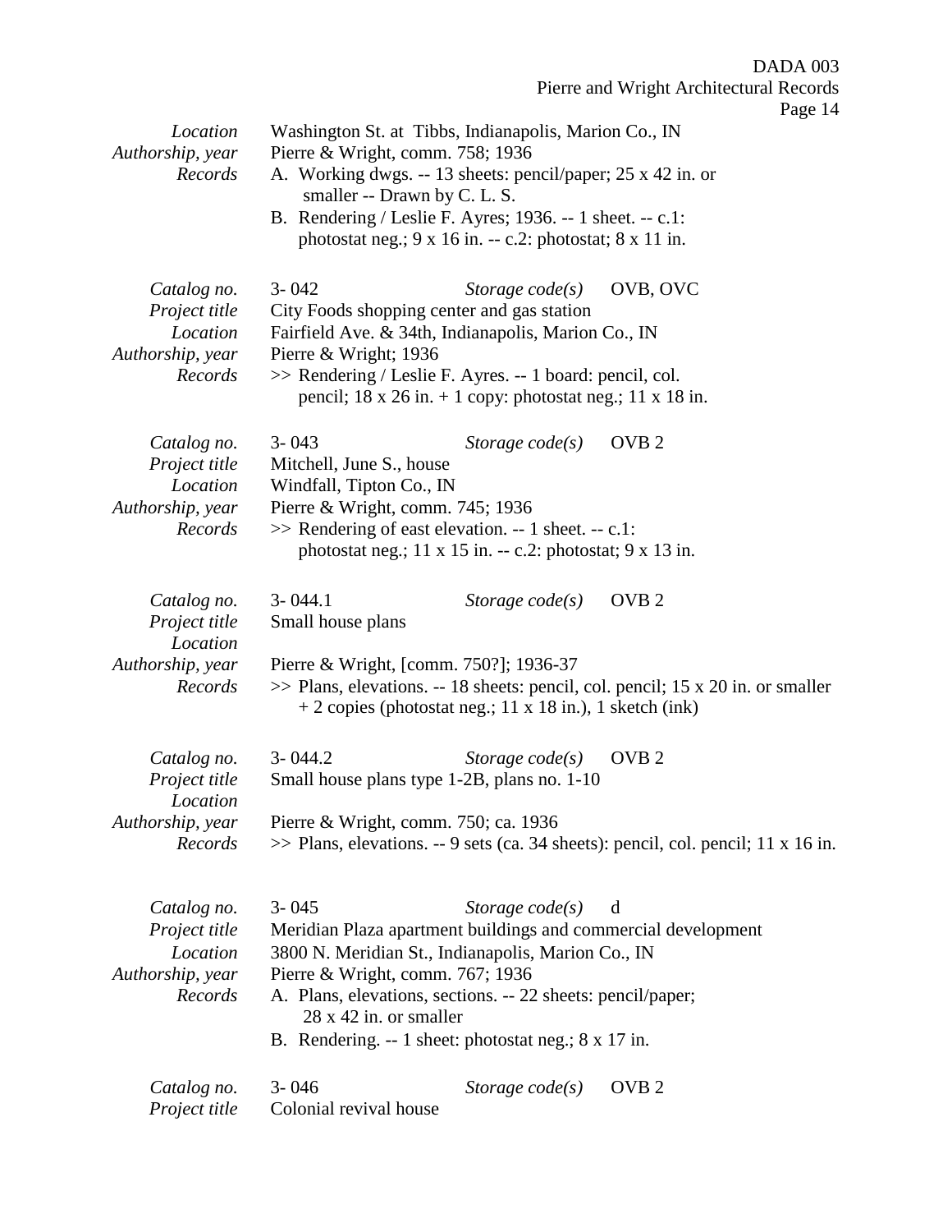| | |
|---|---|
| *Location* | Washington St. at Tibbs, Indianapolis, Marion Co., IN |
| *Authorship, year* | Pierre & Wright, comm. 758; 1936 |
| *Records* | A. Working dwgs. -- 13 sheets: pencil/paper; 25 x 42 in. or smaller -- Drawn by C. L. S.<br>B. Rendering / Leslie F. Ayres; 1936. -- 1 sheet. -- c.1: photostat neg.; 9 x 16 in. -- c.2: photostat; 8 x 11 in. |

| | | | |
|---|---|---|---|
| *Catalog no.* | 3- 042 | *Storage code(s)* | OVB, OVC |
| *Project title* | City Foods shopping center and gas station | | |
| *Location* | Fairfield Ave. & 34th, Indianapolis, Marion Co., IN | | |
| *Authorship, year* | Pierre & Wright; 1936 | | |
| *Records* | >> Rendering / Leslie F. Ayres. -- 1 board: pencil, col. pencil; 18 x 26 in. + 1 copy: photostat neg.; 11 x 18 in. | | |

| | | | |
|---|---|---|---|
| *Catalog no.* | 3- 043 | *Storage code(s)* | OVB 2 |
| *Project title* | Mitchell, June S., house | | |
| *Location* | Windfall, Tipton Co., IN | | |
| *Authorship, year* | Pierre & Wright, comm. 745; 1936 | | |
| *Records* | >> Rendering of east elevation. -- 1 sheet. -- c.1: photostat neg.; 11 x 15 in. -- c.2: photostat; 9 x 13 in. | | |

| | | | |
|---|---|---|---|
| *Catalog no.* | 3- 044.1 | *Storage code(s)* | OVB 2 |
| *Project title* | Small house plans | | |
| *Location* | | | |
| *Authorship, year* | Pierre & Wright, [comm. 750?]; 1936-37 | | |
| *Records* | >> Plans, elevations. -- 18 sheets: pencil, col. pencil; 15 x 20 in. or smaller + 2 copies (photostat neg.; 11 x 18 in.), 1 sketch (ink) | | |

| | | | |
|---|---|---|---|
| *Catalog no.* | 3- 044.2 | *Storage code(s)* | OVB 2 |
| *Project title* | Small house plans type 1-2B, plans no. 1-10 | | |
| *Location* | | | |
| *Authorship, year* | Pierre & Wright, comm. 750; ca. 1936 | | |
| *Records* | >> Plans, elevations. -- 9 sets (ca. 34 sheets): pencil, col. pencil; 11 x 16 in. | | |

| | | | |
|---|---|---|---|
| *Catalog no.* | 3- 045 | *Storage code(s)* | d |
| *Project title* | Meridian Plaza apartment buildings and commercial development | | |
| *Location* | 3800 N. Meridian St., Indianapolis, Marion Co., IN | | |
| *Authorship, year* | Pierre & Wright, comm. 767; 1936 | | |
| *Records* | A. Plans, elevations, sections. -- 22 sheets: pencil/paper; 28 x 42 in. or smaller<br>B. Rendering. -- 1 sheet: photostat neg.; 8 x 17 in. | | |

| | | | |
|---|---|---|---|
| *Catalog no.* | 3- 046 | *Storage code(s)* | OVB 2 |
| *Project title* | Colonial revival house | | |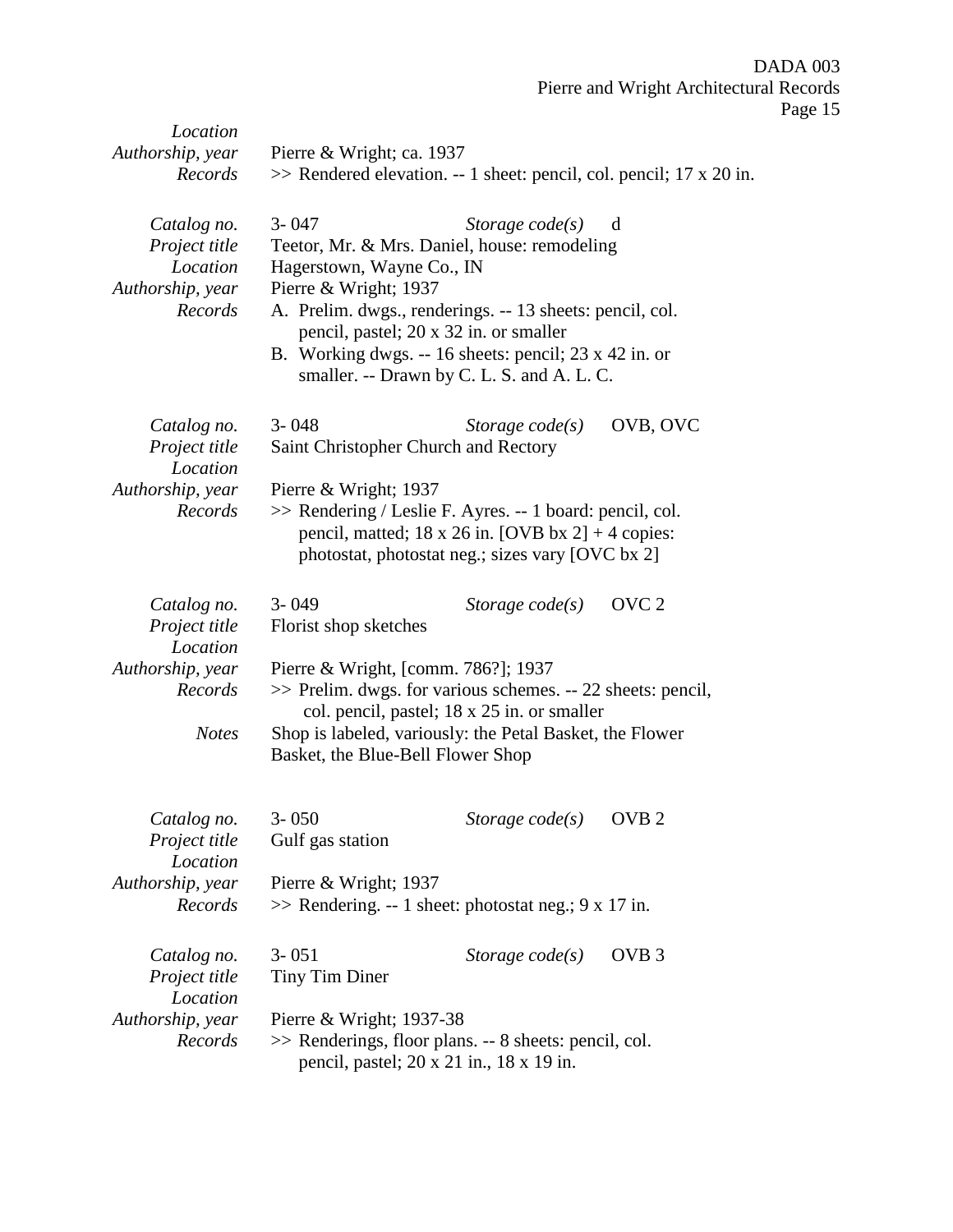| | |
|---|---|
| *Location* | |
| *Authorship, year* | Pierre & Wright; ca. 1937 |
| *Records* | >> Rendered elevation. -- 1 sheet: pencil, col. pencil; 17 x 20 in. |

| | | | |
|---|---|---|---|
| *Catalog no.* | 3- 047 | *Storage code(s)* | d |
| *Project title* | Teetor, Mr. & Mrs. Daniel, house: remodeling | | |
| *Location* | Hagerstown, Wayne Co., IN | | |
| *Authorship, year* | Pierre & Wright; 1937 | | |
| *Records* | A. Prelim. dwgs., renderings. -- 13 sheets: pencil, col. pencil, pastel; 20 x 32 in. or smaller<br>B. Working dwgs. -- 16 sheets: pencil; 23 x 42 in. or smaller. -- Drawn by C. L. S. and A. L. C. | | |

| | | | |
|---|---|---|---|
| *Catalog no.* | 3- 048 | *Storage code(s)* | OVB, OVC |
| *Project title* | Saint Christopher Church and Rectory | | |
| *Location* | | | |
| *Authorship, year* | Pierre & Wright; 1937 | | |
| *Records* | >> Rendering / Leslie F. Ayres. -- 1 board: pencil, col. pencil, matted; 18 x 26 in. [OVB bx 2] + 4 copies: photostat, photostat neg.; sizes vary [OVC bx 2] | | |

| | | | |
|---|---|---|---|
| *Catalog no.* | 3- 049 | *Storage code(s)* | OVC 2 |
| *Project title* | Florist shop sketches | | |
| *Location* | | | |
| *Authorship, year* | Pierre & Wright, [comm. 786?]; 1937 | | |
| *Records* | >> Prelim. dwgs. for various schemes. -- 22 sheets: pencil, col. pencil, pastel; 18 x 25 in. or smaller | | |
| *Notes* | Shop is labeled, variously: the Petal Basket, the Flower Basket, the Blue-Bell Flower Shop | | |

| | | | |
|---|---|---|---|
| *Catalog no.* | 3- 050 | *Storage code(s)* | OVB 2 |
| *Project title* | Gulf gas station | | |
| *Location* | | | |
| *Authorship, year* | Pierre & Wright; 1937 | | |
| *Records* | >> Rendering. -- 1 sheet: photostat neg.; 9 x 17 in. | | |

| | | | |
|---|---|---|---|
| *Catalog no.* | 3- 051 | *Storage code(s)* | OVB 3 |
| *Project title* | Tiny Tim Diner | | |
| *Location* | | | |
| *Authorship, year* | Pierre & Wright; 1937-38 | | |
| *Records* | >> Renderings, floor plans. -- 8 sheets: pencil, col. pencil, pastel; 20 x 21 in., 18 x 19 in. | | |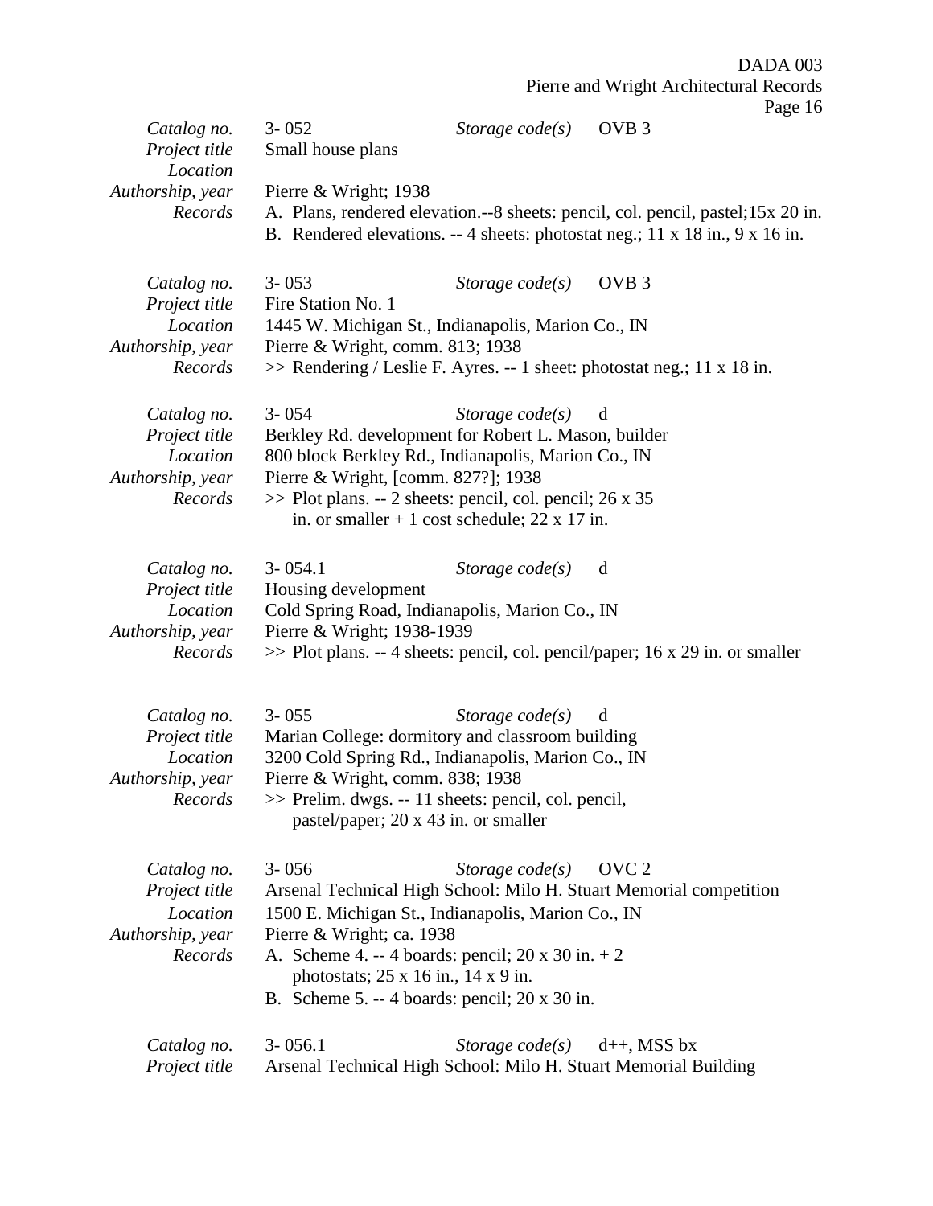| | | | |
|---|---|---|---|
| *Catalog no.* | 3- 052 | *Storage code(s)* | OVB 3 |
| *Project title* | Small house plans | | |
| *Location* | | | |
| *Authorship, year* | Pierre & Wright; 1938 | | |
| *Records* | A. Plans, rendered elevation.--8 sheets: pencil, col. pencil, pastel;15x 20 in.<br>B. Rendered elevations. -- 4 sheets: photostat neg.; 11 x 18 in., 9 x 16 in. | | |

| | | | |
|---|---|---|---|
| *Catalog no.* | 3- 053 | *Storage code(s)* | OVB 3 |
| *Project title* | Fire Station No. 1 | | |
| *Location* | 1445 W. Michigan St., Indianapolis, Marion Co., IN | | |
| *Authorship, year* | Pierre & Wright, comm. 813; 1938 | | |
| *Records* | >> Rendering / Leslie F. Ayres. -- 1 sheet: photostat neg.; 11 x 18 in. | | |

| | | | |
|---|---|---|---|
| *Catalog no.* | 3- 054 | *Storage code(s)* | d |
| *Project title* | Berkley Rd. development for Robert L. Mason, builder | | |
| *Location* | 800 block Berkley Rd., Indianapolis, Marion Co., IN | | |
| *Authorship, year* | Pierre & Wright, [comm. 827?]; 1938 | | |
| *Records* | >> Plot plans. -- 2 sheets: pencil, col. pencil; 26 x 35 in. or smaller + 1 cost schedule; 22 x 17 in. | | |

| | | | |
|---|---|---|---|
| *Catalog no.* | 3- 054.1 | *Storage code(s)* | d |
| *Project title* | Housing development | | |
| *Location* | Cold Spring Road, Indianapolis, Marion Co., IN | | |
| *Authorship, year* | Pierre & Wright; 1938-1939 | | |
| *Records* | >> Plot plans. -- 4 sheets: pencil, col. pencil/paper; 16 x 29 in. or smaller | | |

| | | | |
|---|---|---|---|
| *Catalog no.* | 3- 055 | *Storage code(s)* | d |
| *Project title* | Marian College: dormitory and classroom building | | |
| *Location* | 3200 Cold Spring Rd., Indianapolis, Marion Co., IN | | |
| *Authorship, year* | Pierre & Wright, comm. 838; 1938 | | |
| *Records* | >> Prelim. dwgs. -- 11 sheets: pencil, col. pencil, pastel/paper; 20 x 43 in. or smaller | | |

| | | | |
|---|---|---|---|
| *Catalog no.* | 3- 056 | *Storage code(s)* | OVC 2 |
| *Project title* | Arsenal Technical High School: Milo H. Stuart Memorial competition | | |
| *Location* | 1500 E. Michigan St., Indianapolis, Marion Co., IN | | |
| *Authorship, year* | Pierre & Wright; ca. 1938 | | |
| *Records* | A. Scheme 4. -- 4 boards: pencil; 20 x 30 in. + 2 photostats; 25 x 16 in., 14 x 9 in.<br>B. Scheme 5. -- 4 boards: pencil; 20 x 30 in. | | |

| | | | |
|---|---|---|---|
| *Catalog no.* | 3- 056.1 | *Storage code(s)* | d++, MSS bx |
| *Project title* | Arsenal Technical High School: Milo H. Stuart Memorial Building | | |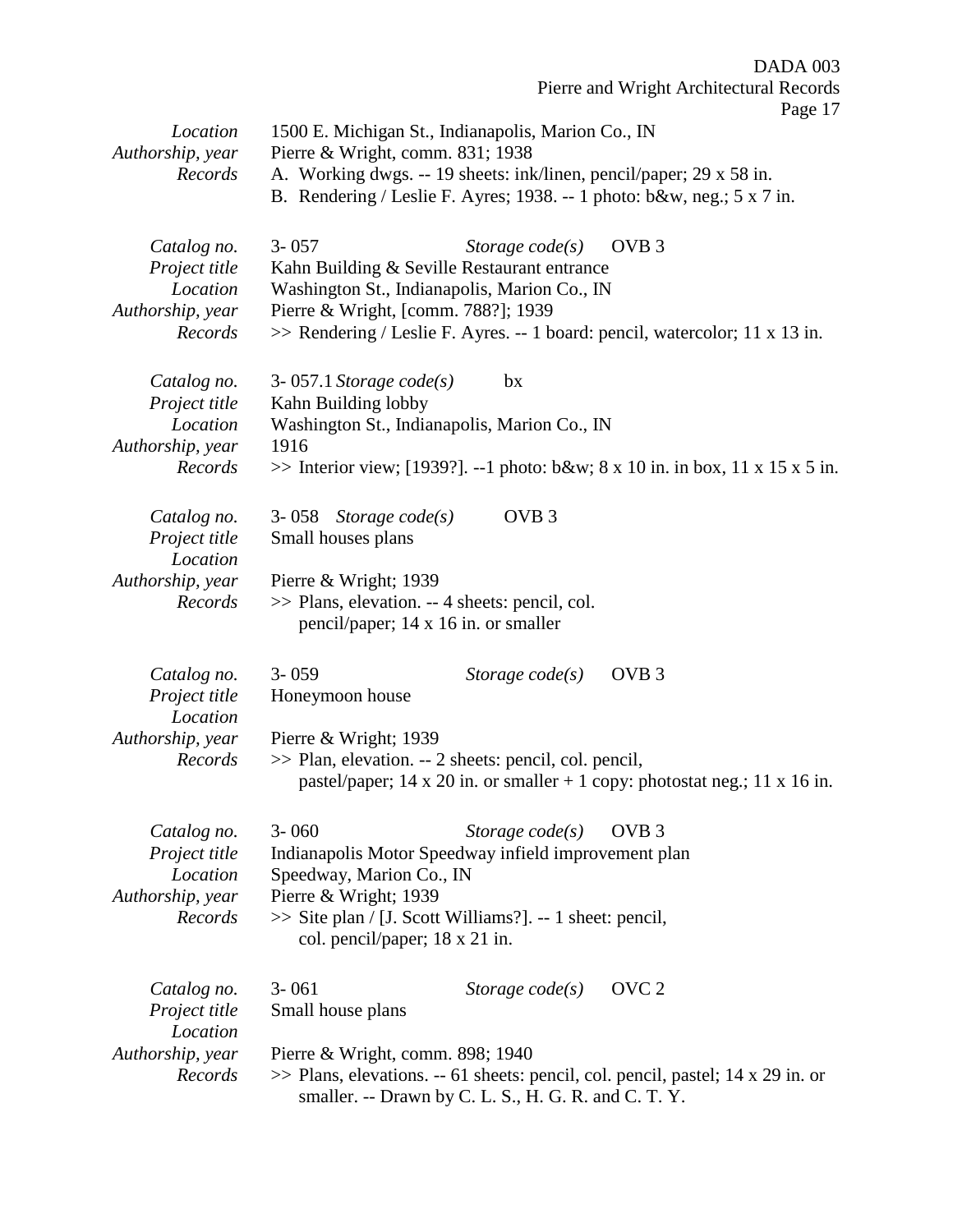*Location* 1500 E. Michigan St., Indianapolis, Marion Co., IN
*Authorship, year* Pierre & Wright, comm. 831; 1938
*Records* A. Working dwgs. -- 19 sheets: ink/linen, pencil/paper; 29 x 58 in.
B. Rendering / Leslie F. Ayres; 1938. -- 1 photo: b&w, neg.; 5 x 7 in.

*Catalog no.* 3- 057 *Storage code(s)* OVB 3
*Project title* Kahn Building & Seville Restaurant entrance
*Location* Washington St., Indianapolis, Marion Co., IN
*Authorship, year* Pierre & Wright, [comm. 788?]; 1939
*Records* >> Rendering / Leslie F. Ayres. -- 1 board: pencil, watercolor; 11 x 13 in.

*Catalog no.* 3- 057.1 *Storage code(s)* bx
*Project title* Kahn Building lobby
*Location* Washington St., Indianapolis, Marion Co., IN
*Authorship, year* 1916
*Records* >> Interior view; [1939?]. --1 photo: b&w; 8 x 10 in. in box, 11 x 15 x 5 in.

*Catalog no.* 3- 058 *Storage code(s)* OVB 3
*Project title* Small houses plans
*Location*
*Authorship, year* Pierre & Wright; 1939
*Records* >> Plans, elevation. -- 4 sheets: pencil, col. pencil/paper; 14 x 16 in. or smaller

*Catalog no.* 3- 059 *Storage code(s)* OVB 3
*Project title* Honeymoon house
*Location*
*Authorship, year* Pierre & Wright; 1939
*Records* >> Plan, elevation. -- 2 sheets: pencil, col. pencil, pastel/paper; 14 x 20 in. or smaller + 1 copy: photostat neg.; 11 x 16 in.

*Catalog no.* 3- 060 *Storage code(s)* OVB 3
*Project title* Indianapolis Motor Speedway infield improvement plan
*Location* Speedway, Marion Co., IN
*Authorship, year* Pierre & Wright; 1939
*Records* >> Site plan / [J. Scott Williams?]. -- 1 sheet: pencil, col. pencil/paper; 18 x 21 in.

*Catalog no.* 3- 061 *Storage code(s)* OVC 2
*Project title* Small house plans
*Location*
*Authorship, year* Pierre & Wright, comm. 898; 1940
*Records* >> Plans, elevations. -- 61 sheets: pencil, col. pencil, pastel; 14 x 29 in. or smaller. -- Drawn by C. L. S., H. G. R. and C. T. Y.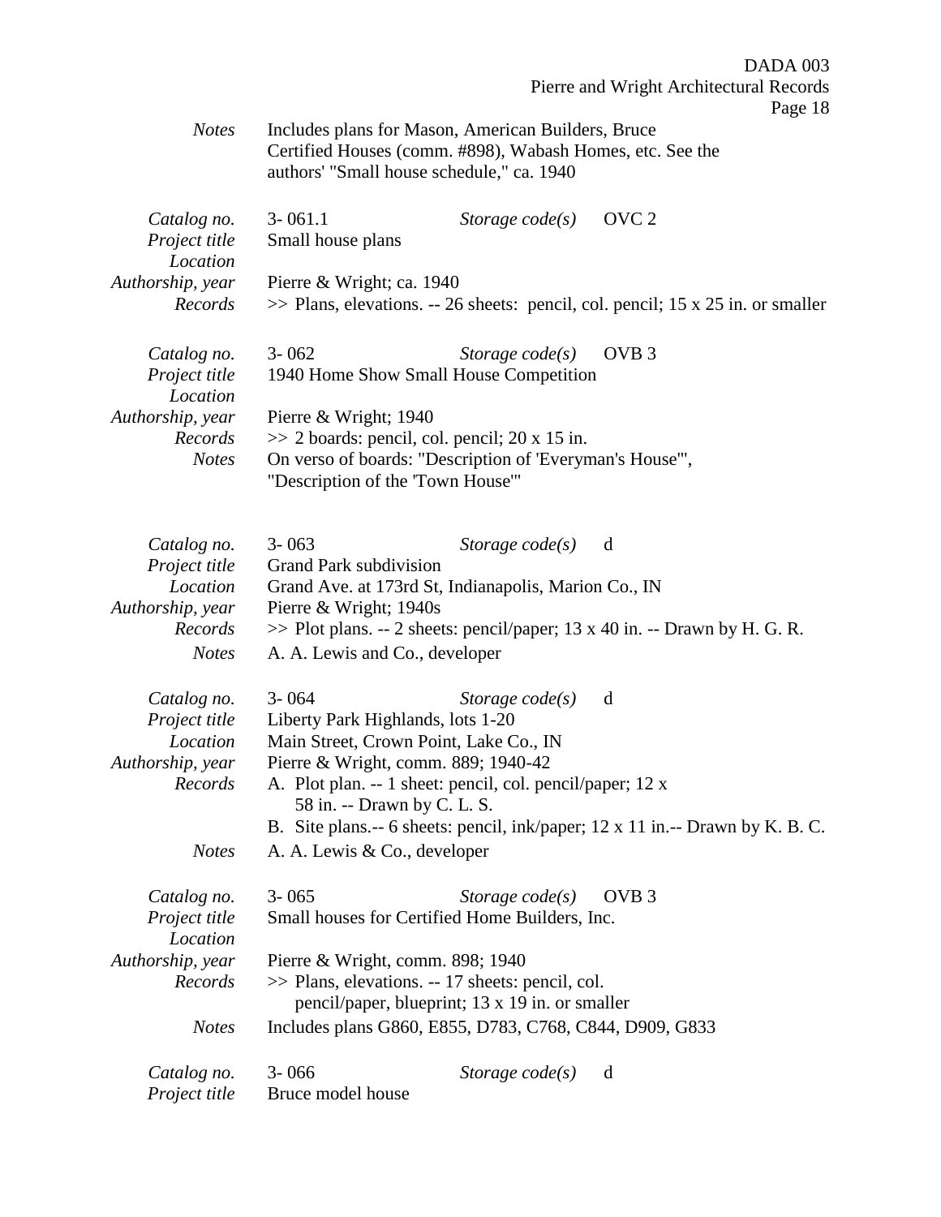| | |
|---|---|
| *Notes* | Includes plans for Mason, American Builders, Bruce Certified Houses (comm. #898), Wabash Homes, etc. See the authors' "Small house schedule," ca. 1940 |

| | | | |
|---|---|---|---|
| *Catalog no.* | 3- 061.1 | *Storage code(s)* | OVC 2 |
| *Project title* | Small house plans | | |
| *Location* | | | |
| *Authorship, year* | Pierre & Wright; ca. 1940 | | |
| *Records* | >> Plans, elevations. -- 26 sheets: pencil, col. pencil; 15 x 25 in. or smaller | | |

| | | | |
|---|---|---|---|
| *Catalog no.* | 3- 062 | *Storage code(s)* | OVB 3 |
| *Project title* | 1940 Home Show Small House Competition | | |
| *Location* | | | |
| *Authorship, year* | Pierre & Wright; 1940 | | |
| *Records* | >> 2 boards: pencil, col. pencil; 20 x 15 in. | | |
| *Notes* | On verso of boards: "Description of 'Everyman's House'", "Description of the 'Town House'" | | |

| | | | |
|---|---|---|---|
| *Catalog no.* | 3- 063 | *Storage code(s)* | d |
| *Project title* | Grand Park subdivision | | |
| *Location* | Grand Ave. at 173rd St, Indianapolis, Marion Co., IN | | |
| *Authorship, year* | Pierre & Wright; 1940s | | |
| *Records* | >> Plot plans. -- 2 sheets: pencil/paper; 13 x 40 in. -- Drawn by H. G. R. | | |
| *Notes* | A. A. Lewis and Co., developer | | |

| | | | |
|---|---|---|---|
| *Catalog no.* | 3- 064 | *Storage code(s)* | d |
| *Project title* | Liberty Park Highlands, lots 1-20 | | |
| *Location* | Main Street, Crown Point, Lake Co., IN | | |
| *Authorship, year* | Pierre & Wright, comm. 889; 1940-42 | | |
| *Records* | A. Plot plan. -- 1 sheet: pencil, col. pencil/paper; 12 x 58 in. -- Drawn by C. L. S.<br>B. Site plans.-- 6 sheets: pencil, ink/paper; 12 x 11 in.-- Drawn by K. B. C. | | |
| *Notes* | A. A. Lewis & Co., developer | | |

| | | | |
|---|---|---|---|
| *Catalog no.* | 3- 065 | *Storage code(s)* | OVB 3 |
| *Project title* | Small houses for Certified Home Builders, Inc. | | |
| *Location* | | | |
| *Authorship, year* | Pierre & Wright, comm. 898; 1940 | | |
| *Records* | >> Plans, elevations. -- 17 sheets: pencil, col. pencil/paper, blueprint; 13 x 19 in. or smaller | | |
| *Notes* | Includes plans G860, E855, D783, C768, C844, D909, G833 | | |

| | | | |
|---|---|---|---|
| *Catalog no.* | 3- 066 | *Storage code(s)* | d |
| *Project title* | Bruce model house | | |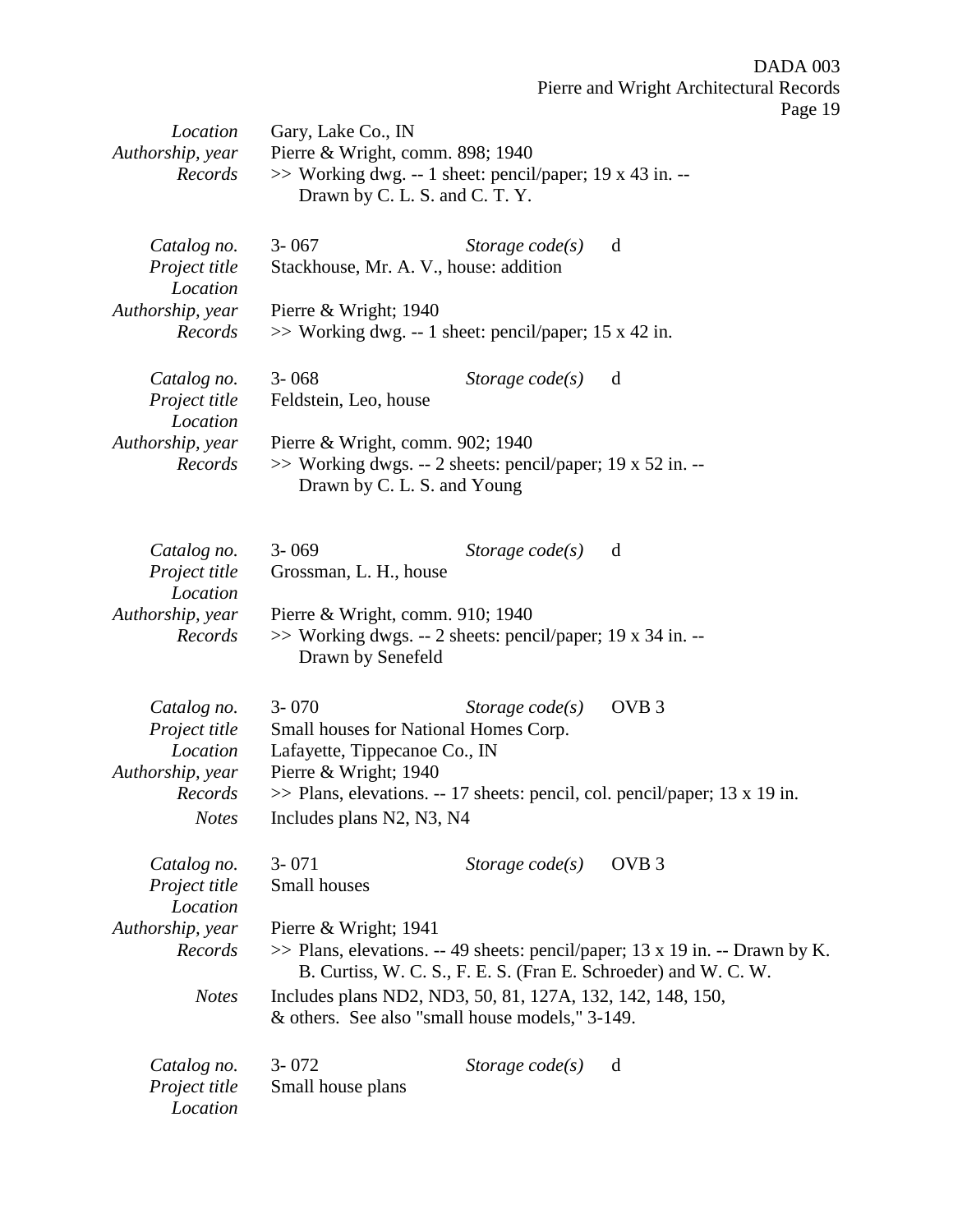| | |
|---|---|
| *Location* | Gary, Lake Co., IN |
| *Authorship, year* | Pierre & Wright, comm. 898; 1940 |
| *Records* | >> Working dwg. -- 1 sheet: pencil/paper; 19 x 43 in. -- Drawn by C. L. S. and C. T. Y. |

| | | | |
|---|---|---|---|
| *Catalog no.* | 3- 067 | *Storage code(s)* | d |
| *Project title* | Stackhouse, Mr. A. V., house: addition | | |
| *Location* | | | |
| *Authorship, year* | Pierre & Wright; 1940 | | |
| *Records* | >> Working dwg. -- 1 sheet: pencil/paper; 15 x 42 in. | | |

| | | | |
|---|---|---|---|
| *Catalog no.* | 3- 068 | *Storage code(s)* | d |
| *Project title* | Feldstein, Leo, house | | |
| *Location* | | | |
| *Authorship, year* | Pierre & Wright, comm. 902; 1940 | | |
| *Records* | >> Working dwgs. -- 2 sheets: pencil/paper; 19 x 52 in. -- Drawn by C. L. S. and Young | | |

| | | | |
|---|---|---|---|
| *Catalog no.* | 3- 069 | *Storage code(s)* | d |
| *Project title* | Grossman, L. H., house | | |
| *Location* | | | |
| *Authorship, year* | Pierre & Wright, comm. 910; 1940 | | |
| *Records* | >> Working dwgs. -- 2 sheets: pencil/paper; 19 x 34 in. -- Drawn by Senefeld | | |

| | | | |
|---|---|---|---|
| *Catalog no.* | 3- 070 | *Storage code(s)* | OVB 3 |
| *Project title* | Small houses for National Homes Corp. | | |
| *Location* | Lafayette, Tippecanoe Co., IN | | |
| *Authorship, year* | Pierre & Wright; 1940 | | |
| *Records* | >> Plans, elevations. -- 17 sheets: pencil, col. pencil/paper; 13 x 19 in. | | |
| *Notes* | Includes plans N2, N3, N4 | | |

| | | | |
|---|---|---|---|
| *Catalog no.* | 3- 071 | *Storage code(s)* | OVB 3 |
| *Project title* | Small houses | | |
| *Location* | | | |
| *Authorship, year* | Pierre & Wright; 1941 | | |
| *Records* | >> Plans, elevations. -- 49 sheets: pencil/paper; 13 x 19 in. -- Drawn by K. B. Curtiss, W. C. S., F. E. S. (Fran E. Schroeder) and W. C. W. | | |
| *Notes* | Includes plans ND2, ND3, 50, 81, 127A, 132, 142, 148, 150, & others. See also "small house models," 3-149. | | |

| | | | |
|---|---|---|---|
| *Catalog no.* | 3- 072 | *Storage code(s)* | d |
| *Project title* | Small house plans | | |
| *Location* | | | |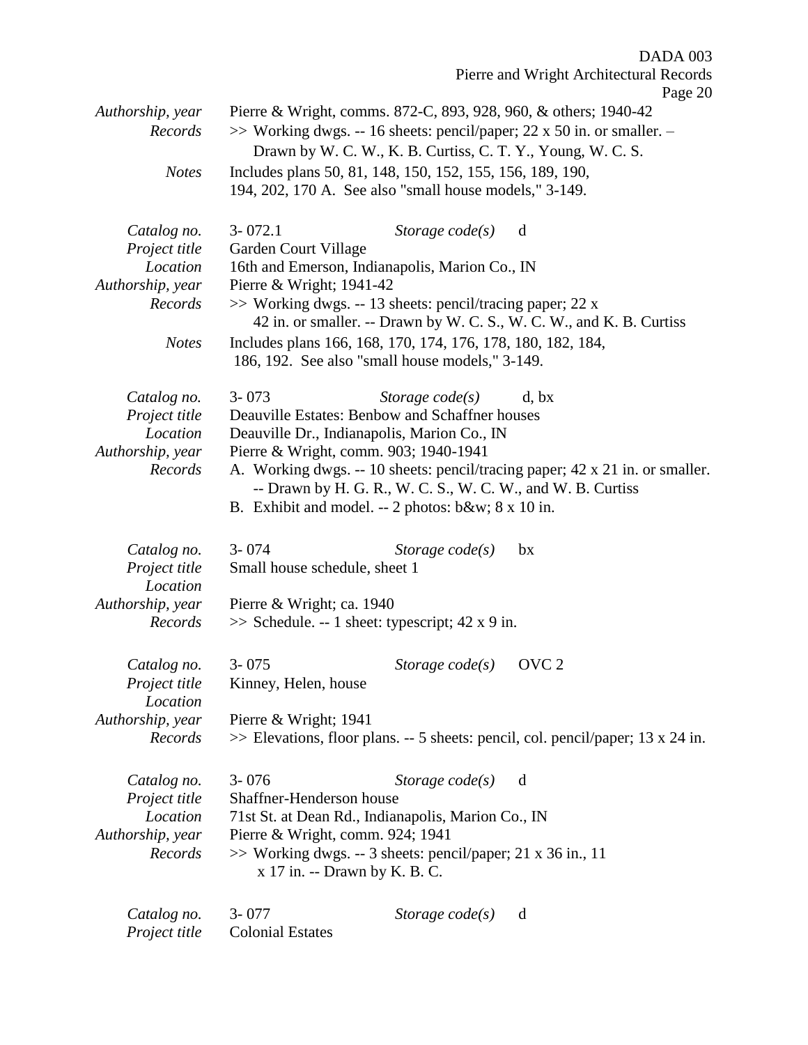| | |
|---|---|
| *Authorship, year* | Pierre & Wright, comms. 872-C, 893, 928, 960, & others; 1940-42 |
| *Records* | >> Working dwgs. -- 16 sheets: pencil/paper; 22 x 50 in. or smaller. – Drawn by W. C. W., K. B. Curtiss, C. T. Y., Young, W. C. S. |
| *Notes* | Includes plans 50, 81, 148, 150, 152, 155, 156, 189, 190, 194, 202, 170 A. See also "small house models," 3-149. |

| | |
|---|---|
| *Catalog no.* | 3- 072.1 &nbsp;&nbsp;&nbsp; *Storage code(s)* &nbsp; d |
| *Project title* | Garden Court Village |
| *Location* | 16th and Emerson, Indianapolis, Marion Co., IN |
| *Authorship, year* | Pierre & Wright; 1941-42 |
| *Records* | >> Working dwgs. -- 13 sheets: pencil/tracing paper; 22 x 42 in. or smaller. -- Drawn by W. C. S., W. C. W., and K. B. Curtiss |
| *Notes* | Includes plans 166, 168, 170, 174, 176, 178, 180, 182, 184, 186, 192. See also "small house models," 3-149. |

| | |
|---|---|
| *Catalog no.* | 3- 073 &nbsp;&nbsp;&nbsp; *Storage code(s)* &nbsp; d, bx |
| *Project title* | Deauville Estates: Benbow and Schaffner houses |
| *Location* | Deauville Dr., Indianapolis, Marion Co., IN |
| *Authorship, year* | Pierre & Wright, comm. 903; 1940-1941 |
| *Records* | A. Working dwgs. -- 10 sheets: pencil/tracing paper; 42 x 21 in. or smaller. -- Drawn by H. G. R., W. C. S., W. C. W., and W. B. Curtiss<br>B. Exhibit and model. -- 2 photos: b&w; 8 x 10 in. |

| | |
|---|---|
| *Catalog no.* | 3- 074 &nbsp;&nbsp;&nbsp; *Storage code(s)* &nbsp; bx |
| *Project title* | Small house schedule, sheet 1 |
| *Location* | |
| *Authorship, year* | Pierre & Wright; ca. 1940 |
| *Records* | >> Schedule. -- 1 sheet: typescript; 42 x 9 in. |

| | |
|---|---|
| *Catalog no.* | 3- 075 &nbsp;&nbsp;&nbsp; *Storage code(s)* &nbsp; OVC 2 |
| *Project title* | Kinney, Helen, house |
| *Location* | |
| *Authorship, year* | Pierre & Wright; 1941 |
| *Records* | >> Elevations, floor plans. -- 5 sheets: pencil, col. pencil/paper; 13 x 24 in. |

| | |
|---|---|
| *Catalog no.* | 3- 076 &nbsp;&nbsp;&nbsp; *Storage code(s)* &nbsp; d |
| *Project title* | Shaffner-Henderson house |
| *Location* | 71st St. at Dean Rd., Indianapolis, Marion Co., IN |
| *Authorship, year* | Pierre & Wright, comm. 924; 1941 |
| *Records* | >> Working dwgs. -- 3 sheets: pencil/paper; 21 x 36 in., 11 x 17 in. -- Drawn by K. B. C. |

| | |
|---|---|
| *Catalog no.* | 3- 077 &nbsp;&nbsp;&nbsp; *Storage code(s)* &nbsp; d |
| *Project title* | Colonial Estates |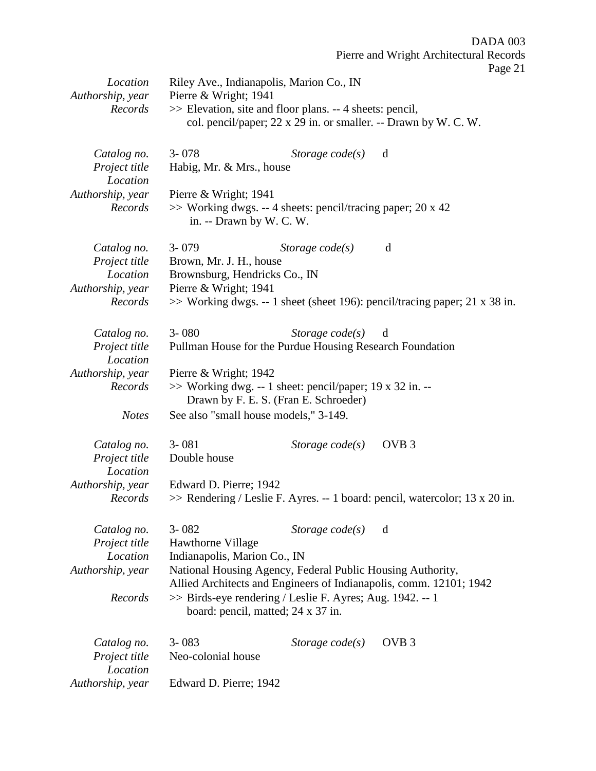*Location* Riley Ave., Indianapolis, Marion Co., IN
*Authorship, year* Pierre & Wright; 1941
*Records* >> Elevation, site and floor plans. -- 4 sheets: pencil, col. pencil/paper; 22 x 29 in. or smaller. -- Drawn by W. C. W.

*Catalog no.* 3- 078 *Storage code(s)* d
*Project title* Habig, Mr. & Mrs., house
*Location*
*Authorship, year* Pierre & Wright; 1941
*Records* >> Working dwgs. -- 4 sheets: pencil/tracing paper; 20 x 42 in. -- Drawn by W. C. W.

*Catalog no.* 3- 079 *Storage code(s)* d
*Project title* Brown, Mr. J. H., house
*Location* Brownsburg, Hendricks Co., IN
*Authorship, year* Pierre & Wright; 1941
*Records* >> Working dwgs. -- 1 sheet (sheet 196): pencil/tracing paper; 21 x 38 in.

*Catalog no.* 3- 080 *Storage code(s)* d
*Project title* Pullman House for the Purdue Housing Research Foundation
*Location*
*Authorship, year* Pierre & Wright; 1942
*Records* >> Working dwg. -- 1 sheet: pencil/paper; 19 x 32 in. -- Drawn by F. E. S. (Fran E. Schroeder)
*Notes* See also "small house models," 3-149.

*Catalog no.* 3- 081 *Storage code(s)* OVB 3
*Project title* Double house
*Location*
*Authorship, year* Edward D. Pierre; 1942
*Records* >> Rendering / Leslie F. Ayres. -- 1 board: pencil, watercolor; 13 x 20 in.

*Catalog no.* 3- 082 *Storage code(s)* d
*Project title* Hawthorne Village
*Location* Indianapolis, Marion Co., IN
*Authorship, year* National Housing Agency, Federal Public Housing Authority, Allied Architects and Engineers of Indianapolis, comm. 12101; 1942
*Records* >> Birds-eye rendering / Leslie F. Ayres; Aug. 1942. -- 1 board: pencil, matted; 24 x 37 in.

*Catalog no.* 3- 083 *Storage code(s)* OVB 3
*Project title* Neo-colonial house
*Location*
*Authorship, year* Edward D. Pierre; 1942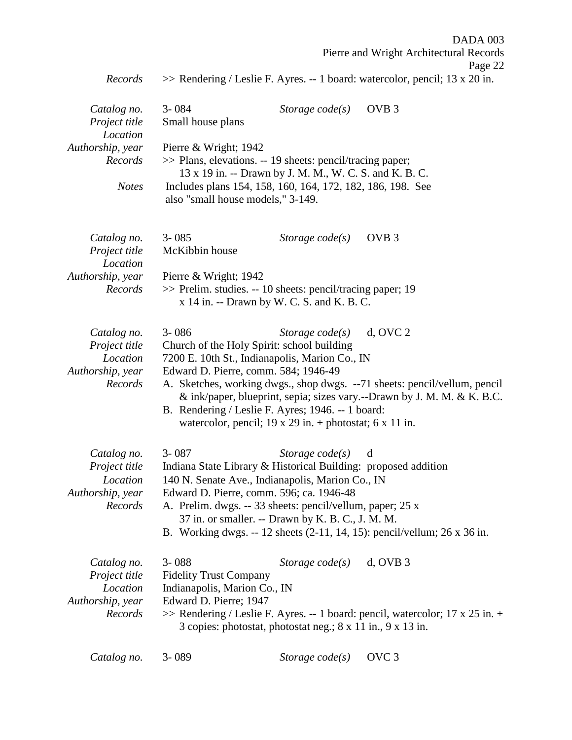*Records* >> Rendering / Leslie F. Ayres. -- 1 board: watercolor, pencil; 13 x 20 in.

| | | | |
|---|---|---|---|
| *Catalog no.* | 3- 084 | *Storage code(s)* | OVB 3 |
| *Project title* | Small house plans | | |
| *Location* | | | |
| *Authorship, year* | Pierre & Wright; 1942 | | |
| *Records* | >> Plans, elevations. -- 19 sheets: pencil/tracing paper; 13 x 19 in. -- Drawn by J. M. M., W. C. S. and K. B. C. | | |
| *Notes* | Includes plans 154, 158, 160, 164, 172, 182, 186, 198. See also "small house models," 3-149. | | |

| | | | |
|---|---|---|---|
| *Catalog no.* | 3- 085 | *Storage code(s)* | OVB 3 |
| *Project title* | McKibbin house | | |
| *Location* | | | |
| *Authorship, year* | Pierre & Wright; 1942 | | |
| *Records* | >> Prelim. studies. -- 10 sheets: pencil/tracing paper; 19 x 14 in. -- Drawn by W. C. S. and K. B. C. | | |

| | | | |
|---|---|---|---|
| *Catalog no.* | 3- 086 | *Storage code(s)* | d, OVC 2 |
| *Project title* | Church of the Holy Spirit: school building | | |
| *Location* | 7200 E. 10th St., Indianapolis, Marion Co., IN | | |
| *Authorship, year* | Edward D. Pierre, comm. 584; 1946-49 | | |
| *Records* | A. Sketches, working dwgs., shop dwgs. --71 sheets: pencil/vellum, pencil & ink/paper, blueprint, sepia; sizes vary.--Drawn by J. M. M. & K. B.C.<br>B. Rendering / Leslie F. Ayres; 1946. -- 1 board: watercolor, pencil; 19 x 29 in. + photostat; 6 x 11 in. | | |

| | | | |
|---|---|---|---|
| *Catalog no.* | 3- 087 | *Storage code(s)* | d |
| *Project title* | Indiana State Library & Historical Building: proposed addition | | |
| *Location* | 140 N. Senate Ave., Indianapolis, Marion Co., IN | | |
| *Authorship, year* | Edward D. Pierre, comm. 596; ca. 1946-48 | | |
| *Records* | A. Prelim. dwgs. -- 33 sheets: pencil/vellum, paper; 25 x 37 in. or smaller. -- Drawn by K. B. C., J. M. M.<br>B. Working dwgs. -- 12 sheets (2-11, 14, 15): pencil/vellum; 26 x 36 in. | | |

| | | | |
|---|---|---|---|
| *Catalog no.* | 3- 088 | *Storage code(s)* | d, OVB 3 |
| *Project title* | Fidelity Trust Company | | |
| *Location* | Indianapolis, Marion Co., IN | | |
| *Authorship, year* | Edward D. Pierre; 1947 | | |
| *Records* | >> Rendering / Leslie F. Ayres. -- 1 board: pencil, watercolor; 17 x 25 in. + 3 copies: photostat, photostat neg.; 8 x 11 in., 9 x 13 in. | | |

| | | | |
|---|---|---|---|
| *Catalog no.* | 3- 089 | *Storage code(s)* | OVC 3 |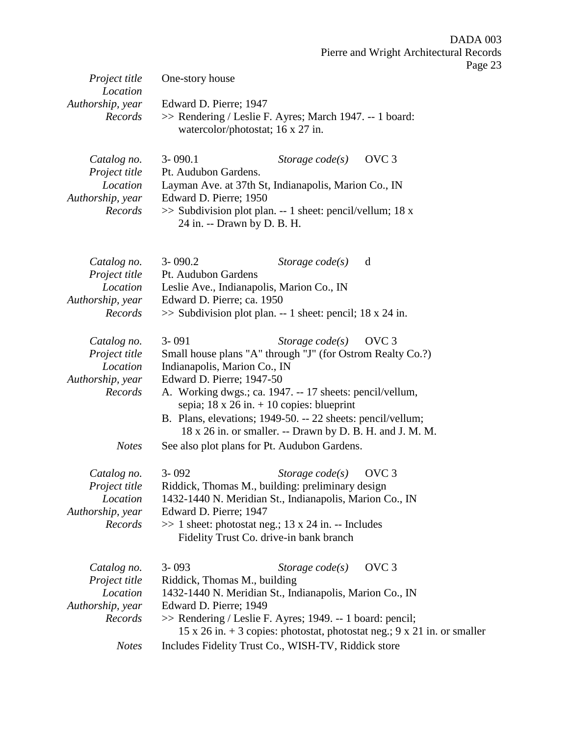*Project title* One-story house
*Location*
*Authorship, year* Edward D. Pierre; 1947
*Records* >> Rendering / Leslie F. Ayres; March 1947. -- 1 board: watercolor/photostat; 16 x 27 in.

*Catalog no.* 3- 090.1 *Storage code(s)* OVC 3
*Project title* Pt. Audubon Gardens.
*Location* Layman Ave. at 37th St, Indianapolis, Marion Co., IN
*Authorship, year* Edward D. Pierre; 1950
*Records* >> Subdivision plot plan. -- 1 sheet: pencil/vellum; 18 x 24 in. -- Drawn by D. B. H.

*Catalog no.* 3- 090.2 *Storage code(s)* d
*Project title* Pt. Audubon Gardens
*Location* Leslie Ave., Indianapolis, Marion Co., IN
*Authorship, year* Edward D. Pierre; ca. 1950
*Records* >> Subdivision plot plan. -- 1 sheet: pencil; 18 x 24 in.

*Catalog no.* 3- 091 *Storage code(s)* OVC 3
*Project title* Small house plans "A" through "J" (for Ostrom Realty Co.?)
*Location* Indianapolis, Marion Co., IN
*Authorship, year* Edward D. Pierre; 1947-50
*Records*
A. Working dwgs.; ca. 1947. -- 17 sheets: pencil/vellum, sepia; 18 x 26 in. + 10 copies: blueprint
B. Plans, elevations; 1949-50. -- 22 sheets: pencil/vellum; 18 x 26 in. or smaller. -- Drawn by D. B. H. and J. M. M.

*Notes* See also plot plans for Pt. Audubon Gardens.

*Catalog no.* 3- 092 *Storage code(s)* OVC 3
*Project title* Riddick, Thomas M., building: preliminary design
*Location* 1432-1440 N. Meridian St., Indianapolis, Marion Co., IN
*Authorship, year* Edward D. Pierre; 1947
*Records* >> 1 sheet: photostat neg.; 13 x 24 in. -- Includes Fidelity Trust Co. drive-in bank branch

*Catalog no.* 3- 093 *Storage code(s)* OVC 3
*Project title* Riddick, Thomas M., building
*Location* 1432-1440 N. Meridian St., Indianapolis, Marion Co., IN
*Authorship, year* Edward D. Pierre; 1949
*Records* >> Rendering / Leslie F. Ayres; 1949. -- 1 board: pencil; 15 x 26 in. + 3 copies: photostat, photostat neg.; 9 x 21 in. or smaller

*Notes* Includes Fidelity Trust Co., WISH-TV, Riddick store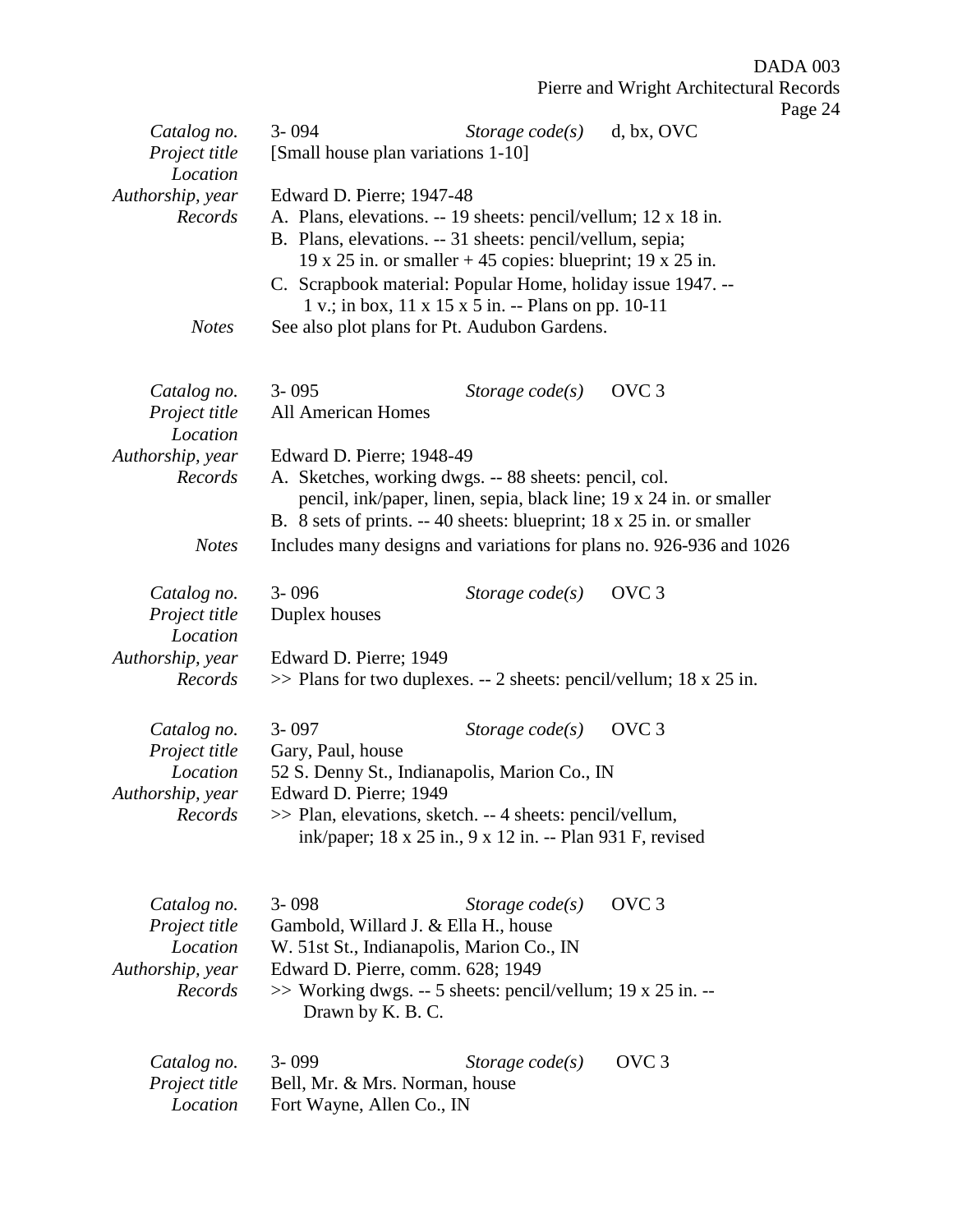| | | | |
|---|---|---|---|
| *Catalog no.* | 3- 094 | *Storage code(s)* | d, bx, OVC |
| *Project title* | [Small house plan variations 1-10] | | |
| *Location* | | | |
| *Authorship, year* | Edward D. Pierre; 1947-48 | | |
| *Records* | A. Plans, elevations. -- 19 sheets: pencil/vellum; 12 x 18 in.<br>B. Plans, elevations. -- 31 sheets: pencil/vellum, sepia; 19 x 25 in. or smaller + 45 copies: blueprint; 19 x 25 in.<br>C. Scrapbook material: Popular Home, holiday issue 1947. -- 1 v.; in box, 11 x 15 x 5 in. -- Plans on pp. 10-11 | | |
| *Notes* | See also plot plans for Pt. Audubon Gardens. | | |

| | | | |
|---|---|---|---|
| *Catalog no.* | 3- 095 | *Storage code(s)* | OVC 3 |
| *Project title* | All American Homes | | |
| *Location* | | | |
| *Authorship, year* | Edward D. Pierre; 1948-49 | | |
| *Records* | A. Sketches, working dwgs. -- 88 sheets: pencil, col. pencil, ink/paper, linen, sepia, black line; 19 x 24 in. or smaller<br>B. 8 sets of prints. -- 40 sheets: blueprint; 18 x 25 in. or smaller | | |
| *Notes* | Includes many designs and variations for plans no. 926-936 and 1026 | | |

| | | | |
|---|---|---|---|
| *Catalog no.* | 3- 096 | *Storage code(s)* | OVC 3 |
| *Project title* | Duplex houses | | |
| *Location* | | | |
| *Authorship, year* | Edward D. Pierre; 1949 | | |
| *Records* | >> Plans for two duplexes. -- 2 sheets: pencil/vellum; 18 x 25 in. | | |

| | | | |
|---|---|---|---|
| *Catalog no.* | 3- 097 | *Storage code(s)* | OVC 3 |
| *Project title* | Gary, Paul, house | | |
| *Location* | 52 S. Denny St., Indianapolis, Marion Co., IN | | |
| *Authorship, year* | Edward D. Pierre; 1949 | | |
| *Records* | >> Plan, elevations, sketch. -- 4 sheets: pencil/vellum, ink/paper; 18 x 25 in., 9 x 12 in. -- Plan 931 F, revised | | |

| | | | |
|---|---|---|---|
| *Catalog no.* | 3- 098 | *Storage code(s)* | OVC 3 |
| *Project title* | Gambold, Willard J. & Ella H., house | | |
| *Location* | W. 51st St., Indianapolis, Marion Co., IN | | |
| *Authorship, year* | Edward D. Pierre, comm. 628; 1949 | | |
| *Records* | >> Working dwgs. -- 5 sheets: pencil/vellum; 19 x 25 in. -- Drawn by K. B. C. | | |

| | | | |
|---|---|---|---|
| *Catalog no.* | 3- 099 | *Storage code(s)* | OVC 3 |
| *Project title* | Bell, Mr. & Mrs. Norman, house | | |
| *Location* | Fort Wayne, Allen Co., IN | | |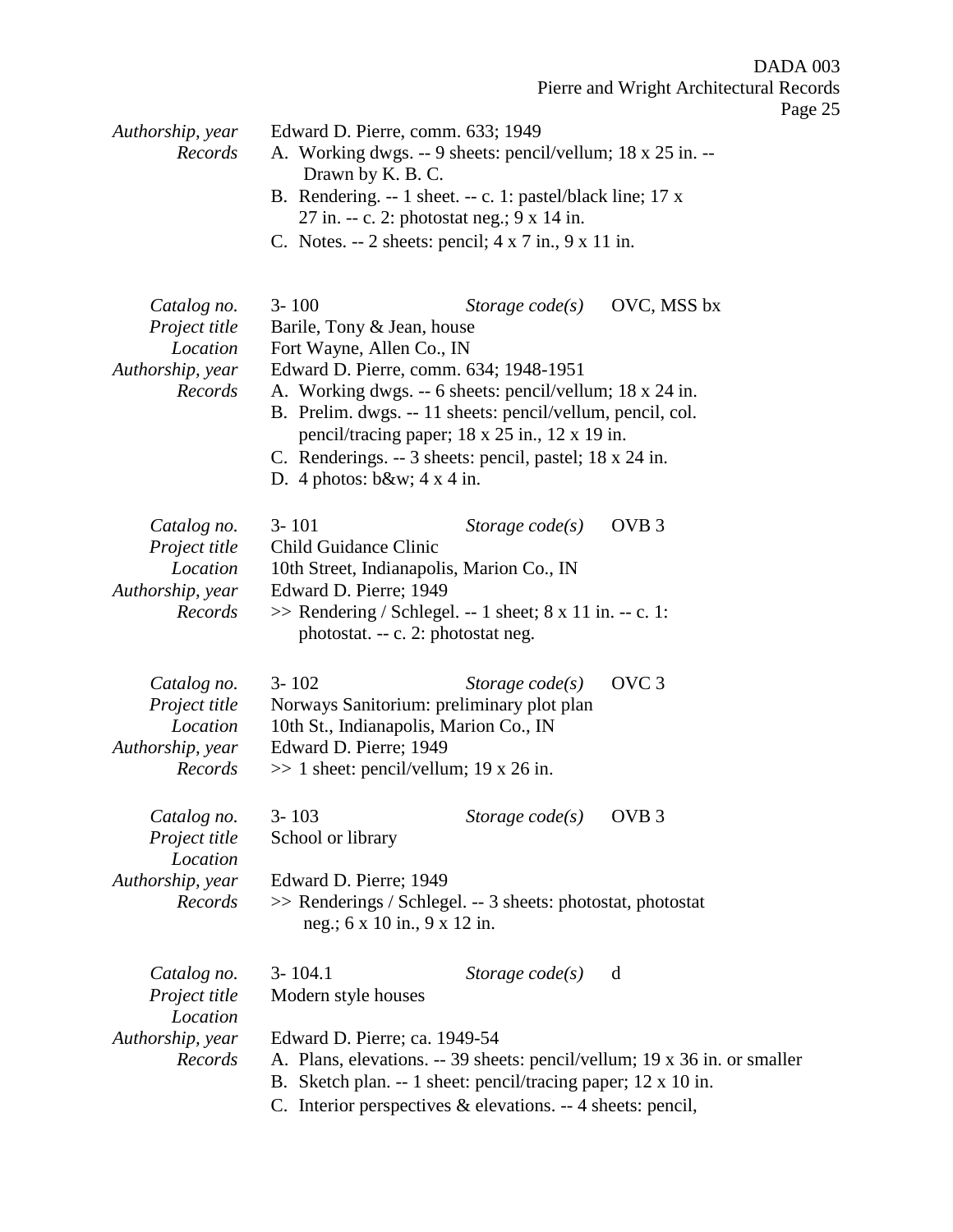*Authorship, year* Edward D. Pierre, comm. 633; 1949
*Records*
A. Working dwgs. -- 9 sheets: pencil/vellum; 18 x 25 in. -- Drawn by K. B. C.
B. Rendering. -- 1 sheet. -- c. 1: pastel/black line; 17 x 27 in. -- c. 2: photostat neg.; 9 x 14 in.
C. Notes. -- 2 sheets: pencil; 4 x 7 in., 9 x 11 in.

*Catalog no.* 3- 100 *Storage code(s)* OVC, MSS bx
*Project title* Barile, Tony & Jean, house
*Location* Fort Wayne, Allen Co., IN
*Authorship, year* Edward D. Pierre, comm. 634; 1948-1951
*Records*
A. Working dwgs. -- 6 sheets: pencil/vellum; 18 x 24 in.
B. Prelim. dwgs. -- 11 sheets: pencil/vellum, pencil, col. pencil/tracing paper; 18 x 25 in., 12 x 19 in.
C. Renderings. -- 3 sheets: pencil, pastel; 18 x 24 in.
D. 4 photos: b&w; 4 x 4 in.

*Catalog no.* 3- 101 *Storage code(s)* OVB 3
*Project title* Child Guidance Clinic
*Location* 10th Street, Indianapolis, Marion Co., IN
*Authorship, year* Edward D. Pierre; 1949
*Records* >> Rendering / Schlegel. -- 1 sheet; 8 x 11 in. -- c. 1: photostat. -- c. 2: photostat neg.

*Catalog no.* 3- 102 *Storage code(s)* OVC 3
*Project title* Norways Sanitorium: preliminary plot plan
*Location* 10th St., Indianapolis, Marion Co., IN
*Authorship, year* Edward D. Pierre; 1949
*Records* >> 1 sheet: pencil/vellum; 19 x 26 in.

*Catalog no.* 3- 103 *Storage code(s)* OVB 3
*Project title* School or library
*Location*
*Authorship, year* Edward D. Pierre; 1949
*Records* >> Renderings / Schlegel. -- 3 sheets: photostat, photostat neg.; 6 x 10 in., 9 x 12 in.

*Catalog no.* 3- 104.1 *Storage code(s)* d
*Project title* Modern style houses
*Location*
*Authorship, year* Edward D. Pierre; ca. 1949-54
*Records*
A. Plans, elevations. -- 39 sheets: pencil/vellum; 19 x 36 in. or smaller
B. Sketch plan. -- 1 sheet: pencil/tracing paper; 12 x 10 in.
C. Interior perspectives & elevations. -- 4 sheets: pencil,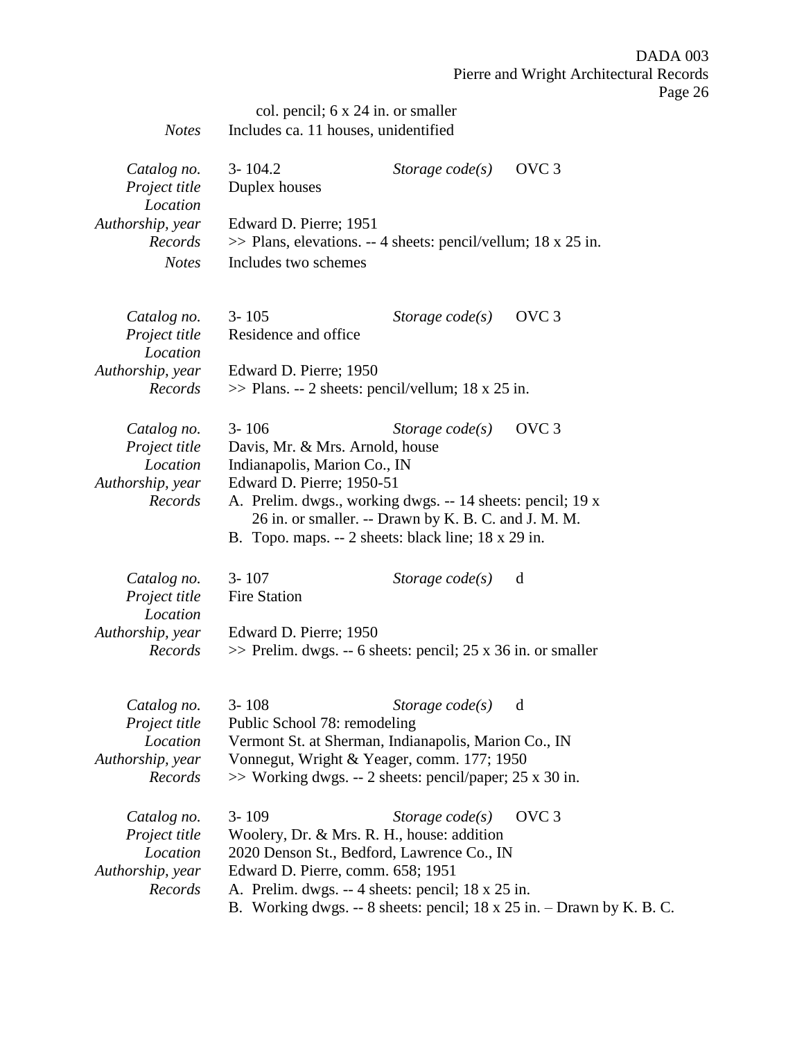col. pencil; 6 x 24 in. or smaller

*Notes* Includes ca. 11 houses, unidentified

*Catalog no.* 3- 104.2 *Storage code(s)* OVC 3
*Project title* Duplex houses
*Location*
*Authorship, year* Edward D. Pierre; 1951
*Records* >> Plans, elevations. -- 4 sheets: pencil/vellum; 18 x 25 in.
*Notes* Includes two schemes

*Catalog no.* 3- 105 *Storage code(s)* OVC 3
*Project title* Residence and office
*Location*
*Authorship, year* Edward D. Pierre; 1950
*Records* >> Plans. -- 2 sheets: pencil/vellum; 18 x 25 in.

*Catalog no.* 3- 106 *Storage code(s)* OVC 3
*Project title* Davis, Mr. & Mrs. Arnold, house
*Location* Indianapolis, Marion Co., IN
*Authorship, year* Edward D. Pierre; 1950-51
*Records* A. Prelim. dwgs., working dwgs. -- 14 sheets: pencil; 19 x 26 in. or smaller. -- Drawn by K. B. C. and J. M. M.
B. Topo. maps. -- 2 sheets: black line; 18 x 29 in.

*Catalog no.* 3- 107 *Storage code(s)* d
*Project title* Fire Station
*Location*
*Authorship, year* Edward D. Pierre; 1950
*Records* >> Prelim. dwgs. -- 6 sheets: pencil; 25 x 36 in. or smaller

*Catalog no.* 3- 108 *Storage code(s)* d
*Project title* Public School 78: remodeling
*Location* Vermont St. at Sherman, Indianapolis, Marion Co., IN
*Authorship, year* Vonnegut, Wright & Yeager, comm. 177; 1950
*Records* >> Working dwgs. -- 2 sheets: pencil/paper; 25 x 30 in.

*Catalog no.* 3- 109 *Storage code(s)* OVC 3
*Project title* Woolery, Dr. & Mrs. R. H., house: addition
*Location* 2020 Denson St., Bedford, Lawrence Co., IN
*Authorship, year* Edward D. Pierre, comm. 658; 1951
*Records* A. Prelim. dwgs. -- 4 sheets: pencil; 18 x 25 in.
B. Working dwgs. -- 8 sheets: pencil; 18 x 25 in. – Drawn by K. B. C.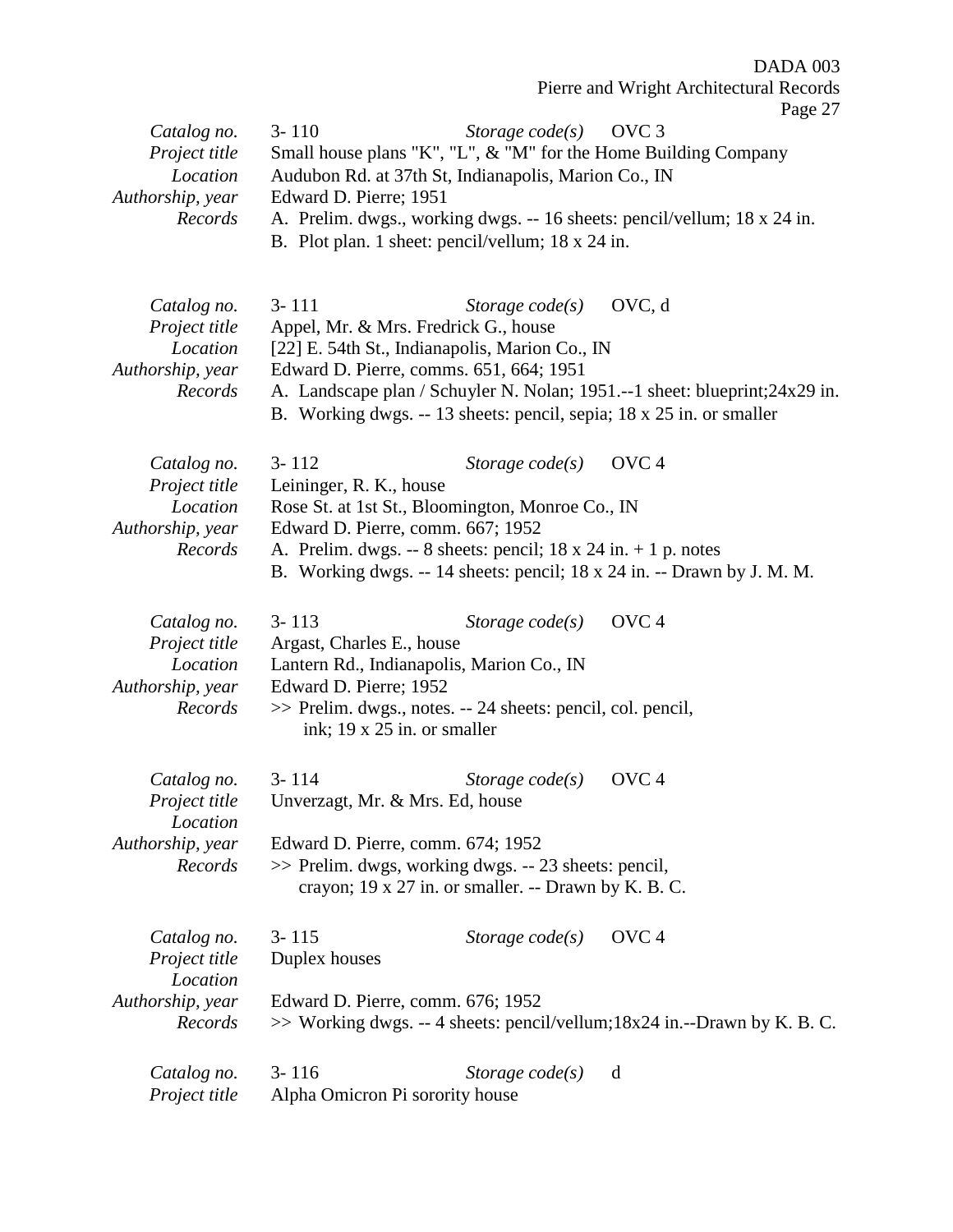*Catalog no.* 3- 110 *Storage code(s)* OVC 3
*Project title* Small house plans "K", "L", & "M" for the Home Building Company
*Location* Audubon Rd. at 37th St, Indianapolis, Marion Co., IN
*Authorship, year* Edward D. Pierre; 1951
*Records* A. Prelim. dwgs., working dwgs. -- 16 sheets: pencil/vellum; 18 x 24 in.
B. Plot plan. 1 sheet: pencil/vellum; 18 x 24 in.

*Catalog no.* 3- 111 *Storage code(s)* OVC, d
*Project title* Appel, Mr. & Mrs. Fredrick G., house
*Location* [22] E. 54th St., Indianapolis, Marion Co., IN
*Authorship, year* Edward D. Pierre, comms. 651, 664; 1951
*Records* A. Landscape plan / Schuyler N. Nolan; 1951.--1 sheet: blueprint;24x29 in.
B. Working dwgs. -- 13 sheets: pencil, sepia; 18 x 25 in. or smaller

*Catalog no.* 3- 112 *Storage code(s)* OVC 4
*Project title* Leininger, R. K., house
*Location* Rose St. at 1st St., Bloomington, Monroe Co., IN
*Authorship, year* Edward D. Pierre, comm. 667; 1952
*Records* A. Prelim. dwgs. -- 8 sheets: pencil; 18 x 24 in. + 1 p. notes
B. Working dwgs. -- 14 sheets: pencil; 18 x 24 in. -- Drawn by J. M. M.

*Catalog no.* 3- 113 *Storage code(s)* OVC 4
*Project title* Argast, Charles E., house
*Location* Lantern Rd., Indianapolis, Marion Co., IN
*Authorship, year* Edward D. Pierre; 1952
*Records* >> Prelim. dwgs., notes. -- 24 sheets: pencil, col. pencil, ink; 19 x 25 in. or smaller

*Catalog no.* 3- 114 *Storage code(s)* OVC 4
*Project title* Unverzagt, Mr. & Mrs. Ed, house
*Location*
*Authorship, year* Edward D. Pierre, comm. 674; 1952
*Records* >> Prelim. dwgs, working dwgs. -- 23 sheets: pencil, crayon; 19 x 27 in. or smaller. -- Drawn by K. B. C.

*Catalog no.* 3- 115 *Storage code(s)* OVC 4
*Project title* Duplex houses
*Location*
*Authorship, year* Edward D. Pierre, comm. 676; 1952
*Records* >> Working dwgs. -- 4 sheets: pencil/vellum;18x24 in.--Drawn by K. B. C.

*Catalog no.* 3- 116 *Storage code(s)* d
*Project title* Alpha Omicron Pi sorority house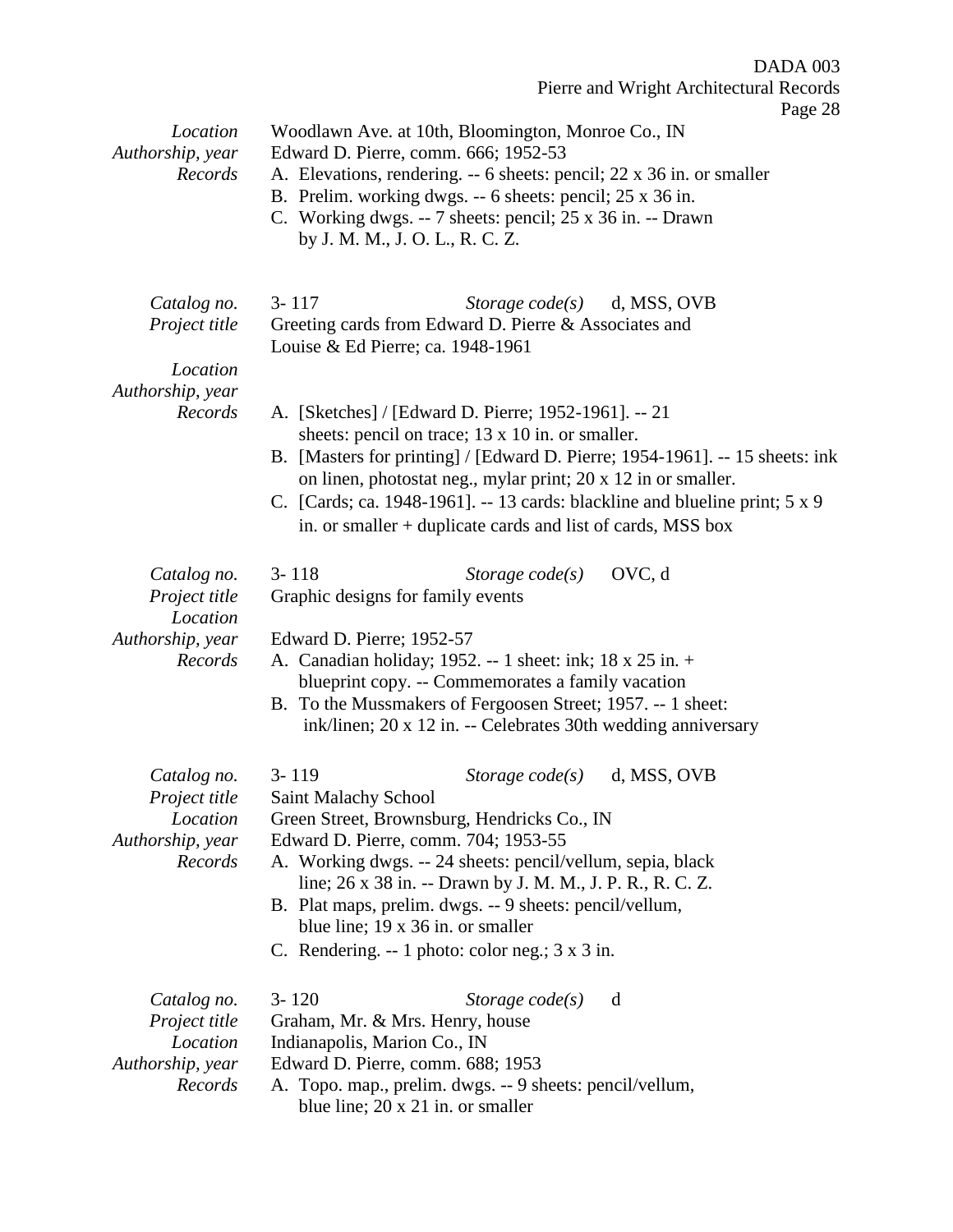*Location* Woodlawn Ave. at 10th, Bloomington, Monroe Co., IN
*Authorship, year* Edward D. Pierre, comm. 666; 1952-53
*Records*
A. Elevations, rendering. -- 6 sheets: pencil; 22 x 36 in. or smaller
B. Prelim. working dwgs. -- 6 sheets: pencil; 25 x 36 in.
C. Working dwgs. -- 7 sheets: pencil; 25 x 36 in. -- Drawn by J. M. M., J. O. L., R. C. Z.

*Catalog no.* 3- 117 *Storage code(s)* d, MSS, OVB
*Project title* Greeting cards from Edward D. Pierre & Associates and Louise & Ed Pierre; ca. 1948-1961
*Location*
*Authorship, year*
*Records*
A. [Sketches] / [Edward D. Pierre; 1952-1961]. -- 21 sheets: pencil on trace; 13 x 10 in. or smaller.
B. [Masters for printing] / [Edward D. Pierre; 1954-1961]. -- 15 sheets: ink on linen, photostat neg., mylar print; 20 x 12 in or smaller.
C. [Cards; ca. 1948-1961]. -- 13 cards: blackline and blueline print; 5 x 9 in. or smaller + duplicate cards and list of cards, MSS box

*Catalog no.* 3- 118 *Storage code(s)* OVC, d
*Project title* Graphic designs for family events
*Location*
*Authorship, year* Edward D. Pierre; 1952-57
*Records*
A. Canadian holiday; 1952. -- 1 sheet: ink; 18 x 25 in. + blueprint copy. -- Commemorates a family vacation
B. To the Mussmakers of Fergoosen Street; 1957. -- 1 sheet: ink/linen; 20 x 12 in. -- Celebrates 30th wedding anniversary

*Catalog no.* 3- 119 *Storage code(s)* d, MSS, OVB
*Project title* Saint Malachy School
*Location* Green Street, Brownsburg, Hendricks Co., IN
*Authorship, year* Edward D. Pierre, comm. 704; 1953-55
*Records*
A. Working dwgs. -- 24 sheets: pencil/vellum, sepia, black line; 26 x 38 in. -- Drawn by J. M. M., J. P. R., R. C. Z.
B. Plat maps, prelim. dwgs. -- 9 sheets: pencil/vellum, blue line; 19 x 36 in. or smaller
C. Rendering. -- 1 photo: color neg.; 3 x 3 in.

*Catalog no.* 3- 120 *Storage code(s)* d
*Project title* Graham, Mr. & Mrs. Henry, house
*Location* Indianapolis, Marion Co., IN
*Authorship, year* Edward D. Pierre, comm. 688; 1953
*Records*
A. Topo. map., prelim. dwgs. -- 9 sheets: pencil/vellum, blue line; 20 x 21 in. or smaller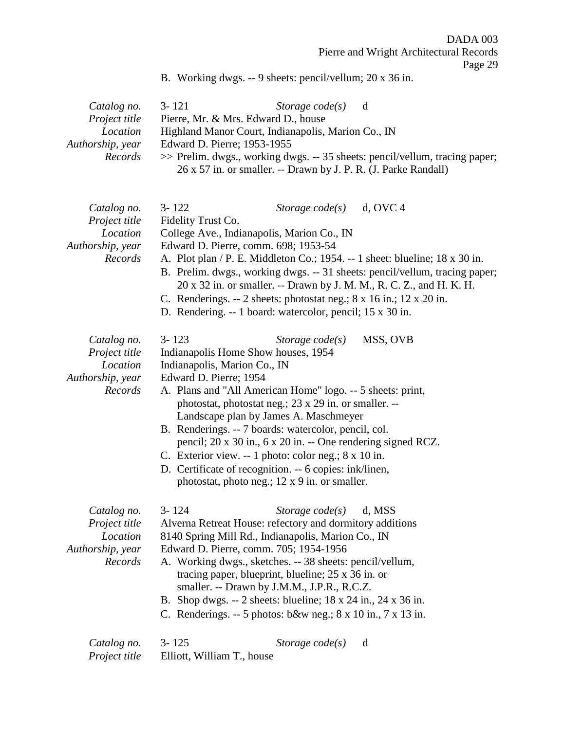B. Working dwgs. -- 9 sheets: pencil/vellum; 20 x 36 in.

*Catalog no.* 3- 121 *Storage code(s)* d
*Project title* Pierre, Mr. & Mrs. Edward D., house
*Location* Highland Manor Court, Indianapolis, Marion Co., IN
*Authorship, year* Edward D. Pierre; 1953-1955
*Records* >> Prelim. dwgs., working dwgs. -- 35 sheets: pencil/vellum, tracing paper; 26 x 57 in. or smaller. -- Drawn by J. P. R. (J. Parke Randall)

*Catalog no.* 3- 122 *Storage code(s)* d, OVC 4
*Project title* Fidelity Trust Co.
*Location* College Ave., Indianapolis, Marion Co., IN
*Authorship, year* Edward D. Pierre, comm. 698; 1953-54
*Records*
A. Plot plan / P. E. Middleton Co.; 1954. -- 1 sheet: blueline; 18 x 30 in.
B. Prelim. dwgs., working dwgs. -- 31 sheets: pencil/vellum, tracing paper; 20 x 32 in. or smaller. -- Drawn by J. M. M., R. C. Z., and H. K. H.
C. Renderings. -- 2 sheets: photostat neg.; 8 x 16 in.; 12 x 20 in.
D. Rendering. -- 1 board: watercolor, pencil; 15 x 30 in.

*Catalog no.* 3- 123 *Storage code(s)* MSS, OVB
*Project title* Indianapolis Home Show houses, 1954
*Location* Indianapolis, Marion Co., IN
*Authorship, year* Edward D. Pierre; 1954
*Records*
A. Plans and "All American Home" logo. -- 5 sheets: print, photostat, photostat neg.; 23 x 29 in. or smaller. -- Landscape plan by James A. Maschmeyer
B. Renderings. -- 7 boards: watercolor, pencil, col. pencil; 20 x 30 in., 6 x 20 in. -- One rendering signed RCZ.
C. Exterior view. -- 1 photo: color neg.; 8 x 10 in.
D. Certificate of recognition. -- 6 copies: ink/linen, photostat, photo neg.; 12 x 9 in. or smaller.

*Catalog no.* 3- 124 *Storage code(s)* d, MSS
*Project title* Alverna Retreat House: refectory and dormitory additions
*Location* 8140 Spring Mill Rd., Indianapolis, Marion Co., IN
*Authorship, year* Edward D. Pierre, comm. 705; 1954-1956
*Records*
A. Working dwgs., sketches. -- 38 sheets: pencil/vellum, tracing paper, blueprint, blueline; 25 x 36 in. or smaller. -- Drawn by J.M.M., J.P.R., R.C.Z.
B. Shop dwgs. -- 2 sheets: blueline; 18 x 24 in., 24 x 36 in.
C. Renderings. -- 5 photos: b&w neg.; 8 x 10 in., 7 x 13 in.

*Catalog no.* 3- 125 *Storage code(s)* d
*Project title* Elliott, William T., house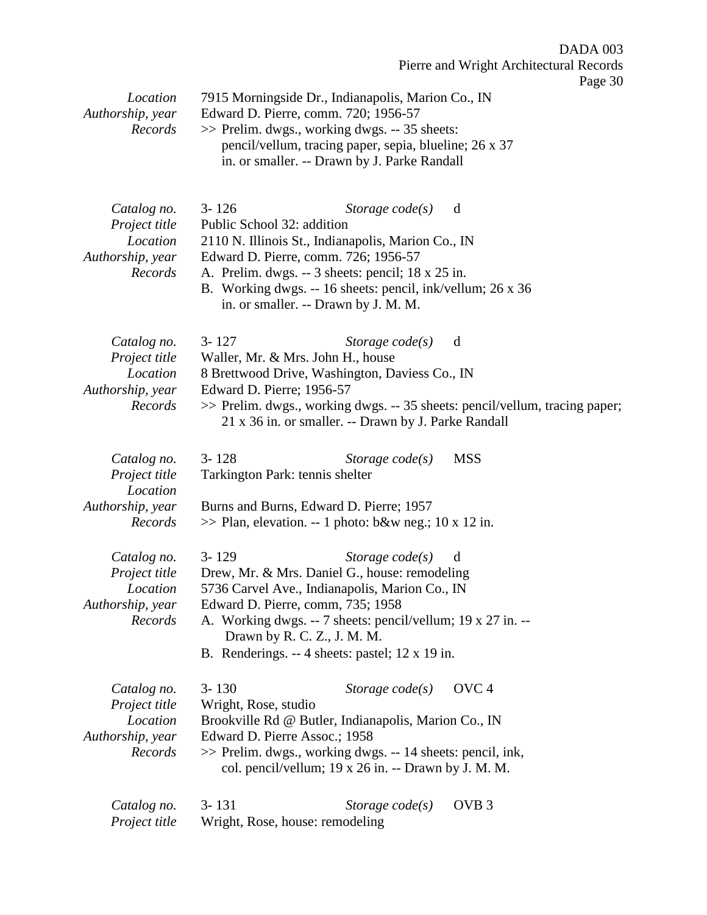| | |
|---|---|
| *Location* | 7915 Morningside Dr., Indianapolis, Marion Co., IN |
| *Authorship, year* | Edward D. Pierre, comm. 720; 1956-57 |
| *Records* | >> Prelim. dwgs., working dwgs. -- 35 sheets: pencil/vellum, tracing paper, sepia, blueline; 26 x 37 in. or smaller. -- Drawn by J. Parke Randall |

| | |
|---|---|
| *Catalog no.* | 3- 126 *Storage code(s)* d |
| *Project title* | Public School 32: addition |
| *Location* | 2110 N. Illinois St., Indianapolis, Marion Co., IN |
| *Authorship, year* | Edward D. Pierre, comm. 726; 1956-57 |
| *Records* | A. Prelim. dwgs. -- 3 sheets: pencil; 18 x 25 in.<br>B. Working dwgs. -- 16 sheets: pencil, ink/vellum; 26 x 36 in. or smaller. -- Drawn by J. M. M. |

| | |
|---|---|
| *Catalog no.* | 3- 127 *Storage code(s)* d |
| *Project title* | Waller, Mr. & Mrs. John H., house |
| *Location* | 8 Brettwood Drive, Washington, Daviess Co., IN |
| *Authorship, year* | Edward D. Pierre; 1956-57 |
| *Records* | >> Prelim. dwgs., working dwgs. -- 35 sheets: pencil/vellum, tracing paper; 21 x 36 in. or smaller. -- Drawn by J. Parke Randall |

| | |
|---|---|
| *Catalog no.* | 3- 128 *Storage code(s)* MSS |
| *Project title* | Tarkington Park: tennis shelter |
| *Location* | |
| *Authorship, year* | Burns and Burns, Edward D. Pierre; 1957 |
| *Records* | >> Plan, elevation. -- 1 photo: b&w neg.; 10 x 12 in. |

| | |
|---|---|
| *Catalog no.* | 3- 129 *Storage code(s)* d |
| *Project title* | Drew, Mr. & Mrs. Daniel G., house: remodeling |
| *Location* | 5736 Carvel Ave., Indianapolis, Marion Co., IN |
| *Authorship, year* | Edward D. Pierre, comm, 735; 1958 |
| *Records* | A. Working dwgs. -- 7 sheets: pencil/vellum; 19 x 27 in. -- Drawn by R. C. Z., J. M. M.<br>B. Renderings. -- 4 sheets: pastel; 12 x 19 in. |

| | |
|---|---|
| *Catalog no.* | 3- 130 *Storage code(s)* OVC 4 |
| *Project title* | Wright, Rose, studio |
| *Location* | Brookville Rd @ Butler, Indianapolis, Marion Co., IN |
| *Authorship, year* | Edward D. Pierre Assoc.; 1958 |
| *Records* | >> Prelim. dwgs., working dwgs. -- 14 sheets: pencil, ink, col. pencil/vellum; 19 x 26 in. -- Drawn by J. M. M. |

| | |
|---|---|
| *Catalog no.* | 3- 131 *Storage code(s)* OVB 3 |
| *Project title* | Wright, Rose, house: remodeling |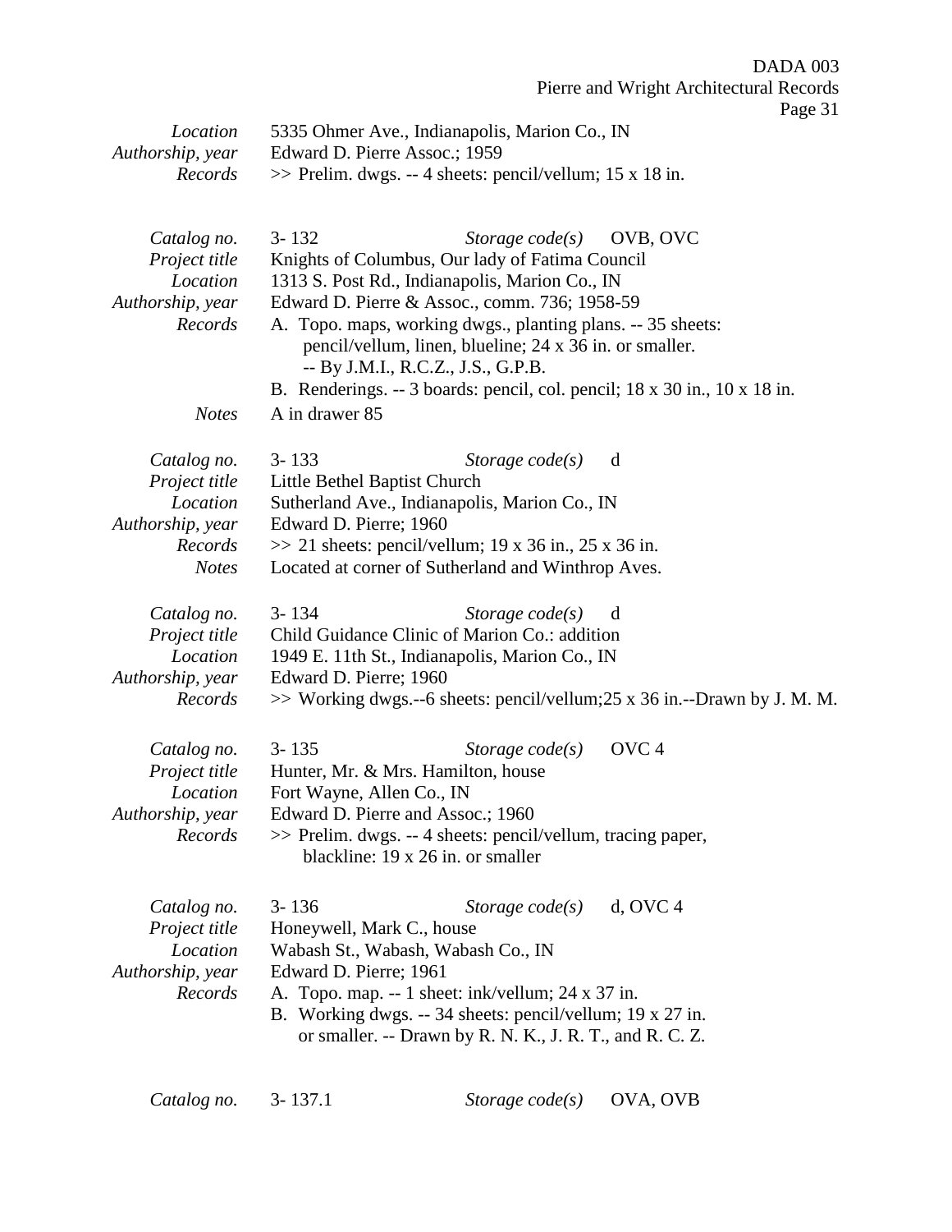*Location* 5335 Ohmer Ave., Indianapolis, Marion Co., IN
*Authorship, year* Edward D. Pierre Assoc.; 1959
*Records* >> Prelim. dwgs. -- 4 sheets: pencil/vellum; 15 x 18 in.

*Catalog no.* 3- 132 *Storage code(s)* OVB, OVC
*Project title* Knights of Columbus, Our lady of Fatima Council
*Location* 1313 S. Post Rd., Indianapolis, Marion Co., IN
*Authorship, year* Edward D. Pierre & Assoc., comm. 736; 1958-59
*Records* A. Topo. maps, working dwgs., planting plans. -- 35 sheets: pencil/vellum, linen, blueline; 24 x 36 in. or smaller. -- By J.M.I., R.C.Z., J.S., G.P.B.
B. Renderings. -- 3 boards: pencil, col. pencil; 18 x 30 in., 10 x 18 in.
*Notes* A in drawer 85

*Catalog no.* 3- 133 *Storage code(s)* d
*Project title* Little Bethel Baptist Church
*Location* Sutherland Ave., Indianapolis, Marion Co., IN
*Authorship, year* Edward D. Pierre; 1960
*Records* >> 21 sheets: pencil/vellum; 19 x 36 in., 25 x 36 in.
*Notes* Located at corner of Sutherland and Winthrop Aves.

*Catalog no.* 3- 134 *Storage code(s)* d
*Project title* Child Guidance Clinic of Marion Co.: addition
*Location* 1949 E. 11th St., Indianapolis, Marion Co., IN
*Authorship, year* Edward D. Pierre; 1960
*Records* >> Working dwgs.--6 sheets: pencil/vellum;25 x 36 in.--Drawn by J. M. M.

*Catalog no.* 3- 135 *Storage code(s)* OVC 4
*Project title* Hunter, Mr. & Mrs. Hamilton, house
*Location* Fort Wayne, Allen Co., IN
*Authorship, year* Edward D. Pierre and Assoc.; 1960
*Records* >> Prelim. dwgs. -- 4 sheets: pencil/vellum, tracing paper, blackline: 19 x 26 in. or smaller

*Catalog no.* 3- 136 *Storage code(s)* d, OVC 4
*Project title* Honeywell, Mark C., house
*Location* Wabash St., Wabash, Wabash Co., IN
*Authorship, year* Edward D. Pierre; 1961
*Records* A. Topo. map. -- 1 sheet: ink/vellum; 24 x 37 in.
B. Working dwgs. -- 34 sheets: pencil/vellum; 19 x 27 in. or smaller. -- Drawn by R. N. K., J. R. T., and R. C. Z.

*Catalog no.* 3- 137.1 *Storage code(s)* OVA, OVB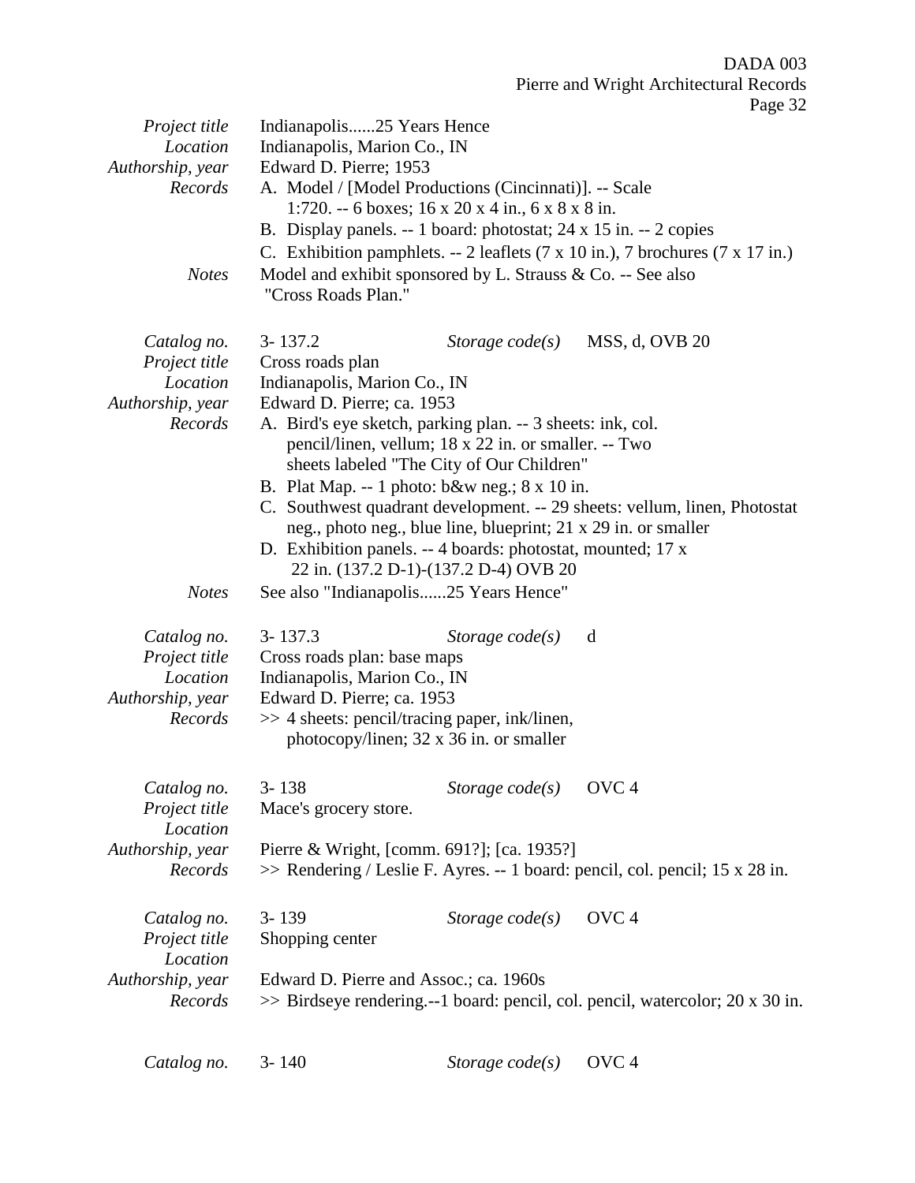| | |
|---|---|
| *Project title* | Indianapolis......25 Years Hence |
| *Location* | Indianapolis, Marion Co., IN |
| *Authorship, year* | Edward D. Pierre; 1953 |
| *Records* | A. Model / [Model Productions (Cincinnati)]. -- Scale 1:720. -- 6 boxes; 16 x 20 x 4 in., 6 x 8 x 8 in.<br>B. Display panels. -- 1 board: photostat; 24 x 15 in. -- 2 copies<br>C. Exhibition pamphlets. -- 2 leaflets (7 x 10 in.), 7 brochures (7 x 17 in.) |
| *Notes* | Model and exhibit sponsored by L. Strauss & Co. -- See also "Cross Roads Plan." |

| | | | |
|---|---|---|---|
| *Catalog no.* | 3- 137.2 | *Storage code(s)* | MSS, d, OVB 20 |
| *Project title* | Cross roads plan | | |
| *Location* | Indianapolis, Marion Co., IN | | |
| *Authorship, year* | Edward D. Pierre; ca. 1953 | | |
| *Records* | A. Bird's eye sketch, parking plan. -- 3 sheets: ink, col. pencil/linen, vellum; 18 x 22 in. or smaller. -- Two sheets labeled "The City of Our Children"<br>B. Plat Map. -- 1 photo: b&w neg.; 8 x 10 in.<br>C. Southwest quadrant development. -- 29 sheets: vellum, linen, Photostat neg., photo neg., blue line, blueprint; 21 x 29 in. or smaller<br>D. Exhibition panels. -- 4 boards: photostat, mounted; 17 x 22 in. (137.2 D-1)-(137.2 D-4) OVB 20 | | |
| *Notes* | See also "Indianapolis......25 Years Hence" | | |

| | | | |
|---|---|---|---|
| *Catalog no.* | 3- 137.3 | *Storage code(s)* | d |
| *Project title* | Cross roads plan: base maps | | |
| *Location* | Indianapolis, Marion Co., IN | | |
| *Authorship, year* | Edward D. Pierre; ca. 1953 | | |
| *Records* | >> 4 sheets: pencil/tracing paper, ink/linen, photocopy/linen; 32 x 36 in. or smaller | | |

| | | | |
|---|---|---|---|
| *Catalog no.* | 3- 138 | *Storage code(s)* | OVC 4 |
| *Project title* | Mace's grocery store. | | |
| *Location* | | | |
| *Authorship, year* | Pierre & Wright, [comm. 691?]; [ca. 1935?] | | |
| *Records* | >> Rendering / Leslie F. Ayres. -- 1 board: pencil, col. pencil; 15 x 28 in. | | |

| | | | |
|---|---|---|---|
| *Catalog no.* | 3- 139 | *Storage code(s)* | OVC 4 |
| *Project title* | Shopping center | | |
| *Location* | | | |
| *Authorship, year* | Edward D. Pierre and Assoc.; ca. 1960s | | |
| *Records* | >> Birdseye rendering.--1 board: pencil, col. pencil, watercolor; 20 x 30 in. | | |

| | | | |
|---|---|---|---|
| *Catalog no.* | 3- 140 | *Storage code(s)* | OVC 4 |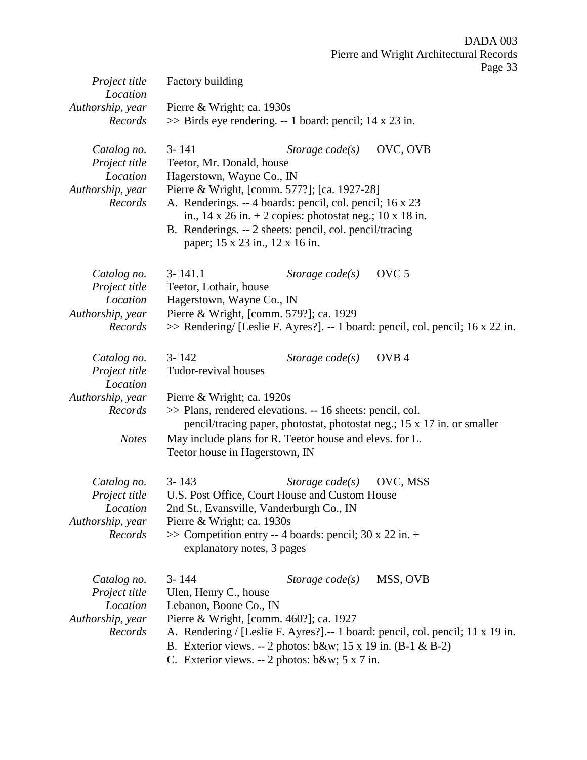| | |
|---|---|
| *Project title* | Factory building |
| *Location* | |
| *Authorship, year* | Pierre & Wright; ca. 1930s |
| *Records* | >> Birds eye rendering. -- 1 board: pencil; 14 x 23 in. |

| | | | |
|---|---|---|---|
| *Catalog no.* | 3- 141 | *Storage code(s)* | OVC, OVB |
| *Project title* | Teetor, Mr. Donald, house | | |
| *Location* | Hagerstown, Wayne Co., IN | | |
| *Authorship, year* | Pierre & Wright, [comm. 577?]; [ca. 1927-28] | | |
| *Records* | A. Renderings. -- 4 boards: pencil, col. pencil; 16 x 23 in., 14 x 26 in. + 2 copies: photostat neg.; 10 x 18 in.<br>B. Renderings. -- 2 sheets: pencil, col. pencil/tracing paper; 15 x 23 in., 12 x 16 in. | | |

| | | | |
|---|---|---|---|
| *Catalog no.* | 3- 141.1 | *Storage code(s)* | OVC 5 |
| *Project title* | Teetor, Lothair, house | | |
| *Location* | Hagerstown, Wayne Co., IN | | |
| *Authorship, year* | Pierre & Wright, [comm. 579?]; ca. 1929 | | |
| *Records* | >> Rendering/ [Leslie F. Ayres?]. -- 1 board: pencil, col. pencil; 16 x 22 in. | | |

| | | | |
|---|---|---|---|
| *Catalog no.* | 3- 142 | *Storage code(s)* | OVB 4 |
| *Project title* | Tudor-revival houses | | |
| *Location* | | | |
| *Authorship, year* | Pierre & Wright; ca. 1920s | | |
| *Records* | >> Plans, rendered elevations. -- 16 sheets: pencil, col. pencil/tracing paper, photostat, photostat neg.; 15 x 17 in. or smaller | | |
| *Notes* | May include plans for R. Teetor house and elevs. for L. Teetor house in Hagerstown, IN | | |

| | | | |
|---|---|---|---|
| *Catalog no.* | 3- 143 | *Storage code(s)* | OVC, MSS |
| *Project title* | U.S. Post Office, Court House and Custom House | | |
| *Location* | 2nd St., Evansville, Vanderburgh Co., IN | | |
| *Authorship, year* | Pierre & Wright; ca. 1930s | | |
| *Records* | >> Competition entry -- 4 boards: pencil; 30 x 22 in. + explanatory notes, 3 pages | | |

| | | | |
|---|---|---|---|
| *Catalog no.* | 3- 144 | *Storage code(s)* | MSS, OVB |
| *Project title* | Ulen, Henry C., house | | |
| *Location* | Lebanon, Boone Co., IN | | |
| *Authorship, year* | Pierre & Wright, [comm. 460?]; ca. 1927 | | |
| *Records* | A. Rendering / [Leslie F. Ayres?].-- 1 board: pencil, col. pencil; 11 x 19 in.<br>B. Exterior views. -- 2 photos: b&w; 15 x 19 in. (B-1 & B-2)<br>C. Exterior views. -- 2 photos: b&w; 5 x 7 in. | | |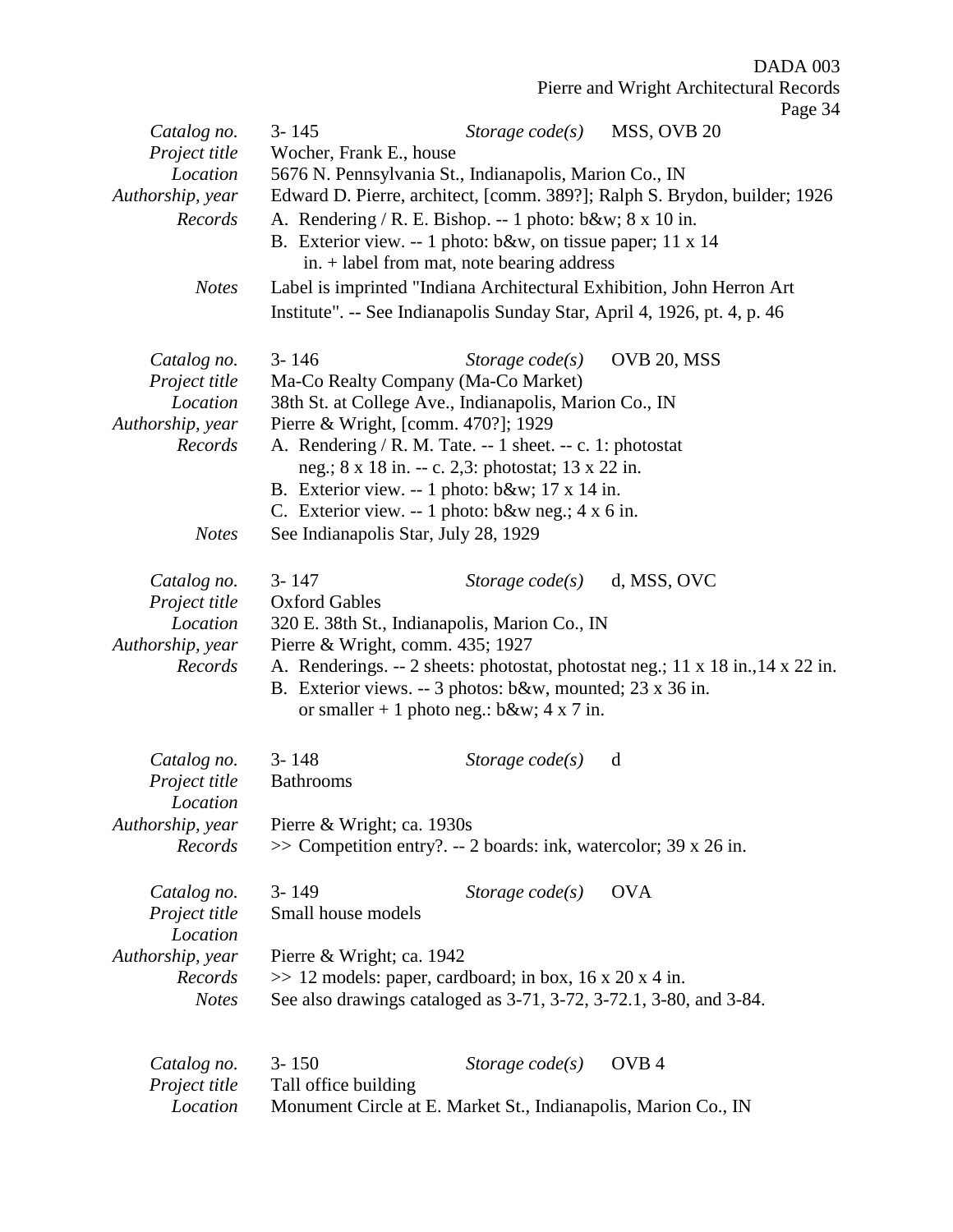| | | | |
|---|---|---|---|
| *Catalog no.* | 3- 145 | *Storage code(s)* | MSS, OVB 20 |
| *Project title* | Wocher, Frank E., house | | |
| *Location* | 5676 N. Pennsylvania St., Indianapolis, Marion Co., IN | | |
| *Authorship, year* | Edward D. Pierre, architect, [comm. 389?]; Ralph S. Brydon, builder; 1926 | | |
| *Records* | A. Rendering / R. E. Bishop. -- 1 photo: b&w; 8 x 10 in.<br>B. Exterior view. -- 1 photo: b&w, on tissue paper; 11 x 14 in. + label from mat, note bearing address | | |
| *Notes* | Label is imprinted "Indiana Architectural Exhibition, John Herron Art Institute". -- See Indianapolis Sunday Star, April 4, 1926, pt. 4, p. 46 | | |

| | | | |
|---|---|---|---|
| *Catalog no.* | 3- 146 | *Storage code(s)* | OVB 20, MSS |
| *Project title* | Ma-Co Realty Company (Ma-Co Market) | | |
| *Location* | 38th St. at College Ave., Indianapolis, Marion Co., IN | | |
| *Authorship, year* | Pierre & Wright, [comm. 470?]; 1929 | | |
| *Records* | A. Rendering / R. M. Tate. -- 1 sheet. -- c. 1: photostat neg.; 8 x 18 in. -- c. 2,3: photostat; 13 x 22 in.<br>B. Exterior view. -- 1 photo: b&w; 17 x 14 in.<br>C. Exterior view. -- 1 photo: b&w neg.; 4 x 6 in. | | |
| *Notes* | See Indianapolis Star, July 28, 1929 | | |

| | | | |
|---|---|---|---|
| *Catalog no.* | 3- 147 | *Storage code(s)* | d, MSS, OVC |
| *Project title* | Oxford Gables | | |
| *Location* | 320 E. 38th St., Indianapolis, Marion Co., IN | | |
| *Authorship, year* | Pierre & Wright, comm. 435; 1927 | | |
| *Records* | A. Renderings. -- 2 sheets: photostat, photostat neg.; 11 x 18 in.,14 x 22 in.<br>B. Exterior views. -- 3 photos: b&w, mounted; 23 x 36 in. or smaller + 1 photo neg.: b&w; 4 x 7 in. | | |

| | | | |
|---|---|---|---|
| *Catalog no.* | 3- 148 | *Storage code(s)* | d |
| *Project title* | Bathrooms | | |
| *Location* | | | |
| *Authorship, year* | Pierre & Wright; ca. 1930s | | |
| *Records* | >> Competition entry?. -- 2 boards: ink, watercolor; 39 x 26 in. | | |

| | | | |
|---|---|---|---|
| *Catalog no.* | 3- 149 | *Storage code(s)* | OVA |
| *Project title* | Small house models | | |
| *Location* | | | |
| *Authorship, year* | Pierre & Wright; ca. 1942 | | |
| *Records* | >> 12 models: paper, cardboard; in box, 16 x 20 x 4 in. | | |
| *Notes* | See also drawings cataloged as 3-71, 3-72, 3-72.1, 3-80, and 3-84. | | |

| | | | |
|---|---|---|---|
| *Catalog no.* | 3- 150 | *Storage code(s)* | OVB 4 |
| *Project title* | Tall office building | | |
| *Location* | Monument Circle at E. Market St., Indianapolis, Marion Co., IN | | |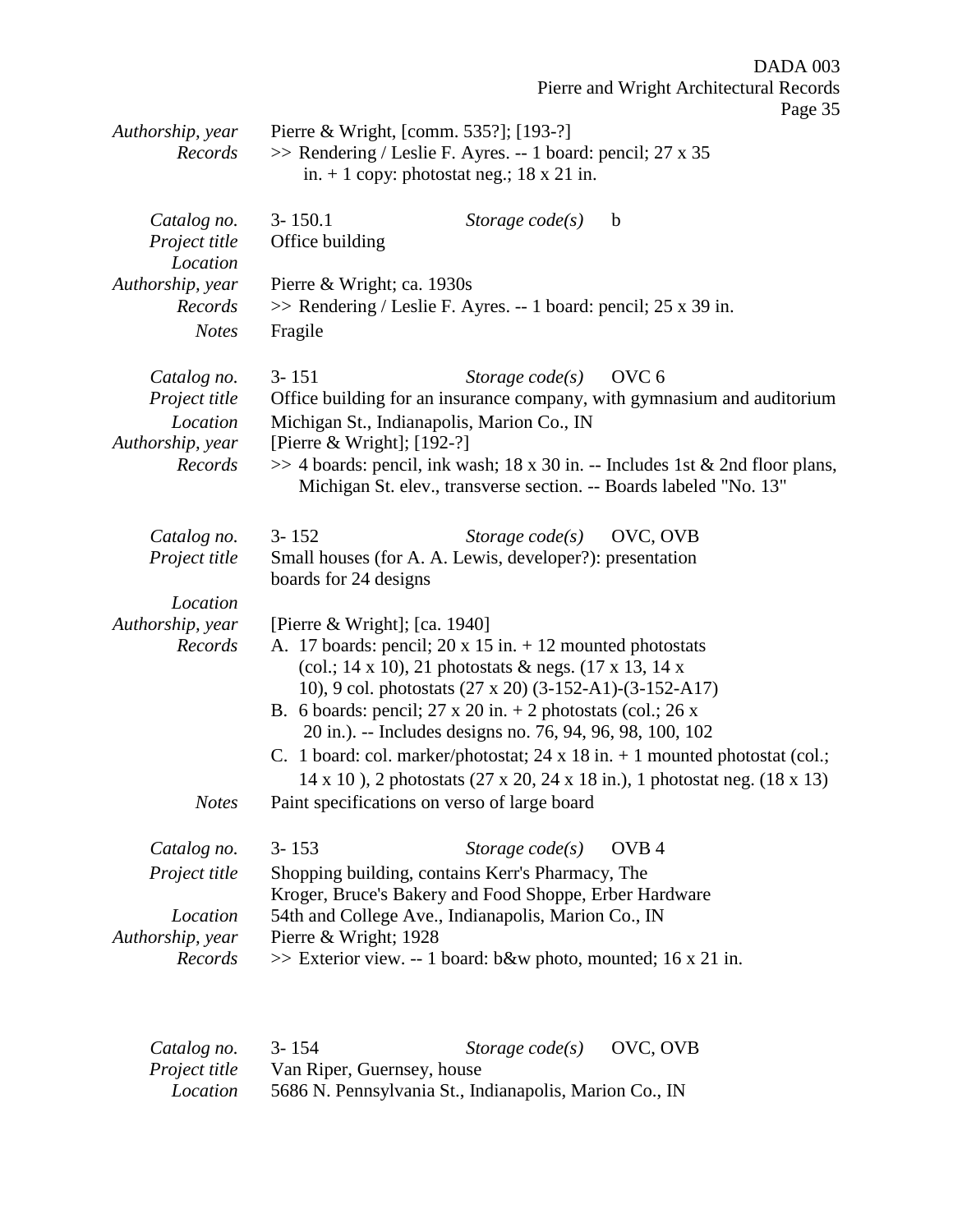| | |
|---|---|
| *Authorship, year* | Pierre & Wright, [comm. 535?]; [193-?] |
| *Records* | >> Rendering / Leslie F. Ayres. -- 1 board: pencil; 27 x 35 in. + 1 copy: photostat neg.; 18 x 21 in. |

| | |
|---|---|
| *Catalog no.* | 3- 150.1 &nbsp;&nbsp;&nbsp; *Storage code(s)* &nbsp;&nbsp; b |
| *Project title* | Office building |
| *Location* | |
| *Authorship, year* | Pierre & Wright; ca. 1930s |
| *Records* | >> Rendering / Leslie F. Ayres. -- 1 board: pencil; 25 x 39 in. |
| *Notes* | Fragile |

| | |
|---|---|
| *Catalog no.* | 3- 151 &nbsp;&nbsp;&nbsp; *Storage code(s)* &nbsp;&nbsp; OVC 6 |
| *Project title* | Office building for an insurance company, with gymnasium and auditorium |
| *Location* | Michigan St., Indianapolis, Marion Co., IN |
| *Authorship, year* | [Pierre & Wright]; [192-?] |
| *Records* | >> 4 boards: pencil, ink wash; 18 x 30 in. -- Includes 1st & 2nd floor plans, Michigan St. elev., transverse section. -- Boards labeled "No. 13" |

| | |
|---|---|
| *Catalog no.* | 3- 152 &nbsp;&nbsp;&nbsp; *Storage code(s)* &nbsp;&nbsp; OVC, OVB |
| *Project title* | Small houses (for A. A. Lewis, developer?): presentation boards for 24 designs |
| *Location* | |
| *Authorship, year* | [Pierre & Wright]; [ca. 1940] |
| *Records* | A. 17 boards: pencil; 20 x 15 in. + 12 mounted photostats (col.; 14 x 10), 21 photostats & negs. (17 x 13, 14 x 10), 9 col. photostats (27 x 20) (3-152-A1)-(3-152-A17)<br>B. 6 boards: pencil; 27 x 20 in. + 2 photostats (col.; 26 x 20 in.). -- Includes designs no. 76, 94, 96, 98, 100, 102<br>C. 1 board: col. marker/photostat; 24 x 18 in. + 1 mounted photostat (col.; 14 x 10 ), 2 photostats (27 x 20, 24 x 18 in.), 1 photostat neg. (18 x 13) |
| *Notes* | Paint specifications on verso of large board |

| | |
|---|---|
| *Catalog no.* | 3- 153 &nbsp;&nbsp;&nbsp; *Storage code(s)* &nbsp;&nbsp; OVB 4 |
| *Project title* | Shopping building, contains Kerr's Pharmacy, The Kroger, Bruce's Bakery and Food Shoppe, Erber Hardware |
| *Location* | 54th and College Ave., Indianapolis, Marion Co., IN |
| *Authorship, year* | Pierre & Wright; 1928 |
| *Records* | >> Exterior view. -- 1 board: b&w photo, mounted; 16 x 21 in. |

| | |
|---|---|
| *Catalog no.* | 3- 154 &nbsp;&nbsp;&nbsp; *Storage code(s)* &nbsp;&nbsp; OVC, OVB |
| *Project title* | Van Riper, Guernsey, house |
| *Location* | 5686 N. Pennsylvania St., Indianapolis, Marion Co., IN |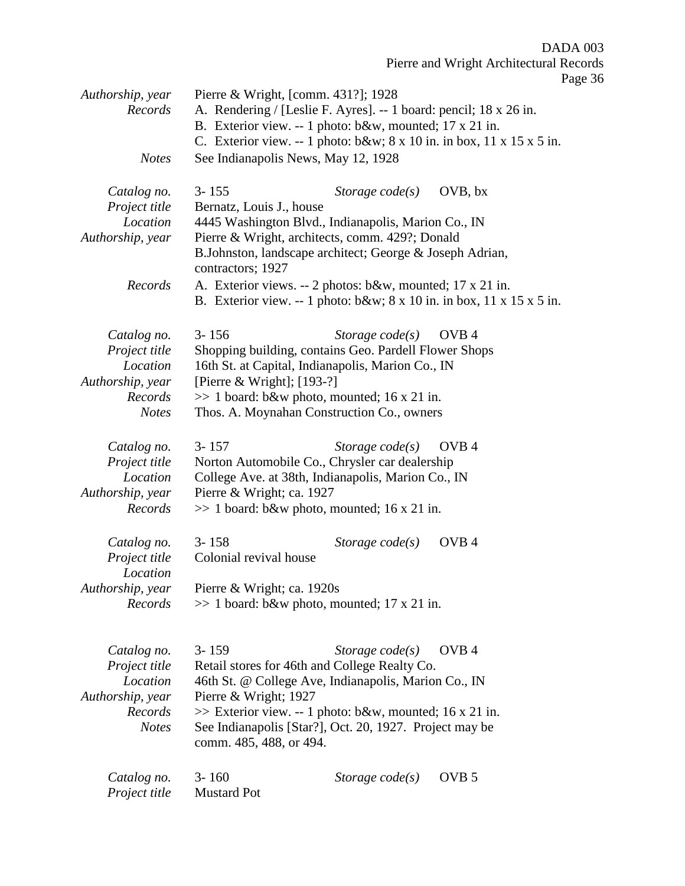*Authorship, year* Pierre & Wright, [comm. 431?]; 1928

*Records* A. Rendering / [Leslie F. Ayres]. -- 1 board: pencil; 18 x 26 in.
B. Exterior view. -- 1 photo: b&w, mounted; 17 x 21 in.
C. Exterior view. -- 1 photo: b&w; 8 x 10 in. in box, 11 x 15 x 5 in.

*Notes* See Indianapolis News, May 12, 1928

*Catalog no.* 3- 155 *Storage code(s)* OVB, bx
*Project title* Bernatz, Louis J., house
*Location* 4445 Washington Blvd., Indianapolis, Marion Co., IN
*Authorship, year* Pierre & Wright, architects, comm. 429?; Donald B.Johnston, landscape architect; George & Joseph Adrian, contractors; 1927
*Records* A. Exterior views. -- 2 photos: b&w, mounted; 17 x 21 in.
B. Exterior view. -- 1 photo: b&w; 8 x 10 in. in box, 11 x 15 x 5 in.

*Catalog no.* 3- 156 *Storage code(s)* OVB 4
*Project title* Shopping building, contains Geo. Pardell Flower Shops
*Location* 16th St. at Capital, Indianapolis, Marion Co., IN
*Authorship, year* [Pierre & Wright]; [193-?]
*Records* >> 1 board: b&w photo, mounted; 16 x 21 in.
*Notes* Thos. A. Moynahan Construction Co., owners

*Catalog no.* 3- 157 *Storage code(s)* OVB 4
*Project title* Norton Automobile Co., Chrysler car dealership
*Location* College Ave. at 38th, Indianapolis, Marion Co., IN
*Authorship, year* Pierre & Wright; ca. 1927
*Records* >> 1 board: b&w photo, mounted; 16 x 21 in.

*Catalog no.* 3- 158 *Storage code(s)* OVB 4
*Project title* Colonial revival house
*Location*
*Authorship, year* Pierre & Wright; ca. 1920s
*Records* >> 1 board: b&w photo, mounted; 17 x 21 in.

*Catalog no.* 3- 159 *Storage code(s)* OVB 4
*Project title* Retail stores for 46th and College Realty Co.
*Location* 46th St. @ College Ave, Indianapolis, Marion Co., IN
*Authorship, year* Pierre & Wright; 1927
*Records* >> Exterior view. -- 1 photo: b&w, mounted; 16 x 21 in.
*Notes* See Indianapolis [Star?], Oct. 20, 1927. Project may be comm. 485, 488, or 494.

*Catalog no.* 3- 160 *Storage code(s)* OVB 5
*Project title* Mustard Pot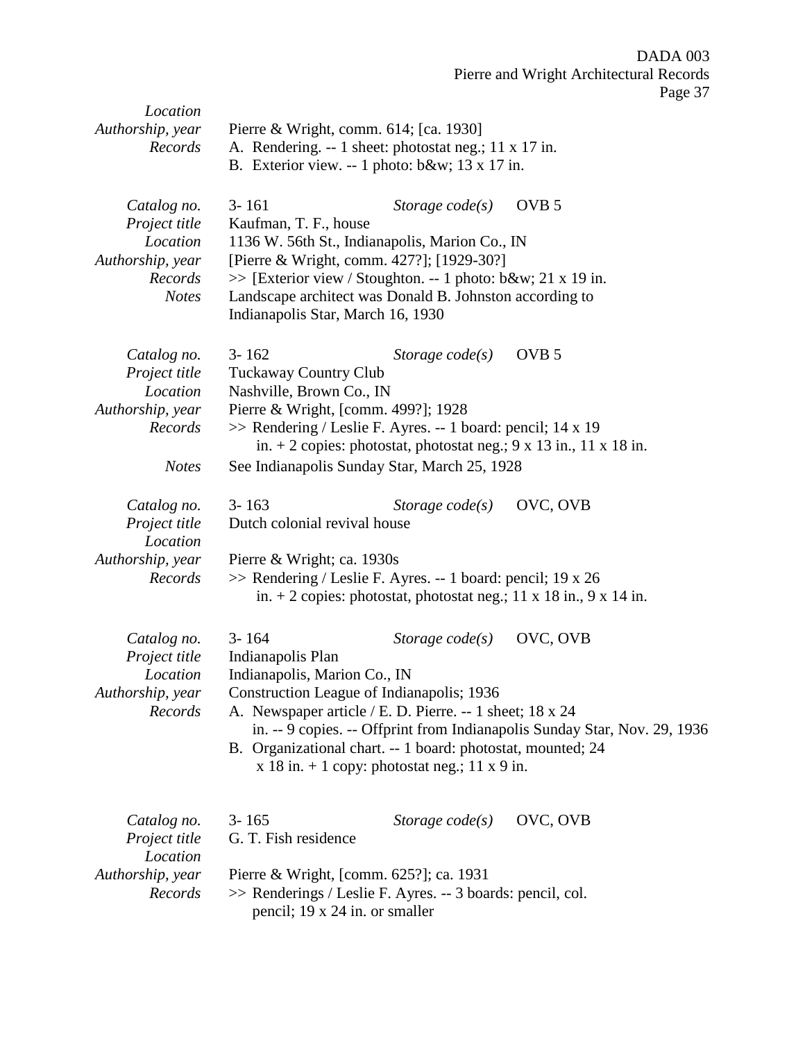| | |
|---|---|
| *Location* | |
| *Authorship, year* | Pierre & Wright, comm. 614; [ca. 1930] |
| *Records* | A. Rendering. -- 1 sheet: photostat neg.; 11 x 17 in.<br>B. Exterior view. -- 1 photo: b&w; 13 x 17 in. |

| | |
|---|---|
| *Catalog no.* | 3- 161 *Storage code(s)* OVB 5 |
| *Project title* | Kaufman, T. F., house |
| *Location* | 1136 W. 56th St., Indianapolis, Marion Co., IN |
| *Authorship, year* | [Pierre & Wright, comm. 427?]; [1929-30?] |
| *Records* | >> [Exterior view / Stoughton. -- 1 photo: b&w; 21 x 19 in. |
| *Notes* | Landscape architect was Donald B. Johnston according to Indianapolis Star, March 16, 1930 |

| | |
|---|---|
| *Catalog no.* | 3- 162 *Storage code(s)* OVB 5 |
| *Project title* | Tuckaway Country Club |
| *Location* | Nashville, Brown Co., IN |
| *Authorship, year* | Pierre & Wright, [comm. 499?]; 1928 |
| *Records* | >> Rendering / Leslie F. Ayres. -- 1 board: pencil; 14 x 19 in. + 2 copies: photostat, photostat neg.; 9 x 13 in., 11 x 18 in. |
| *Notes* | See Indianapolis Sunday Star, March 25, 1928 |

| | |
|---|---|
| *Catalog no.* | 3- 163 *Storage code(s)* OVC, OVB |
| *Project title* | Dutch colonial revival house |
| *Location* | |
| *Authorship, year* | Pierre & Wright; ca. 1930s |
| *Records* | >> Rendering / Leslie F. Ayres. -- 1 board: pencil; 19 x 26 in. + 2 copies: photostat, photostat neg.; 11 x 18 in., 9 x 14 in. |

| | |
|---|---|
| *Catalog no.* | 3- 164 *Storage code(s)* OVC, OVB |
| *Project title* | Indianapolis Plan |
| *Location* | Indianapolis, Marion Co., IN |
| *Authorship, year* | Construction League of Indianapolis; 1936 |
| *Records* | A. Newspaper article / E. D. Pierre. -- 1 sheet; 18 x 24 in. -- 9 copies. -- Offprint from Indianapolis Sunday Star, Nov. 29, 1936<br>B. Organizational chart. -- 1 board: photostat, mounted; 24 x 18 in. + 1 copy: photostat neg.; 11 x 9 in. |

| | |
|---|---|
| *Catalog no.* | 3- 165 *Storage code(s)* OVC, OVB |
| *Project title* | G. T. Fish residence |
| *Location* | |
| *Authorship, year* | Pierre & Wright, [comm. 625?]; ca. 1931 |
| *Records* | >> Renderings / Leslie F. Ayres. -- 3 boards: pencil, col. pencil; 19 x 24 in. or smaller |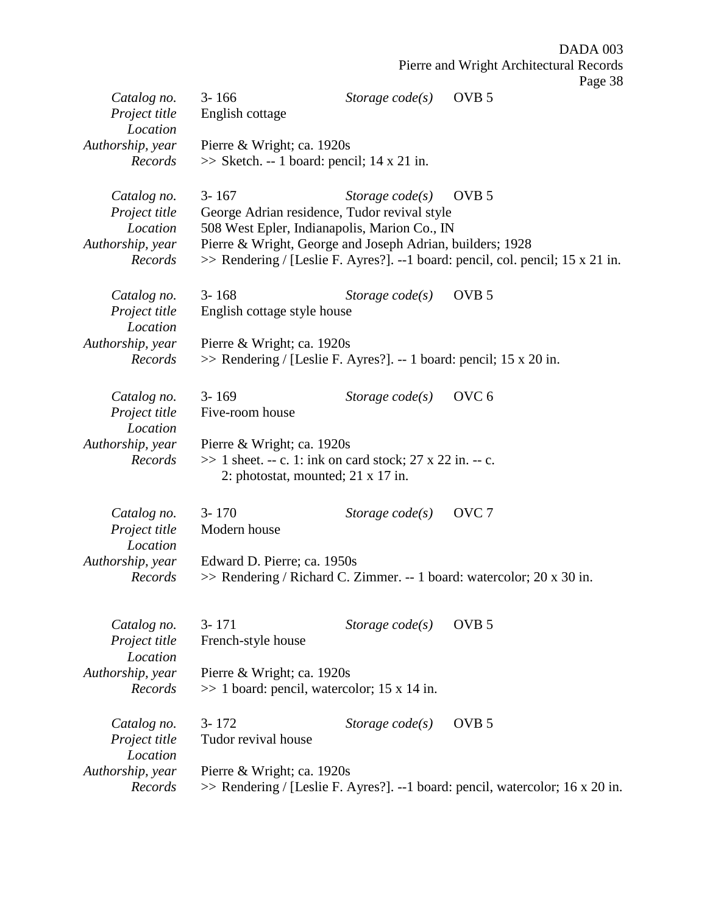| | | | |
|---|---|---|---|
| *Catalog no.* | 3- 166 | *Storage code(s)* | OVB 5 |
| *Project title* | English cottage | | |
| *Location* | | | |
| *Authorship, year* | Pierre & Wright; ca. 1920s | | |
| *Records* | >> Sketch. -- 1 board: pencil; 14 x 21 in. | | |

| | | | |
|---|---|---|---|
| *Catalog no.* | 3- 167 | *Storage code(s)* | OVB 5 |
| *Project title* | George Adrian residence, Tudor revival style | | |
| *Location* | 508 West Epler, Indianapolis, Marion Co., IN | | |
| *Authorship, year* | Pierre & Wright, George and Joseph Adrian, builders; 1928 | | |
| *Records* | >> Rendering / [Leslie F. Ayres?]. --1 board: pencil, col. pencil; 15 x 21 in. | | |

| | | | |
|---|---|---|---|
| *Catalog no.* | 3- 168 | *Storage code(s)* | OVB 5 |
| *Project title* | English cottage style house | | |
| *Location* | | | |
| *Authorship, year* | Pierre & Wright; ca. 1920s | | |
| *Records* | >> Rendering / [Leslie F. Ayres?]. -- 1 board: pencil; 15 x 20 in. | | |

| | | | |
|---|---|---|---|
| *Catalog no.* | 3- 169 | *Storage code(s)* | OVC 6 |
| *Project title* | Five-room house | | |
| *Location* | | | |
| *Authorship, year* | Pierre & Wright; ca. 1920s | | |
| *Records* | >> 1 sheet. -- c. 1: ink on card stock; 27 x 22 in. -- c. 2: photostat, mounted; 21 x 17 in. | | |

| | | | |
|---|---|---|---|
| *Catalog no.* | 3- 170 | *Storage code(s)* | OVC 7 |
| *Project title* | Modern house | | |
| *Location* | | | |
| *Authorship, year* | Edward D. Pierre; ca. 1950s | | |
| *Records* | >> Rendering / Richard C. Zimmer. -- 1 board: watercolor; 20 x 30 in. | | |

| | | | |
|---|---|---|---|
| *Catalog no.* | 3- 171 | *Storage code(s)* | OVB 5 |
| *Project title* | French-style house | | |
| *Location* | | | |
| *Authorship, year* | Pierre & Wright; ca. 1920s | | |
| *Records* | >> 1 board: pencil, watercolor; 15 x 14 in. | | |

| | | | |
|---|---|---|---|
| *Catalog no.* | 3- 172 | *Storage code(s)* | OVB 5 |
| *Project title* | Tudor revival house | | |
| *Location* | | | |
| *Authorship, year* | Pierre & Wright; ca. 1920s | | |
| *Records* | >> Rendering / [Leslie F. Ayres?]. --1 board: pencil, watercolor; 16 x 20 in. | | |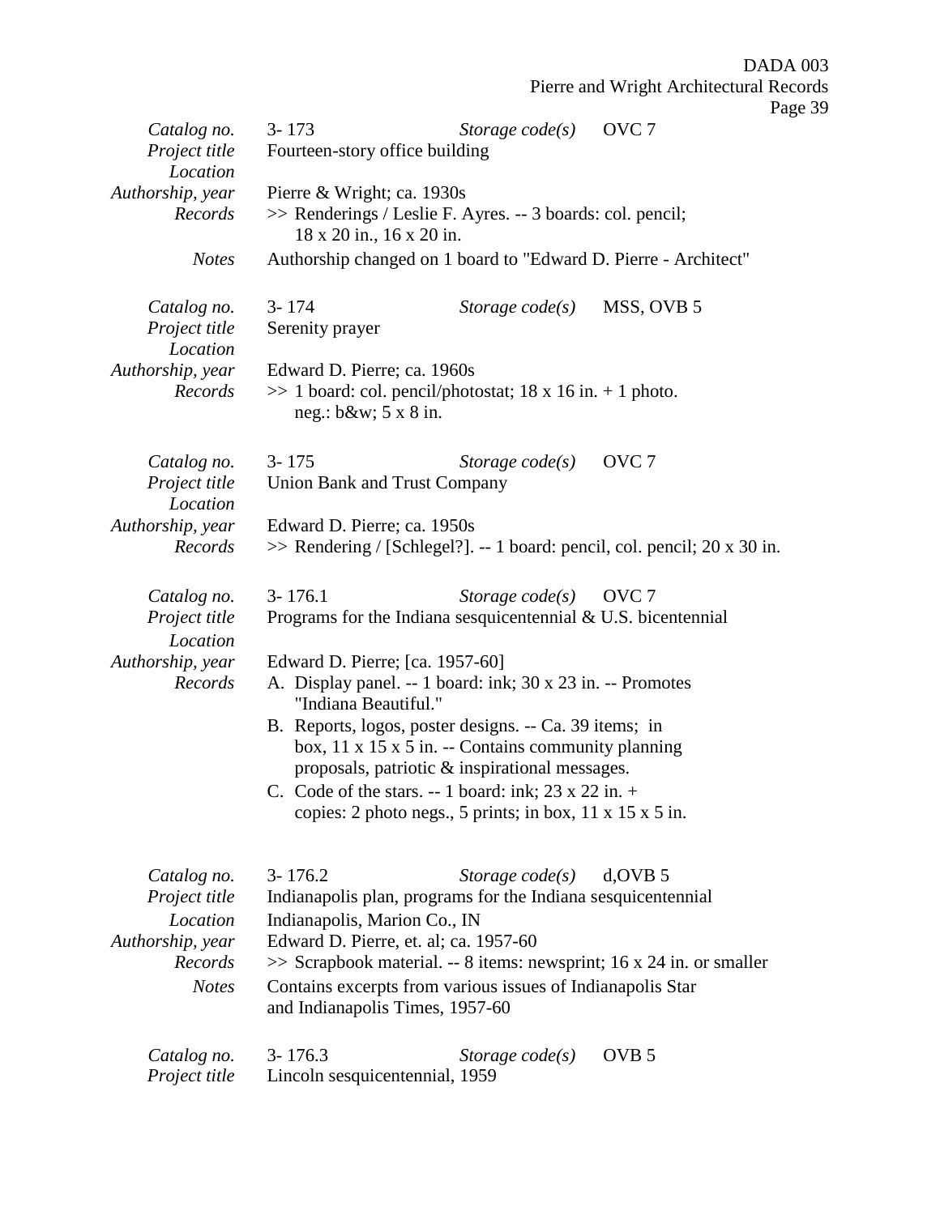| | | | |
|---|---|---|---|
| *Catalog no.* | 3- 173 | *Storage code(s)* | OVC 7 |
| *Project title* | Fourteen-story office building | | |
| *Location* | | | |
| *Authorship, year* | Pierre & Wright; ca. 1930s | | |
| *Records* | >> Renderings / Leslie F. Ayres. -- 3 boards: col. pencil; 18 x 20 in., 16 x 20 in. | | |
| *Notes* | Authorship changed on 1 board to "Edward D. Pierre - Architect" | | |

| | | | |
|---|---|---|---|
| *Catalog no.* | 3- 174 | *Storage code(s)* | MSS, OVB 5 |
| *Project title* | Serenity prayer | | |
| *Location* | | | |
| *Authorship, year* | Edward D. Pierre; ca. 1960s | | |
| *Records* | >> 1 board: col. pencil/photostat; 18 x 16 in. + 1 photo. neg.: b&w; 5 x 8 in. | | |

| | | | |
|---|---|---|---|
| *Catalog no.* | 3- 175 | *Storage code(s)* | OVC 7 |
| *Project title* | Union Bank and Trust Company | | |
| *Location* | | | |
| *Authorship, year* | Edward D. Pierre; ca. 1950s | | |
| *Records* | >> Rendering / [Schlegel?]. -- 1 board: pencil, col. pencil; 20 x 30 in. | | |

| | | | |
|---|---|---|---|
| *Catalog no.* | 3- 176.1 | *Storage code(s)* | OVC 7 |
| *Project title* | Programs for the Indiana sesquicentennial & U.S. bicentennial | | |
| *Location* | | | |
| *Authorship, year* | Edward D. Pierre; [ca. 1957-60] | | |
| *Records* | A. Display panel. -- 1 board: ink; 30 x 23 in. -- Promotes "Indiana Beautiful." | | |
| | B. Reports, logos, poster designs. -- Ca. 39 items; in box, 11 x 15 x 5 in. -- Contains community planning proposals, patriotic & inspirational messages. | | |
| | C. Code of the stars. -- 1 board: ink; 23 x 22 in. + copies: 2 photo negs., 5 prints; in box, 11 x 15 x 5 in. | | |

| | | | |
|---|---|---|---|
| *Catalog no.* | 3- 176.2 | *Storage code(s)* | d,OVB 5 |
| *Project title* | Indianapolis plan, programs for the Indiana sesquicentennial | | |
| *Location* | Indianapolis, Marion Co., IN | | |
| *Authorship, year* | Edward D. Pierre, et. al; ca. 1957-60 | | |
| *Records* | >> Scrapbook material. -- 8 items: newsprint; 16 x 24 in. or smaller | | |
| *Notes* | Contains excerpts from various issues of Indianapolis Star and Indianapolis Times, 1957-60 | | |

| | | | |
|---|---|---|---|
| *Catalog no.* | 3- 176.3 | *Storage code(s)* | OVB 5 |
| *Project title* | Lincoln sesquicentennial, 1959 | | |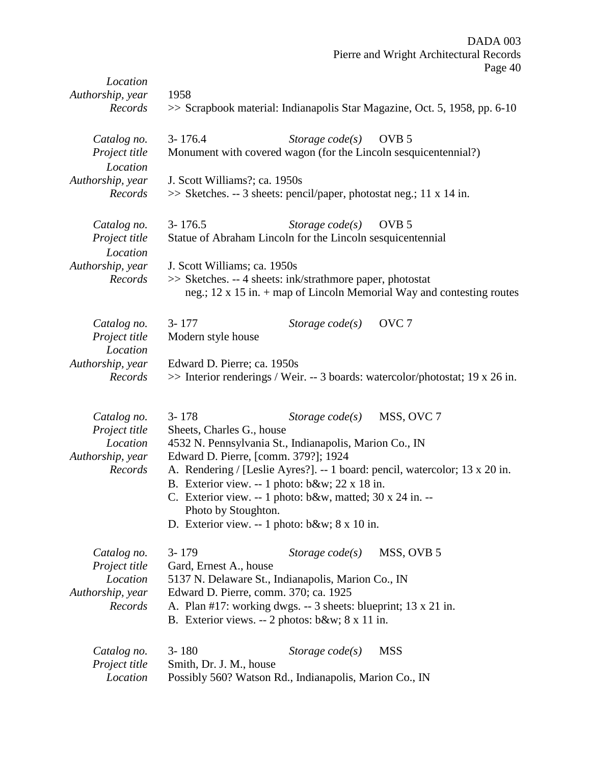*Location*
*Authorship, year* 1958
*Records* >> Scrapbook material: Indianapolis Star Magazine, Oct. 5, 1958, pp. 6-10

*Catalog no.* 3- 176.4 *Storage code(s)* OVB 5
*Project title* Monument with covered wagon (for the Lincoln sesquicentennial?)
*Location*
*Authorship, year* J. Scott Williams?; ca. 1950s
*Records* >> Sketches. -- 3 sheets: pencil/paper, photostat neg.; 11 x 14 in.

*Catalog no.* 3- 176.5 *Storage code(s)* OVB 5
*Project title* Statue of Abraham Lincoln for the Lincoln sesquicentennial
*Location*
*Authorship, year* J. Scott Williams; ca. 1950s
*Records* >> Sketches. -- 4 sheets: ink/strathmore paper, photostat neg.; 12 x 15 in. + map of Lincoln Memorial Way and contesting routes

*Catalog no.* 3- 177 *Storage code(s)* OVC 7
*Project title* Modern style house
*Location*
*Authorship, year* Edward D. Pierre; ca. 1950s
*Records* >> Interior renderings / Weir. -- 3 boards: watercolor/photostat; 19 x 26 in.

*Catalog no.* 3- 178 *Storage code(s)* MSS, OVC 7
*Project title* Sheets, Charles G., house
*Location* 4532 N. Pennsylvania St., Indianapolis, Marion Co., IN
*Authorship, year* Edward D. Pierre, [comm. 379?]; 1924
*Records*
A. Rendering / [Leslie Ayres?]. -- 1 board: pencil, watercolor; 13 x 20 in.
B. Exterior view. -- 1 photo: b&w; 22 x 18 in.
C. Exterior view. -- 1 photo: b&w, matted; 30 x 24 in. -- Photo by Stoughton.
D. Exterior view. -- 1 photo: b&w; 8 x 10 in.

*Catalog no.* 3- 179 *Storage code(s)* MSS, OVB 5
*Project title* Gard, Ernest A., house
*Location* 5137 N. Delaware St., Indianapolis, Marion Co., IN
*Authorship, year* Edward D. Pierre, comm. 370; ca. 1925
*Records*
A. Plan #17: working dwgs. -- 3 sheets: blueprint; 13 x 21 in.
B. Exterior views. -- 2 photos: b&w; 8 x 11 in.

*Catalog no.* 3- 180 *Storage code(s)* MSS
*Project title* Smith, Dr. J. M., house
*Location* Possibly 560? Watson Rd., Indianapolis, Marion Co., IN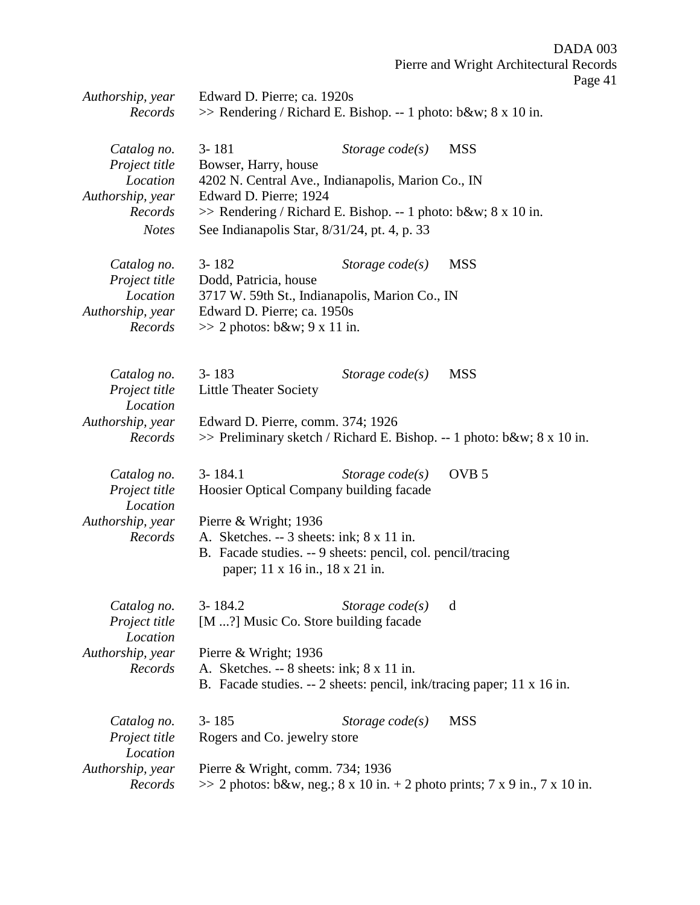*Authorship, year* Edward D. Pierre; ca. 1920s
*Records* >> Rendering / Richard E. Bishop. -- 1 photo: b&w; 8 x 10 in.

*Catalog no.* 3- 181 *Storage code(s)* MSS
*Project title* Bowser, Harry, house
*Location* 4202 N. Central Ave., Indianapolis, Marion Co., IN
*Authorship, year* Edward D. Pierre; 1924
*Records* >> Rendering / Richard E. Bishop. -- 1 photo: b&w; 8 x 10 in.
*Notes* See Indianapolis Star, 8/31/24, pt. 4, p. 33

*Catalog no.* 3- 182 *Storage code(s)* MSS
*Project title* Dodd, Patricia, house
*Location* 3717 W. 59th St., Indianapolis, Marion Co., IN
*Authorship, year* Edward D. Pierre; ca. 1950s
*Records* >> 2 photos: b&w; 9 x 11 in.

*Catalog no.* 3- 183 *Storage code(s)* MSS
*Project title* Little Theater Society
*Location*
*Authorship, year* Edward D. Pierre, comm. 374; 1926
*Records* >> Preliminary sketch / Richard E. Bishop. -- 1 photo: b&w; 8 x 10 in.

*Catalog no.* 3- 184.1 *Storage code(s)* OVB 5
*Project title* Hoosier Optical Company building facade
*Location*
*Authorship, year* Pierre & Wright; 1936
*Records* A. Sketches. -- 3 sheets: ink; 8 x 11 in.
B. Facade studies. -- 9 sheets: pencil, col. pencil/tracing paper; 11 x 16 in., 18 x 21 in.

*Catalog no.* 3- 184.2 *Storage code(s)* d
*Project title* [M ...?] Music Co. Store building facade
*Location*
*Authorship, year* Pierre & Wright; 1936
*Records* A. Sketches. -- 8 sheets: ink; 8 x 11 in.
B. Facade studies. -- 2 sheets: pencil, ink/tracing paper; 11 x 16 in.

*Catalog no.* 3- 185 *Storage code(s)* MSS
*Project title* Rogers and Co. jewelry store
*Location*
*Authorship, year* Pierre & Wright, comm. 734; 1936
*Records* >> 2 photos: b&w, neg.; 8 x 10 in. + 2 photo prints; 7 x 9 in., 7 x 10 in.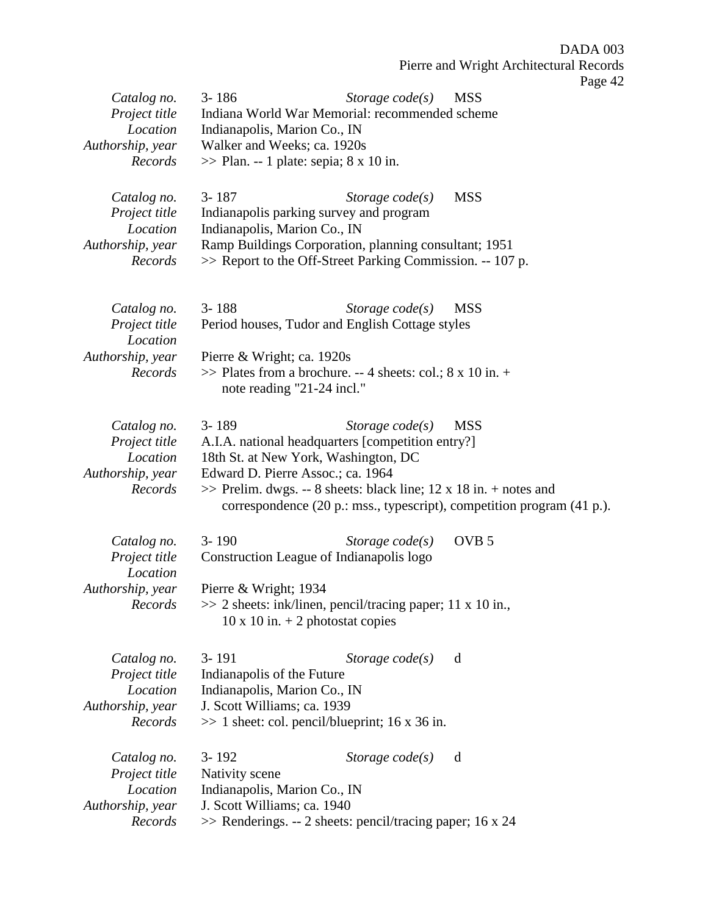| | | | |
|---|---|---|---|
| *Catalog no.* | 3- 186 | *Storage code(s)* | MSS |
| *Project title* | Indiana World War Memorial: recommended scheme | | |
| *Location* | Indianapolis, Marion Co., IN | | |
| *Authorship, year* | Walker and Weeks; ca. 1920s | | |
| *Records* | >> Plan. -- 1 plate: sepia; 8 x 10 in. | | |

| | | | |
|---|---|---|---|
| *Catalog no.* | 3- 187 | *Storage code(s)* | MSS |
| *Project title* | Indianapolis parking survey and program | | |
| *Location* | Indianapolis, Marion Co., IN | | |
| *Authorship, year* | Ramp Buildings Corporation, planning consultant; 1951 | | |
| *Records* | >> Report to the Off-Street Parking Commission. -- 107 p. | | |

| | | | |
|---|---|---|---|
| *Catalog no.* | 3- 188 | *Storage code(s)* | MSS |
| *Project title* | Period houses, Tudor and English Cottage styles | | |
| *Location* | | | |
| *Authorship, year* | Pierre & Wright; ca. 1920s | | |
| *Records* | >> Plates from a brochure. -- 4 sheets: col.; 8 x 10 in. + note reading "21-24 incl." | | |

| | | | |
|---|---|---|---|
| *Catalog no.* | 3- 189 | *Storage code(s)* | MSS |
| *Project title* | A.I.A. national headquarters [competition entry?] | | |
| *Location* | 18th St. at New York, Washington, DC | | |
| *Authorship, year* | Edward D. Pierre Assoc.; ca. 1964 | | |
| *Records* | >> Prelim. dwgs. -- 8 sheets: black line; 12 x 18 in. + notes and correspondence (20 p.: mss., typescript), competition program (41 p.). | | |

| | | | |
|---|---|---|---|
| *Catalog no.* | 3- 190 | *Storage code(s)* | OVB 5 |
| *Project title* | Construction League of Indianapolis logo | | |
| *Location* | | | |
| *Authorship, year* | Pierre & Wright; 1934 | | |
| *Records* | >> 2 sheets: ink/linen, pencil/tracing paper; 11 x 10 in., 10 x 10 in. + 2 photostat copies | | |

| | | | |
|---|---|---|---|
| *Catalog no.* | 3- 191 | *Storage code(s)* | d |
| *Project title* | Indianapolis of the Future | | |
| *Location* | Indianapolis, Marion Co., IN | | |
| *Authorship, year* | J. Scott Williams; ca. 1939 | | |
| *Records* | >> 1 sheet: col. pencil/blueprint; 16 x 36 in. | | |

| | | | |
|---|---|---|---|
| *Catalog no.* | 3- 192 | *Storage code(s)* | d |
| *Project title* | Nativity scene | | |
| *Location* | Indianapolis, Marion Co., IN | | |
| *Authorship, year* | J. Scott Williams; ca. 1940 | | |
| *Records* | >> Renderings. -- 2 sheets: pencil/tracing paper; 16 x 24 | | |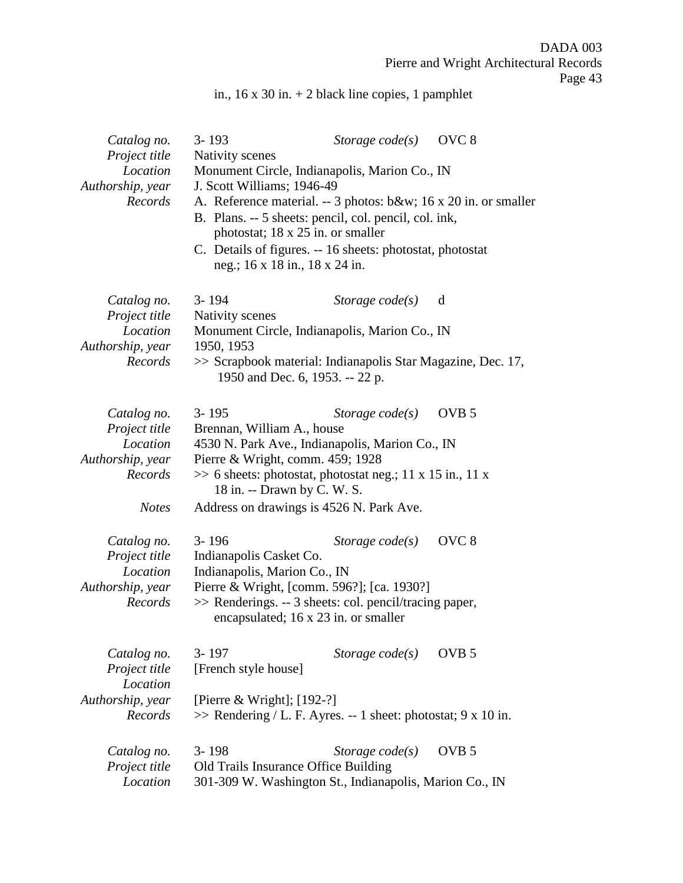in., 16 x 30 in. + 2 black line copies, 1 pamphlet

| | | | |
|---|---|---|---|
| *Catalog no.* | 3- 193 | *Storage code(s)* | OVC 8 |
| *Project title* | Nativity scenes | | |
| *Location* | Monument Circle, Indianapolis, Marion Co., IN | | |
| *Authorship, year* | J. Scott Williams; 1946-49 | | |
| *Records* | A. Reference material. -- 3 photos: b&w; 16 x 20 in. or smaller<br>B. Plans. -- 5 sheets: pencil, col. pencil, col. ink, photostat; 18 x 25 in. or smaller<br>C. Details of figures. -- 16 sheets: photostat, photostat neg.; 16 x 18 in., 18 x 24 in. | | |

| | | | |
|---|---|---|---|
| *Catalog no.* | 3- 194 | *Storage code(s)* | d |
| *Project title* | Nativity scenes | | |
| *Location* | Monument Circle, Indianapolis, Marion Co., IN | | |
| *Authorship, year* | 1950, 1953 | | |
| *Records* | >> Scrapbook material: Indianapolis Star Magazine, Dec. 17, 1950 and Dec. 6, 1953. -- 22 p. | | |

| | | | |
|---|---|---|---|
| *Catalog no.* | 3- 195 | *Storage code(s)* | OVB 5 |
| *Project title* | Brennan, William A., house | | |
| *Location* | 4530 N. Park Ave., Indianapolis, Marion Co., IN | | |
| *Authorship, year* | Pierre & Wright, comm. 459; 1928 | | |
| *Records* | >> 6 sheets: photostat, photostat neg.; 11 x 15 in., 11 x 18 in. -- Drawn by C. W. S. | | |
| *Notes* | Address on drawings is 4526 N. Park Ave. | | |

| | | | |
|---|---|---|---|
| *Catalog no.* | 3- 196 | *Storage code(s)* | OVC 8 |
| *Project title* | Indianapolis Casket Co. | | |
| *Location* | Indianapolis, Marion Co., IN | | |
| *Authorship, year* | Pierre & Wright, [comm. 596?]; [ca. 1930?] | | |
| *Records* | >> Renderings. -- 3 sheets: col. pencil/tracing paper, encapsulated; 16 x 23 in. or smaller | | |

| | | | |
|---|---|---|---|
| *Catalog no.* | 3- 197 | *Storage code(s)* | OVB 5 |
| *Project title* | [French style house] | | |
| *Location* | | | |
| *Authorship, year* | [Pierre & Wright]; [192-?] | | |
| *Records* | >> Rendering / L. F. Ayres. -- 1 sheet: photostat; 9 x 10 in. | | |

| | | | |
|---|---|---|---|
| *Catalog no.* | 3- 198 | *Storage code(s)* | OVB 5 |
| *Project title* | Old Trails Insurance Office Building | | |
| *Location* | 301-309 W. Washington St., Indianapolis, Marion Co., IN | | |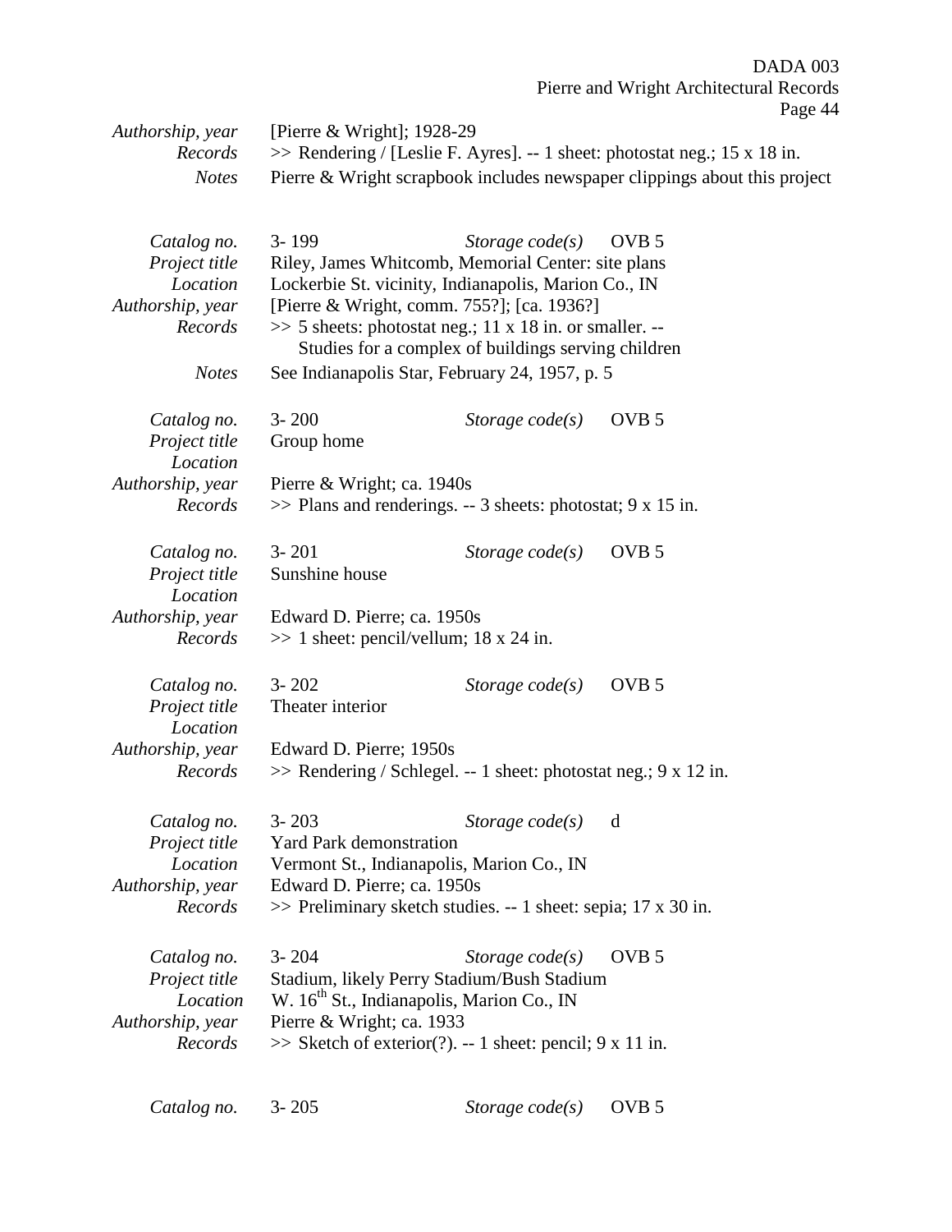| | |
|---|---|
| *Authorship, year* | [Pierre & Wright]; 1928-29 |
| *Records* | >> Rendering / [Leslie F. Ayres]. -- 1 sheet: photostat neg.; 15 x 18 in. |
| *Notes* | Pierre & Wright scrapbook includes newspaper clippings about this project |

| | | | |
|---|---|---|---|
| *Catalog no.* | 3- 199 | *Storage code(s)* | OVB 5 |
| *Project title* | Riley, James Whitcomb, Memorial Center: site plans | | |
| *Location* | Lockerbie St. vicinity, Indianapolis, Marion Co., IN | | |
| *Authorship, year* | [Pierre & Wright, comm. 755?]; [ca. 1936?] | | |
| *Records* | >> 5 sheets: photostat neg.; 11 x 18 in. or smaller. -- Studies for a complex of buildings serving children | | |
| *Notes* | See Indianapolis Star, February 24, 1957, p. 5 | | |

| | | | |
|---|---|---|---|
| *Catalog no.* | 3- 200 | *Storage code(s)* | OVB 5 |
| *Project title* | Group home | | |
| *Location* | | | |
| *Authorship, year* | Pierre & Wright; ca. 1940s | | |
| *Records* | >> Plans and renderings. -- 3 sheets: photostat; 9 x 15 in. | | |

| | | | |
|---|---|---|---|
| *Catalog no.* | 3- 201 | *Storage code(s)* | OVB 5 |
| *Project title* | Sunshine house | | |
| *Location* | | | |
| *Authorship, year* | Edward D. Pierre; ca. 1950s | | |
| *Records* | >> 1 sheet: pencil/vellum; 18 x 24 in. | | |

| | | | |
|---|---|---|---|
| *Catalog no.* | 3- 202 | *Storage code(s)* | OVB 5 |
| *Project title* | Theater interior | | |
| *Location* | | | |
| *Authorship, year* | Edward D. Pierre; 1950s | | |
| *Records* | >> Rendering / Schlegel. -- 1 sheet: photostat neg.; 9 x 12 in. | | |

| | | | |
|---|---|---|---|
| *Catalog no.* | 3- 203 | *Storage code(s)* | d |
| *Project title* | Yard Park demonstration | | |
| *Location* | Vermont St., Indianapolis, Marion Co., IN | | |
| *Authorship, year* | Edward D. Pierre; ca. 1950s | | |
| *Records* | >> Preliminary sketch studies. -- 1 sheet: sepia; 17 x 30 in. | | |

| | | | |
|---|---|---|---|
| *Catalog no.* | 3- 204 | *Storage code(s)* | OVB 5 |
| *Project title* | Stadium, likely Perry Stadium/Bush Stadium | | |
| *Location* | W. 16th St., Indianapolis, Marion Co., IN | | |
| *Authorship, year* | Pierre & Wright; ca. 1933 | | |
| *Records* | >> Sketch of exterior(?). -- 1 sheet: pencil; 9 x 11 in. | | |

| | | | |
|---|---|---|---|
| *Catalog no.* | 3- 205 | *Storage code(s)* | OVB 5 |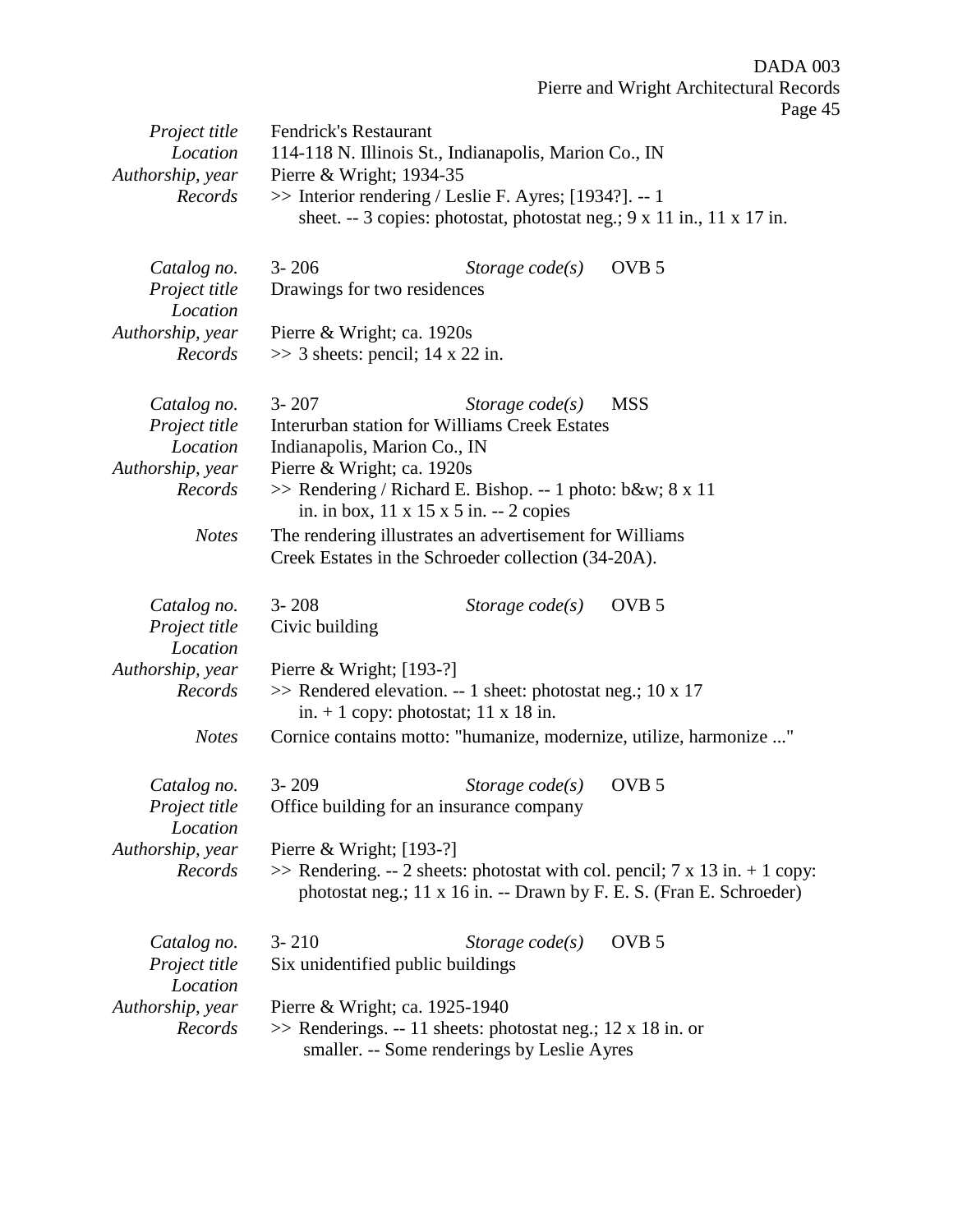| | |
|---|---|
| *Project title* | Fendrick's Restaurant |
| *Location* | 114-118 N. Illinois St., Indianapolis, Marion Co., IN |
| *Authorship, year* | Pierre & Wright; 1934-35 |
| *Records* | >> Interior rendering / Leslie F. Ayres; [1934?]. -- 1 sheet. -- 3 copies: photostat, photostat neg.; 9 x 11 in., 11 x 17 in. |

| | | | |
|---|---|---|---|
| *Catalog no.* | 3- 206 | *Storage code(s)* | OVB 5 |
| *Project title* | Drawings for two residences | | |
| *Location* | | | |
| *Authorship, year* | Pierre & Wright; ca. 1920s | | |
| *Records* | >> 3 sheets: pencil; 14 x 22 in. | | |

| | | | |
|---|---|---|---|
| *Catalog no.* | 3- 207 | *Storage code(s)* | MSS |
| *Project title* | Interurban station for Williams Creek Estates | | |
| *Location* | Indianapolis, Marion Co., IN | | |
| *Authorship, year* | Pierre & Wright; ca. 1920s | | |
| *Records* | >> Rendering / Richard E. Bishop. -- 1 photo: b&w; 8 x 11 in. in box, 11 x 15 x 5 in. -- 2 copies | | |
| *Notes* | The rendering illustrates an advertisement for Williams Creek Estates in the Schroeder collection (34-20A). | | |

| | | | |
|---|---|---|---|
| *Catalog no.* | 3- 208 | *Storage code(s)* | OVB 5 |
| *Project title* | Civic building | | |
| *Location* | | | |
| *Authorship, year* | Pierre & Wright; [193-?] | | |
| *Records* | >> Rendered elevation. -- 1 sheet: photostat neg.; 10 x 17 in. + 1 copy: photostat; 11 x 18 in. | | |
| *Notes* | Cornice contains motto: "humanize, modernize, utilize, harmonize ..." | | |

| | | | |
|---|---|---|---|
| *Catalog no.* | 3- 209 | *Storage code(s)* | OVB 5 |
| *Project title* | Office building for an insurance company | | |
| *Location* | | | |
| *Authorship, year* | Pierre & Wright; [193-?] | | |
| *Records* | >> Rendering. -- 2 sheets: photostat with col. pencil; 7 x 13 in. + 1 copy: photostat neg.; 11 x 16 in. -- Drawn by F. E. S. (Fran E. Schroeder) | | |

| | | | |
|---|---|---|---|
| *Catalog no.* | 3- 210 | *Storage code(s)* | OVB 5 |
| *Project title* | Six unidentified public buildings | | |
| *Location* | | | |
| *Authorship, year* | Pierre & Wright; ca. 1925-1940 | | |
| *Records* | >> Renderings. -- 11 sheets: photostat neg.; 12 x 18 in. or smaller. -- Some renderings by Leslie Ayres | | |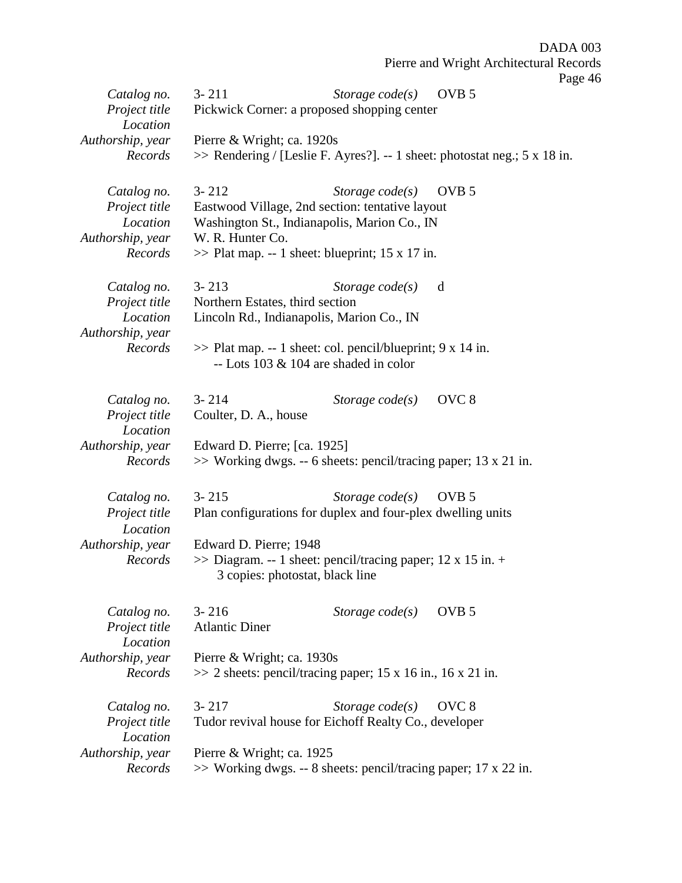| | |
|---|---|
| *Catalog no.* | 3- 211 *Storage code(s)* OVB 5 |
| *Project title* | Pickwick Corner: a proposed shopping center |
| *Location* | |
| *Authorship, year* | Pierre & Wright; ca. 1920s |
| *Records* | >> Rendering / [Leslie F. Ayres?]. -- 1 sheet: photostat neg.; 5 x 18 in. |

| | |
|---|---|
| *Catalog no.* | 3- 212 *Storage code(s)* OVB 5 |
| *Project title* | Eastwood Village, 2nd section: tentative layout |
| *Location* | Washington St., Indianapolis, Marion Co., IN |
| *Authorship, year* | W. R. Hunter Co. |
| *Records* | >> Plat map. -- 1 sheet: blueprint; 15 x 17 in. |

| | |
|---|---|
| *Catalog no.* | 3- 213 *Storage code(s)* d |
| *Project title* | Northern Estates, third section |
| *Location* | Lincoln Rd., Indianapolis, Marion Co., IN |
| *Authorship, year* | |
| *Records* | >> Plat map. -- 1 sheet: col. pencil/blueprint; 9 x 14 in. -- Lots 103 & 104 are shaded in color |

| | |
|---|---|
| *Catalog no.* | 3- 214 *Storage code(s)* OVC 8 |
| *Project title* | Coulter, D. A., house |
| *Location* | |
| *Authorship, year* | Edward D. Pierre; [ca. 1925] |
| *Records* | >> Working dwgs. -- 6 sheets: pencil/tracing paper; 13 x 21 in. |

| | |
|---|---|
| *Catalog no.* | 3- 215 *Storage code(s)* OVB 5 |
| *Project title* | Plan configurations for duplex and four-plex dwelling units |
| *Location* | |
| *Authorship, year* | Edward D. Pierre; 1948 |
| *Records* | >> Diagram. -- 1 sheet: pencil/tracing paper; 12 x 15 in. + 3 copies: photostat, black line |

| | |
|---|---|
| *Catalog no.* | 3- 216 *Storage code(s)* OVB 5 |
| *Project title* | Atlantic Diner |
| *Location* | |
| *Authorship, year* | Pierre & Wright; ca. 1930s |
| *Records* | >> 2 sheets: pencil/tracing paper; 15 x 16 in., 16 x 21 in. |

| | |
|---|---|
| *Catalog no.* | 3- 217 *Storage code(s)* OVC 8 |
| *Project title* | Tudor revival house for Eichoff Realty Co., developer |
| *Location* | |
| *Authorship, year* | Pierre & Wright; ca. 1925 |
| *Records* | >> Working dwgs. -- 8 sheets: pencil/tracing paper; 17 x 22 in. |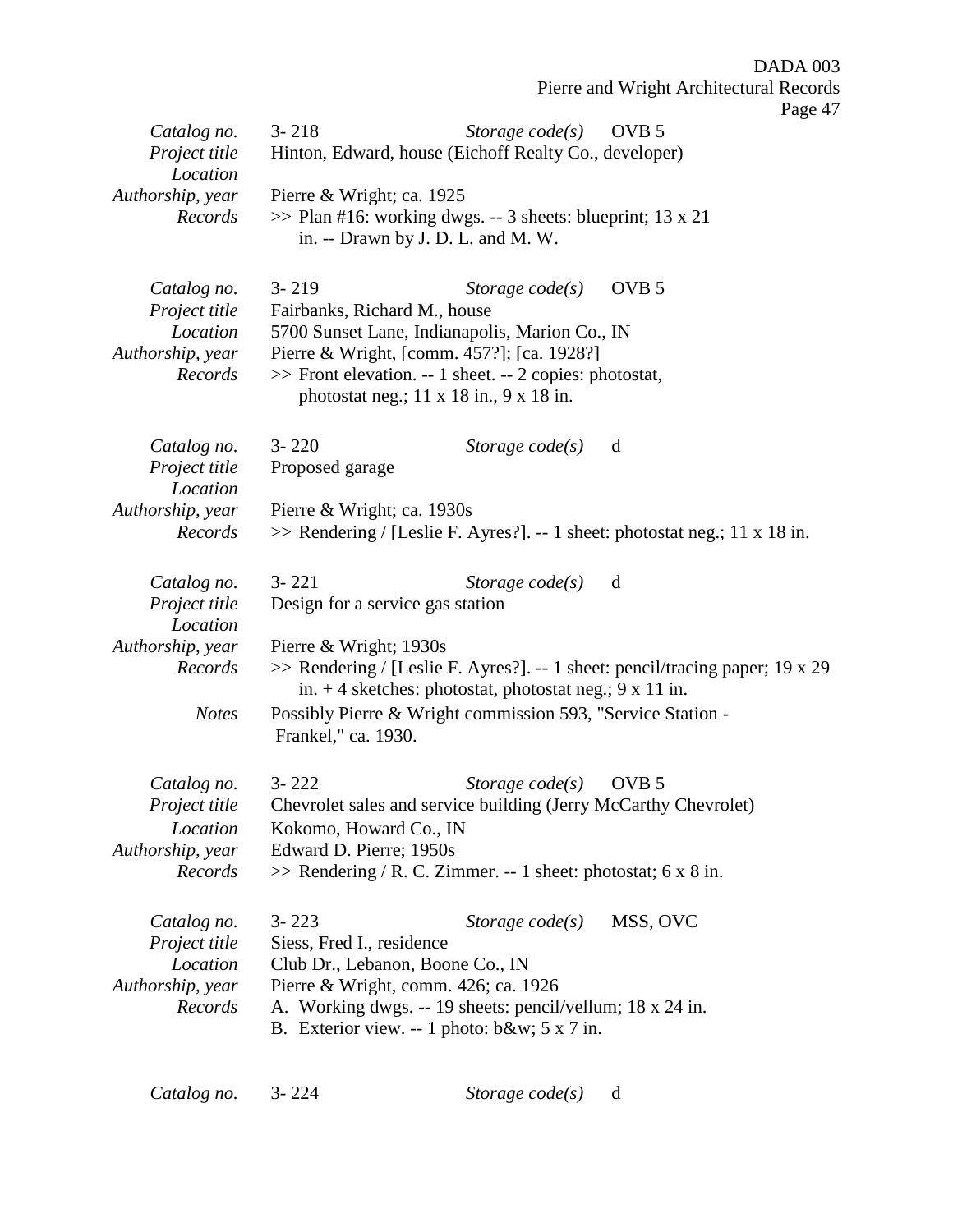| | | | |
|---|---|---|---|
| *Catalog no.* | 3- 218 | *Storage code(s)* | OVB 5 |
| *Project title* | Hinton, Edward, house (Eichoff Realty Co., developer) | | |
| *Location* | | | |
| *Authorship, year* | Pierre & Wright; ca. 1925 | | |
| *Records* | >> Plan #16: working dwgs. -- 3 sheets: blueprint; 13 x 21 in. -- Drawn by J. D. L. and M. W. | | |

| | | | |
|---|---|---|---|
| *Catalog no.* | 3- 219 | *Storage code(s)* | OVB 5 |
| *Project title* | Fairbanks, Richard M., house | | |
| *Location* | 5700 Sunset Lane, Indianapolis, Marion Co., IN | | |
| *Authorship, year* | Pierre & Wright, [comm. 457?]; [ca. 1928?] | | |
| *Records* | >> Front elevation. -- 1 sheet. -- 2 copies: photostat, photostat neg.; 11 x 18 in., 9 x 18 in. | | |

| | | | |
|---|---|---|---|
| *Catalog no.* | 3- 220 | *Storage code(s)* | d |
| *Project title* | Proposed garage | | |
| *Location* | | | |
| *Authorship, year* | Pierre & Wright; ca. 1930s | | |
| *Records* | >> Rendering / [Leslie F. Ayres?]. -- 1 sheet: photostat neg.; 11 x 18 in. | | |

| | | | |
|---|---|---|---|
| *Catalog no.* | 3- 221 | *Storage code(s)* | d |
| *Project title* | Design for a service gas station | | |
| *Location* | | | |
| *Authorship, year* | Pierre & Wright; 1930s | | |
| *Records* | >> Rendering / [Leslie F. Ayres?]. -- 1 sheet: pencil/tracing paper; 19 x 29 in. + 4 sketches: photostat, photostat neg.; 9 x 11 in. | | |
| *Notes* | Possibly Pierre & Wright commission 593, "Service Station - Frankel," ca. 1930. | | |

| | | | |
|---|---|---|---|
| *Catalog no.* | 3- 222 | *Storage code(s)* | OVB 5 |
| *Project title* | Chevrolet sales and service building (Jerry McCarthy Chevrolet) | | |
| *Location* | Kokomo, Howard Co., IN | | |
| *Authorship, year* | Edward D. Pierre; 1950s | | |
| *Records* | >> Rendering / R. C. Zimmer. -- 1 sheet: photostat; 6 x 8 in. | | |

| | | | |
|---|---|---|---|
| *Catalog no.* | 3- 223 | *Storage code(s)* | MSS, OVC |
| *Project title* | Siess, Fred I., residence | | |
| *Location* | Club Dr., Lebanon, Boone Co., IN | | |
| *Authorship, year* | Pierre & Wright, comm. 426; ca. 1926 | | |
| *Records* | A. Working dwgs. -- 19 sheets: pencil/vellum; 18 x 24 in.<br>B. Exterior view. -- 1 photo: b&w; 5 x 7 in. | | |

| | | | |
|---|---|---|---|
| *Catalog no.* | 3- 224 | *Storage code(s)* | d |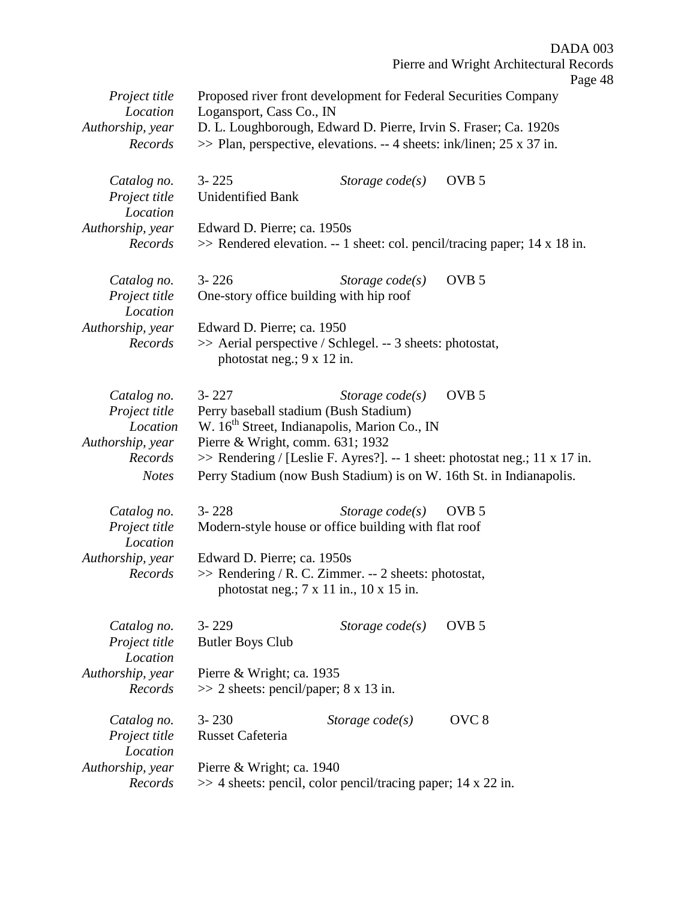| | | | |
|---|---|---|---|
| *Project title* | Proposed river front development for Federal Securities Company | | |
| *Location* | Logansport, Cass Co., IN | | |
| *Authorship, year* | D. L. Loughborough, Edward D. Pierre, Irvin S. Fraser; Ca. 1920s | | |
| *Records* | >> Plan, perspective, elevations. -- 4 sheets: ink/linen; 25 x 37 in. | | |

| | | | |
|---|---|---|---|
| *Catalog no.* | 3- 225 | *Storage code(s)* | OVB 5 |
| *Project title* | Unidentified Bank | | |
| *Location* | | | |
| *Authorship, year* | Edward D. Pierre; ca. 1950s | | |
| *Records* | >> Rendered elevation. -- 1 sheet: col. pencil/tracing paper; 14 x 18 in. | | |

| | | | |
|---|---|---|---|
| *Catalog no.* | 3- 226 | *Storage code(s)* | OVB 5 |
| *Project title* | One-story office building with hip roof | | |
| *Location* | | | |
| *Authorship, year* | Edward D. Pierre; ca. 1950 | | |
| *Records* | >> Aerial perspective / Schlegel. -- 3 sheets: photostat, photostat neg.; 9 x 12 in. | | |

| | | | |
|---|---|---|---|
| *Catalog no.* | 3- 227 | *Storage code(s)* | OVB 5 |
| *Project title* | Perry baseball stadium (Bush Stadium) | | |
| *Location* | W. 16th Street, Indianapolis, Marion Co., IN | | |
| *Authorship, year* | Pierre & Wright, comm. 631; 1932 | | |
| *Records* | >> Rendering / [Leslie F. Ayres?]. -- 1 sheet: photostat neg.; 11 x 17 in. | | |
| *Notes* | Perry Stadium (now Bush Stadium) is on W. 16th St. in Indianapolis. | | |

| | | | |
|---|---|---|---|
| *Catalog no.* | 3- 228 | *Storage code(s)* | OVB 5 |
| *Project title* | Modern-style house or office building with flat roof | | |
| *Location* | | | |
| *Authorship, year* | Edward D. Pierre; ca. 1950s | | |
| *Records* | >> Rendering / R. C. Zimmer. -- 2 sheets: photostat, photostat neg.; 7 x 11 in., 10 x 15 in. | | |

| | | | |
|---|---|---|---|
| *Catalog no.* | 3- 229 | *Storage code(s)* | OVB 5 |
| *Project title* | Butler Boys Club | | |
| *Location* | | | |
| *Authorship, year* | Pierre & Wright; ca. 1935 | | |
| *Records* | >> 2 sheets: pencil/paper; 8 x 13 in. | | |

| | | | |
|---|---|---|---|
| *Catalog no.* | 3- 230 | *Storage code(s)* | OVC 8 |
| *Project title* | Russet Cafeteria | | |
| *Location* | | | |
| *Authorship, year* | Pierre & Wright; ca. 1940 | | |
| *Records* | >> 4 sheets: pencil, color pencil/tracing paper; 14 x 22 in. | | |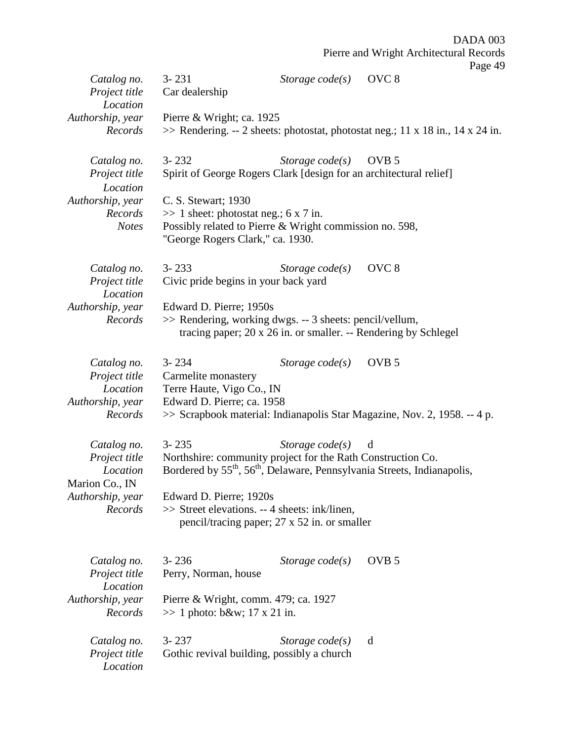*Catalog no.* 3- 231 *Storage code(s)* OVC 8
*Project title* Car dealership
*Location*
*Authorship, year* Pierre & Wright; ca. 1925
*Records* >> Rendering. -- 2 sheets: photostat, photostat neg.; 11 x 18 in., 14 x 24 in.

*Catalog no.* 3- 232 *Storage code(s)* OVB 5
*Project title* Spirit of George Rogers Clark [design for an architectural relief]
*Location*
*Authorship, year* C. S. Stewart; 1930
*Records* >> 1 sheet: photostat neg.; 6 x 7 in.
*Notes* Possibly related to Pierre & Wright commission no. 598, "George Rogers Clark," ca. 1930.

*Catalog no.* 3- 233 *Storage code(s)* OVC 8
*Project title* Civic pride begins in your back yard
*Location*
*Authorship, year* Edward D. Pierre; 1950s
*Records* >> Rendering, working dwgs. -- 3 sheets: pencil/vellum, tracing paper; 20 x 26 in. or smaller. -- Rendering by Schlegel

*Catalog no.* 3- 234 *Storage code(s)* OVB 5
*Project title* Carmelite monastery
*Location* Terre Haute, Vigo Co., IN
*Authorship, year* Edward D. Pierre; ca. 1958
*Records* >> Scrapbook material: Indianapolis Star Magazine, Nov. 2, 1958. -- 4 p.

*Catalog no.* 3- 235 *Storage code(s)* d
*Project title* Northshire: community project for the Rath Construction Co.
*Location* Bordered by 55th, 56th, Delaware, Pennsylvania Streets, Indianapolis, Marion Co., IN
*Authorship, year* Edward D. Pierre; 1920s
*Records* >> Street elevations. -- 4 sheets: ink/linen, pencil/tracing paper; 27 x 52 in. or smaller

*Catalog no.* 3- 236 *Storage code(s)* OVB 5
*Project title* Perry, Norman, house
*Location*
*Authorship, year* Pierre & Wright, comm. 479; ca. 1927
*Records* >> 1 photo: b&w; 17 x 21 in.

*Catalog no.* 3- 237 *Storage code(s)* d
*Project title* Gothic revival building, possibly a church
*Location*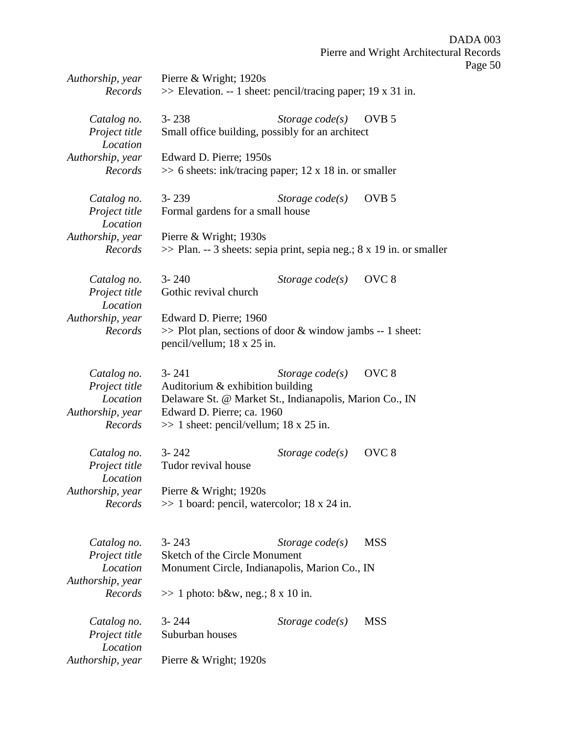| | |
|---|---|
| *Authorship, year* | Pierre & Wright; 1920s |
| *Records* | >> Elevation. -- 1 sheet: pencil/tracing paper; 19 x 31 in. |

| | | | |
|---|---|---|---|
| *Catalog no.* | 3- 238 | *Storage code(s)* | OVB 5 |
| *Project title* | Small office building, possibly for an architect | | |
| *Location* | | | |
| *Authorship, year* | Edward D. Pierre; 1950s | | |
| *Records* | >> 6 sheets: ink/tracing paper; 12 x 18 in. or smaller | | |

| | | | |
|---|---|---|---|
| *Catalog no.* | 3- 239 | *Storage code(s)* | OVB 5 |
| *Project title* | Formal gardens for a small house | | |
| *Location* | | | |
| *Authorship, year* | Pierre & Wright; 1930s | | |
| *Records* | >> Plan. -- 3 sheets: sepia print, sepia neg.; 8 x 19 in. or smaller | | |

| | | | |
|---|---|---|---|
| *Catalog no.* | 3- 240 | *Storage code(s)* | OVC 8 |
| *Project title* | Gothic revival church | | |
| *Location* | | | |
| *Authorship, year* | Edward D. Pierre; 1960 | | |
| *Records* | >> Plot plan, sections of door & window jambs -- 1 sheet: pencil/vellum; 18 x 25 in. | | |

| | | | |
|---|---|---|---|
| *Catalog no.* | 3- 241 | *Storage code(s)* | OVC 8 |
| *Project title* | Auditorium & exhibition building | | |
| *Location* | Delaware St. @ Market St., Indianapolis, Marion Co., IN | | |
| *Authorship, year* | Edward D. Pierre; ca. 1960 | | |
| *Records* | >> 1 sheet: pencil/vellum; 18 x 25 in. | | |

| | | | |
|---|---|---|---|
| *Catalog no.* | 3- 242 | *Storage code(s)* | OVC 8 |
| *Project title* | Tudor revival house | | |
| *Location* | | | |
| *Authorship, year* | Pierre & Wright; 1920s | | |
| *Records* | >> 1 board: pencil, watercolor; 18 x 24 in. | | |

| | | | |
|---|---|---|---|
| *Catalog no.* | 3- 243 | *Storage code(s)* | MSS |
| *Project title* | Sketch of the Circle Monument | | |
| *Location* | Monument Circle, Indianapolis, Marion Co., IN | | |
| *Authorship, year* | | | |
| *Records* | >> 1 photo: b&w, neg.; 8 x 10 in. | | |

| | | | |
|---|---|---|---|
| *Catalog no.* | 3- 244 | *Storage code(s)* | MSS |
| *Project title* | Suburban houses | | |
| *Location* | | | |
| *Authorship, year* | Pierre & Wright; 1920s | | |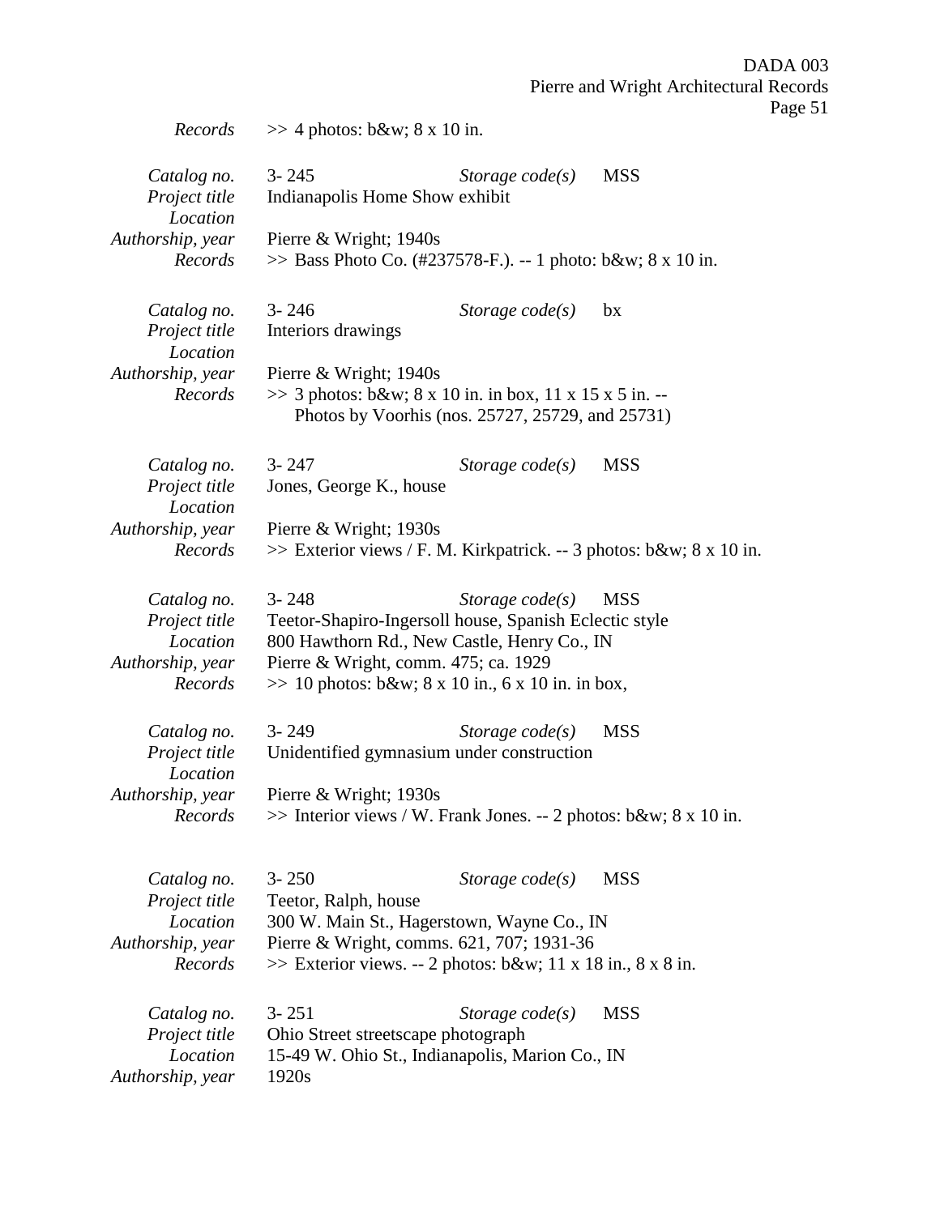*Records* >> 4 photos: b&w; 8 x 10 in.

*Catalog no.* 3- 245 *Storage code(s)* MSS
*Project title* Indianapolis Home Show exhibit
*Location*
*Authorship, year* Pierre & Wright; 1940s
*Records* >> Bass Photo Co. (#237578-F.). -- 1 photo: b&w; 8 x 10 in.

*Catalog no.* 3- 246 *Storage code(s)* bx
*Project title* Interiors drawings
*Location*
*Authorship, year* Pierre & Wright; 1940s
*Records* >> 3 photos: b&w; 8 x 10 in. in box, 11 x 15 x 5 in. -- Photos by Voorhis (nos. 25727, 25729, and 25731)

*Catalog no.* 3- 247 *Storage code(s)* MSS
*Project title* Jones, George K., house
*Location*
*Authorship, year* Pierre & Wright; 1930s
*Records* >> Exterior views / F. M. Kirkpatrick. -- 3 photos: b&w; 8 x 10 in.

*Catalog no.* 3- 248 *Storage code(s)* MSS
*Project title* Teetor-Shapiro-Ingersoll house, Spanish Eclectic style
*Location* 800 Hawthorn Rd., New Castle, Henry Co., IN
*Authorship, year* Pierre & Wright, comm. 475; ca. 1929
*Records* >> 10 photos: b&w; 8 x 10 in., 6 x 10 in. in box,

*Catalog no.* 3- 249 *Storage code(s)* MSS
*Project title* Unidentified gymnasium under construction
*Location*
*Authorship, year* Pierre & Wright; 1930s
*Records* >> Interior views / W. Frank Jones. -- 2 photos: b&w; 8 x 10 in.

*Catalog no.* 3- 250 *Storage code(s)* MSS
*Project title* Teetor, Ralph, house
*Location* 300 W. Main St., Hagerstown, Wayne Co., IN
*Authorship, year* Pierre & Wright, comms. 621, 707; 1931-36
*Records* >> Exterior views. -- 2 photos: b&w; 11 x 18 in., 8 x 8 in.

*Catalog no.* 3- 251 *Storage code(s)* MSS
*Project title* Ohio Street streetscape photograph
*Location* 15-49 W. Ohio St., Indianapolis, Marion Co., IN
*Authorship, year* 1920s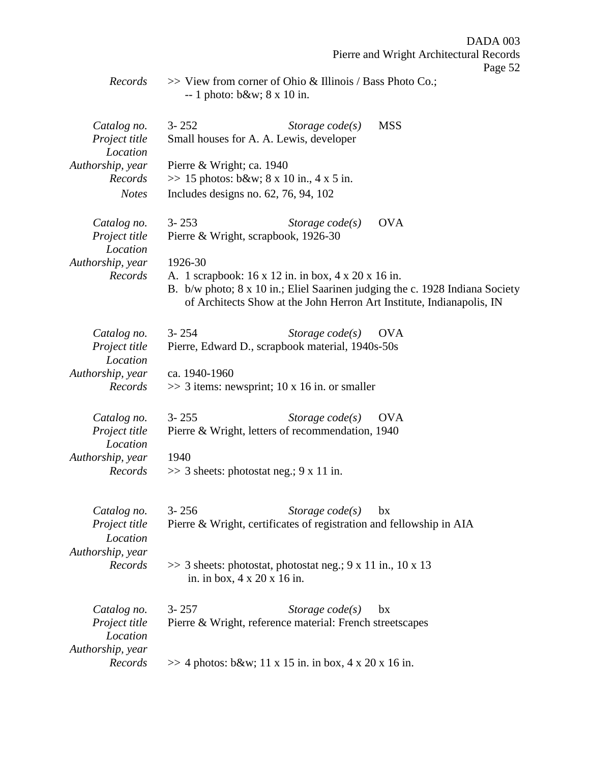*Records* >> View from corner of Ohio & Illinois / Bass Photo Co.; -- 1 photo: b&w; 8 x 10 in.

*Catalog no.* 3- 252 *Storage code(s)* MSS
*Project title* Small houses for A. A. Lewis, developer
*Location*
*Authorship, year* Pierre & Wright; ca. 1940
*Records* >> 15 photos: b&w; 8 x 10 in., 4 x 5 in.
*Notes* Includes designs no. 62, 76, 94, 102

*Catalog no.* 3- 253 *Storage code(s)* OVA
*Project title* Pierre & Wright, scrapbook, 1926-30
*Location*
*Authorship, year* 1926-30
*Records* A. 1 scrapbook: 16 x 12 in. in box, 4 x 20 x 16 in.
B. b/w photo; 8 x 10 in.; Eliel Saarinen judging the c. 1928 Indiana Society of Architects Show at the John Herron Art Institute, Indianapolis, IN

*Catalog no.* 3- 254 *Storage code(s)* OVA
*Project title* Pierre, Edward D., scrapbook material, 1940s-50s
*Location*
*Authorship, year* ca. 1940-1960
*Records* >> 3 items: newsprint; 10 x 16 in. or smaller

*Catalog no.* 3- 255 *Storage code(s)* OVA
*Project title* Pierre & Wright, letters of recommendation, 1940
*Location*
*Authorship, year* 1940
*Records* >> 3 sheets: photostat neg.; 9 x 11 in.

*Catalog no.* 3- 256 *Storage code(s)* bx
*Project title* Pierre & Wright, certificates of registration and fellowship in AIA
*Location*
*Authorship, year*
*Records* >> 3 sheets: photostat, photostat neg.; 9 x 11 in., 10 x 13 in. in box, 4 x 20 x 16 in.

*Catalog no.* 3- 257 *Storage code(s)* bx
*Project title* Pierre & Wright, reference material: French streetscapes
*Location*
*Authorship, year*
*Records* >> 4 photos: b&w; 11 x 15 in. in box, 4 x 20 x 16 in.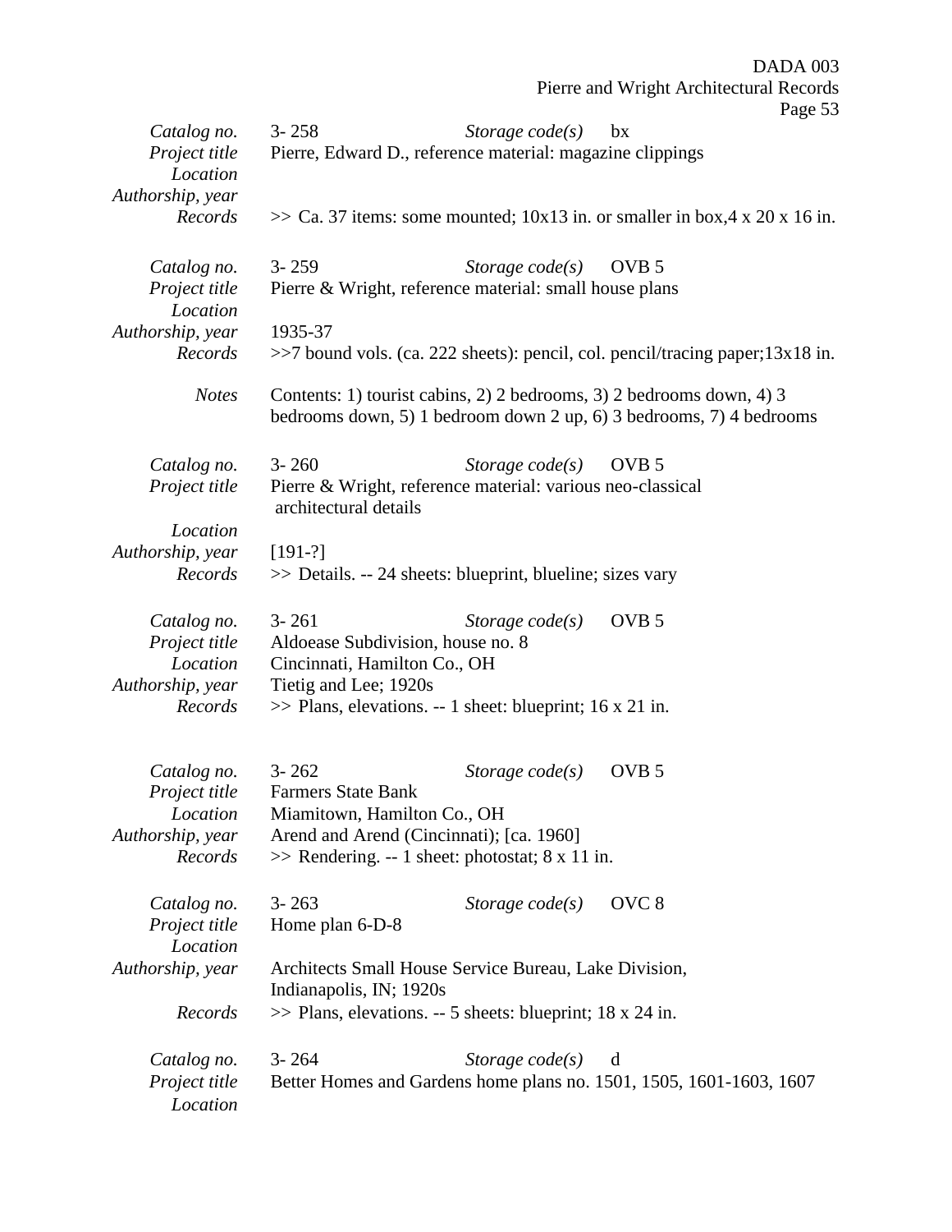*Catalog no.* 3- 258 *Storage code(s)* bx
*Project title* Pierre, Edward D., reference material: magazine clippings
*Location*
*Authorship, year*
*Records* >> Ca. 37 items: some mounted; 10x13 in. or smaller in box,4 x 20 x 16 in.

*Catalog no.* 3- 259 *Storage code(s)* OVB 5
*Project title* Pierre & Wright, reference material: small house plans
*Location*
*Authorship, year* 1935-37
*Records* >>7 bound vols. (ca. 222 sheets): pencil, col. pencil/tracing paper;13x18 in.

*Notes* Contents: 1) tourist cabins, 2) 2 bedrooms, 3) 2 bedrooms down, 4) 3 bedrooms down, 5) 1 bedroom down 2 up, 6) 3 bedrooms, 7) 4 bedrooms

*Catalog no.* 3- 260 *Storage code(s)* OVB 5
*Project title* Pierre & Wright, reference material: various neo-classical architectural details
*Location*
*Authorship, year* [191-?]
*Records* >> Details. -- 24 sheets: blueprint, blueline; sizes vary

*Catalog no.* 3- 261 *Storage code(s)* OVB 5
*Project title* Aldoease Subdivision, house no. 8
*Location* Cincinnati, Hamilton Co., OH
*Authorship, year* Tietig and Lee; 1920s
*Records* >> Plans, elevations. -- 1 sheet: blueprint; 16 x 21 in.

*Catalog no.* 3- 262 *Storage code(s)* OVB 5
*Project title* Farmers State Bank
*Location* Miamitown, Hamilton Co., OH
*Authorship, year* Arend and Arend (Cincinnati); [ca. 1960]
*Records* >> Rendering. -- 1 sheet: photostat; 8 x 11 in.

*Catalog no.* 3- 263 *Storage code(s)* OVC 8
*Project title* Home plan 6-D-8
*Location*
*Authorship, year* Architects Small House Service Bureau, Lake Division, Indianapolis, IN; 1920s
*Records* >> Plans, elevations. -- 5 sheets: blueprint; 18 x 24 in.

*Catalog no.* 3- 264 *Storage code(s)* d
*Project title* Better Homes and Gardens home plans no. 1501, 1505, 1601-1603, 1607
*Location*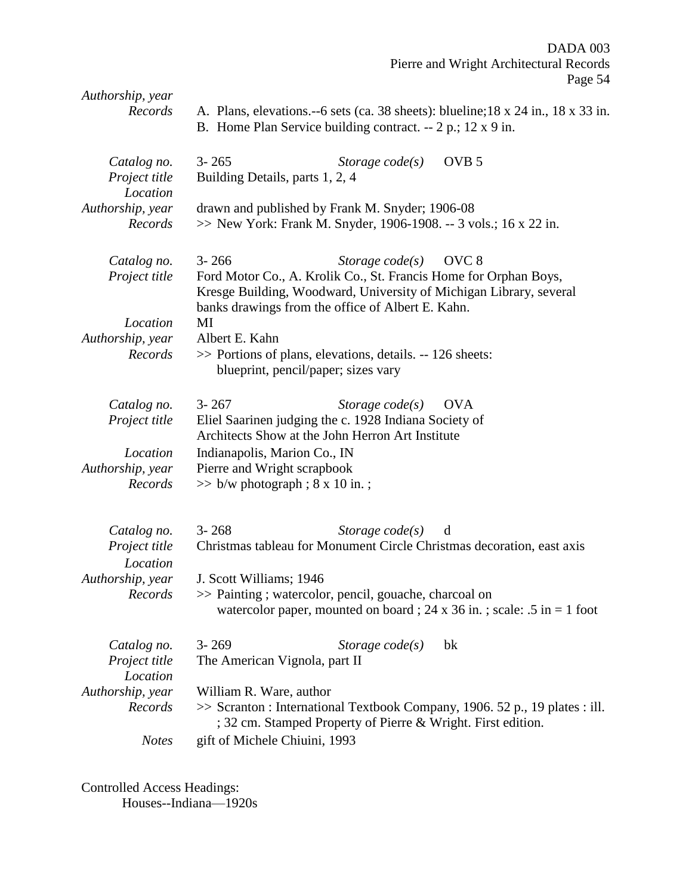*Authorship, year*
*Records* A. Plans, elevations.--6 sets (ca. 38 sheets): blueline;18 x 24 in., 18 x 33 in.
B. Home Plan Service building contract. -- 2 p.; 12 x 9 in.

*Catalog no.* 3- 265 *Storage code(s)* OVB 5
*Project title* Building Details, parts 1, 2, 4
*Location*
*Authorship, year* drawn and published by Frank M. Snyder; 1906-08
*Records* >> New York: Frank M. Snyder, 1906-1908. -- 3 vols.; 16 x 22 in.

*Catalog no.* 3- 266 *Storage code(s)* OVC 8
*Project title* Ford Motor Co., A. Krolik Co., St. Francis Home for Orphan Boys, Kresge Building, Woodward, University of Michigan Library, several banks drawings from the office of Albert E. Kahn.
*Location* MI
*Authorship, year* Albert E. Kahn
*Records* >> Portions of plans, elevations, details. -- 126 sheets: blueprint, pencil/paper; sizes vary

*Catalog no.* 3- 267 *Storage code(s)* OVA
*Project title* Eliel Saarinen judging the c. 1928 Indiana Society of Architects Show at the John Herron Art Institute
*Location* Indianapolis, Marion Co., IN
*Authorship, year* Pierre and Wright scrapbook
*Records* >> b/w photograph ; 8 x 10 in. ;

*Catalog no.* 3- 268 *Storage code(s)* d
*Project title* Christmas tableau for Monument Circle Christmas decoration, east axis
*Location*
*Authorship, year* J. Scott Williams; 1946
*Records* >> Painting ; watercolor, pencil, gouache, charcoal on watercolor paper, mounted on board ; 24 x 36 in. ; scale: .5 in = 1 foot

*Catalog no.* 3- 269 *Storage code(s)* bk
*Project title* The American Vignola, part II
*Location*
*Authorship, year* William R. Ware, author
*Records* >> Scranton : International Textbook Company, 1906. 52 p., 19 plates : ill. ; 32 cm. Stamped Property of Pierre & Wright. First edition.
*Notes* gift of Michele Chiuini, 1993

Controlled Access Headings:
Houses--Indiana—1920s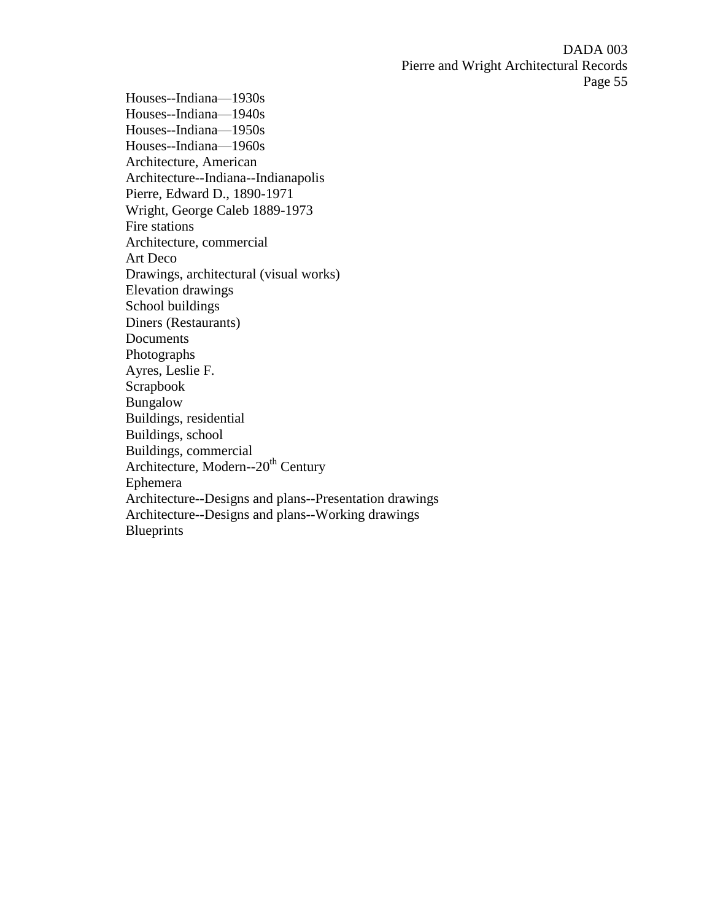Houses--Indiana—1930s
Houses--Indiana—1940s
Houses--Indiana—1950s
Houses--Indiana—1960s
Architecture, American
Architecture--Indiana--Indianapolis
Pierre, Edward D., 1890-1971
Wright, George Caleb 1889-1973
Fire stations
Architecture, commercial
Art Deco
Drawings, architectural (visual works)
Elevation drawings
School buildings
Diners (Restaurants)
Documents
Photographs
Ayres, Leslie F.
Scrapbook
Bungalow
Buildings, residential
Buildings, school
Buildings, commercial
Architecture, Modern--20th Century
Ephemera
Architecture--Designs and plans--Presentation drawings
Architecture--Designs and plans--Working drawings
Blueprints